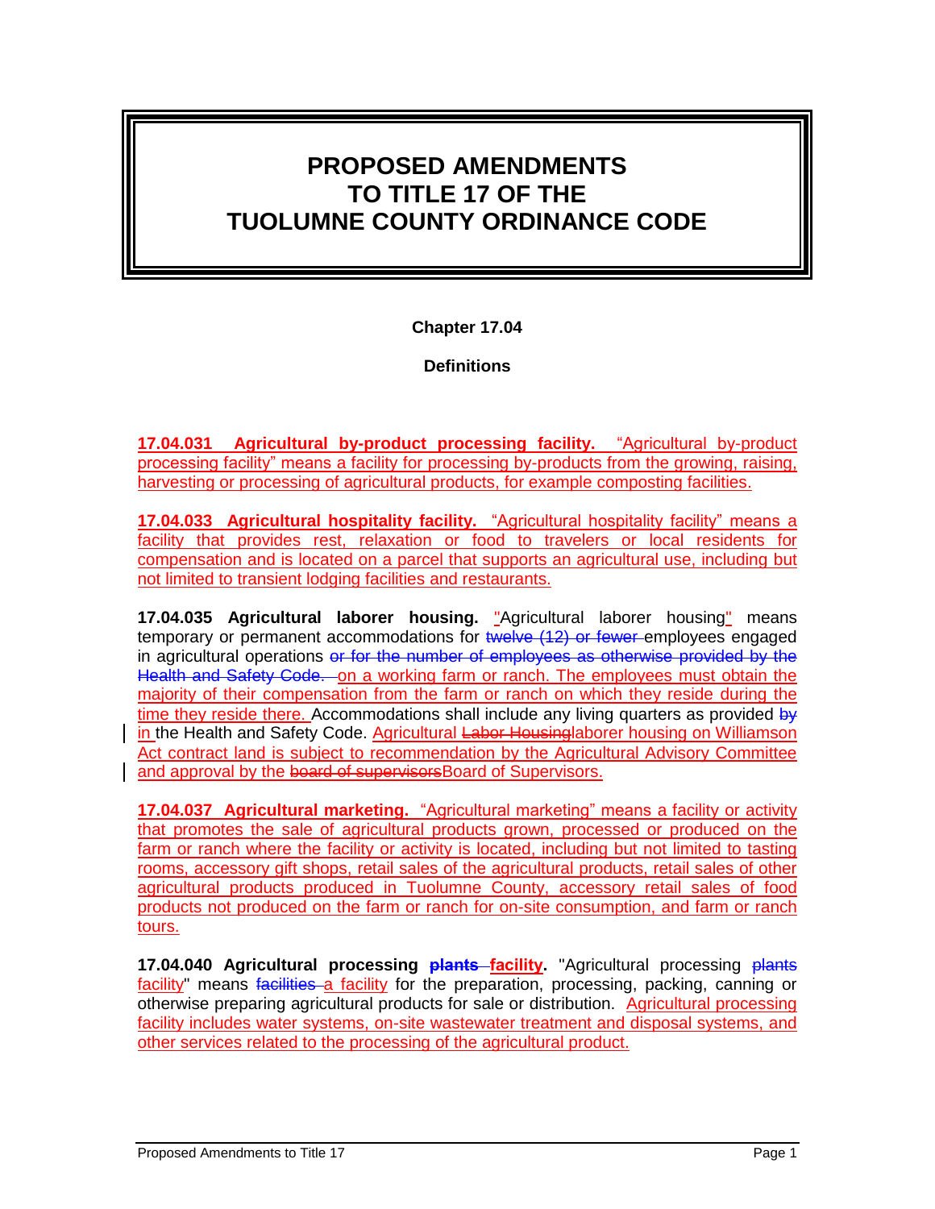# PROPOSED AMENDMENTS TO TITLE 17 OF THE TUOLUMNE COUNTY ORDINANCE CODE

## Chapter 17.04

## Definitions

**17.04.031 Agricultural by-product processing facility.** "Agricultural by-product processing facility" means a facility for processing by-products from the growing, raising, harvesting or processing of agricultural products, for example composting facilities.

**17.04.033 Agricultural hospitality facility.** "Agricultural hospitality facility" means a facility that provides rest, relaxation or food to travelers or local residents for compensation and is located on a parcel that supports an agricultural use, including but not limited to transient lodging facilities and restaurants.

**17.04.035 Agricultural laborer housing.** "Agricultural laborer housing" means temporary or permanent accommodations for ~~twelve (12) or fewer~~ employees engaged in agricultural operations ~~or for the number of employees as otherwise provided by the Health and Safety Code.~~ on a working farm or ranch. The employees must obtain the majority of their compensation from the farm or ranch on which they reside during the time they reside there. Accommodations shall include any living quarters as provided ~~by~~ in the Health and Safety Code. Agricultural ~~Labor Housing~~laborer housing on Williamson Act contract land is subject to recommendation by the Agricultural Advisory Committee and approval by the ~~board of supervisors~~Board of Supervisors.

**17.04.037 Agricultural marketing.** "Agricultural marketing" means a facility or activity that promotes the sale of agricultural products grown, processed or produced on the farm or ranch where the facility or activity is located, including but not limited to tasting rooms, accessory gift shops, retail sales of the agricultural products, retail sales of other agricultural products produced in Tuolumne County, accessory retail sales of food products not produced on the farm or ranch for on-site consumption, and farm or ranch tours.

**17.04.040 Agricultural processing ~~plants~~ facility.** "Agricultural processing ~~plants~~ facility" means ~~facilities~~ a facility for the preparation, processing, packing, canning or otherwise preparing agricultural products for sale or distribution. Agricultural processing facility includes water systems, on-site wastewater treatment and disposal systems, and other services related to the processing of the agricultural product.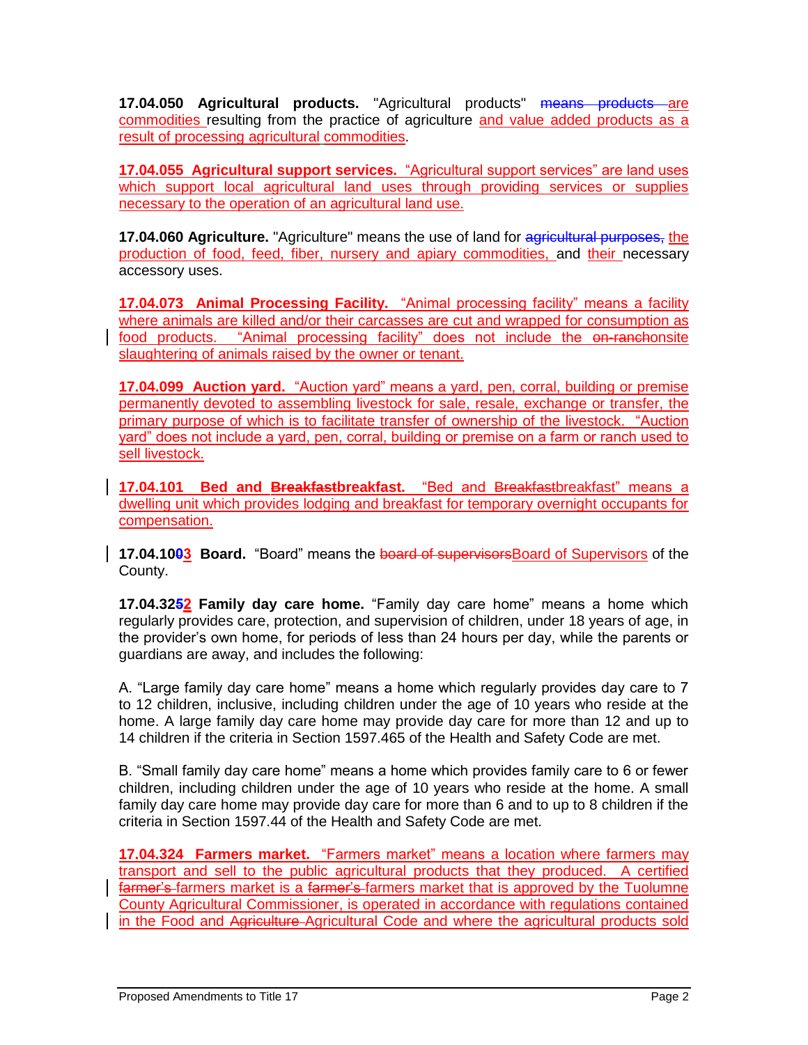**17.04.050 Agricultural products.** "Agricultural products" ~~means products~~ are commodities resulting from the practice of agriculture and value added products as a result of processing agricultural commodities.

**17.04.055 Agricultural support services.** "Agricultural support services" are land uses which support local agricultural land uses through providing services or supplies necessary to the operation of an agricultural land use.

**17.04.060 Agriculture.** "Agriculture" means the use of land for ~~agricultural purposes,~~ the production of food, feed, fiber, nursery and apiary commodities, and their necessary accessory uses.

**17.04.073 Animal Processing Facility.** "Animal processing facility" means a facility where animals are killed and/or their carcasses are cut and wrapped for consumption as food products. "Animal processing facility" does not include the ~~on-ranch~~onsite slaughtering of animals raised by the owner or tenant.

**17.04.099 Auction yard.** "Auction yard" means a yard, pen, corral, building or premise permanently devoted to assembling livestock for sale, resale, exchange or transfer, the primary purpose of which is to facilitate transfer of ownership of the livestock. "Auction yard" does not include a yard, pen, corral, building or premise on a farm or ranch used to sell livestock.

**17.04.101 Bed and ~~Breakfast~~breakfast.** "Bed and ~~Breakfast~~breakfast" means a dwelling unit which provides lodging and breakfast for temporary overnight occupants for compensation.

**17.04.10~~0~~3 Board.** "Board" means the ~~board of supervisors~~Board of Supervisors of the County.

**17.04.32~~5~~2 Family day care home.** "Family day care home" means a home which regularly provides care, protection, and supervision of children, under 18 years of age, in the provider's own home, for periods of less than 24 hours per day, while the parents or guardians are away, and includes the following:

A. "Large family day care home" means a home which regularly provides day care to 7 to 12 children, inclusive, including children under the age of 10 years who reside at the home. A large family day care home may provide day care for more than 12 and up to 14 children if the criteria in Section 1597.465 of the Health and Safety Code are met.

B. "Small family day care home" means a home which provides family care to 6 or fewer children, including children under the age of 10 years who reside at the home. A small family day care home may provide day care for more than 6 and to up to 8 children if the criteria in Section 1597.44 of the Health and Safety Code are met.

**17.04.324 Farmers market.** "Farmers market" means a location where farmers may transport and sell to the public agricultural products that they produced. A certified ~~farmer's~~ farmers market is a ~~farmer's~~ farmers market that is approved by the Tuolumne County Agricultural Commissioner, is operated in accordance with regulations contained in the Food and ~~Agriculture~~ Agricultural Code and where the agricultural products sold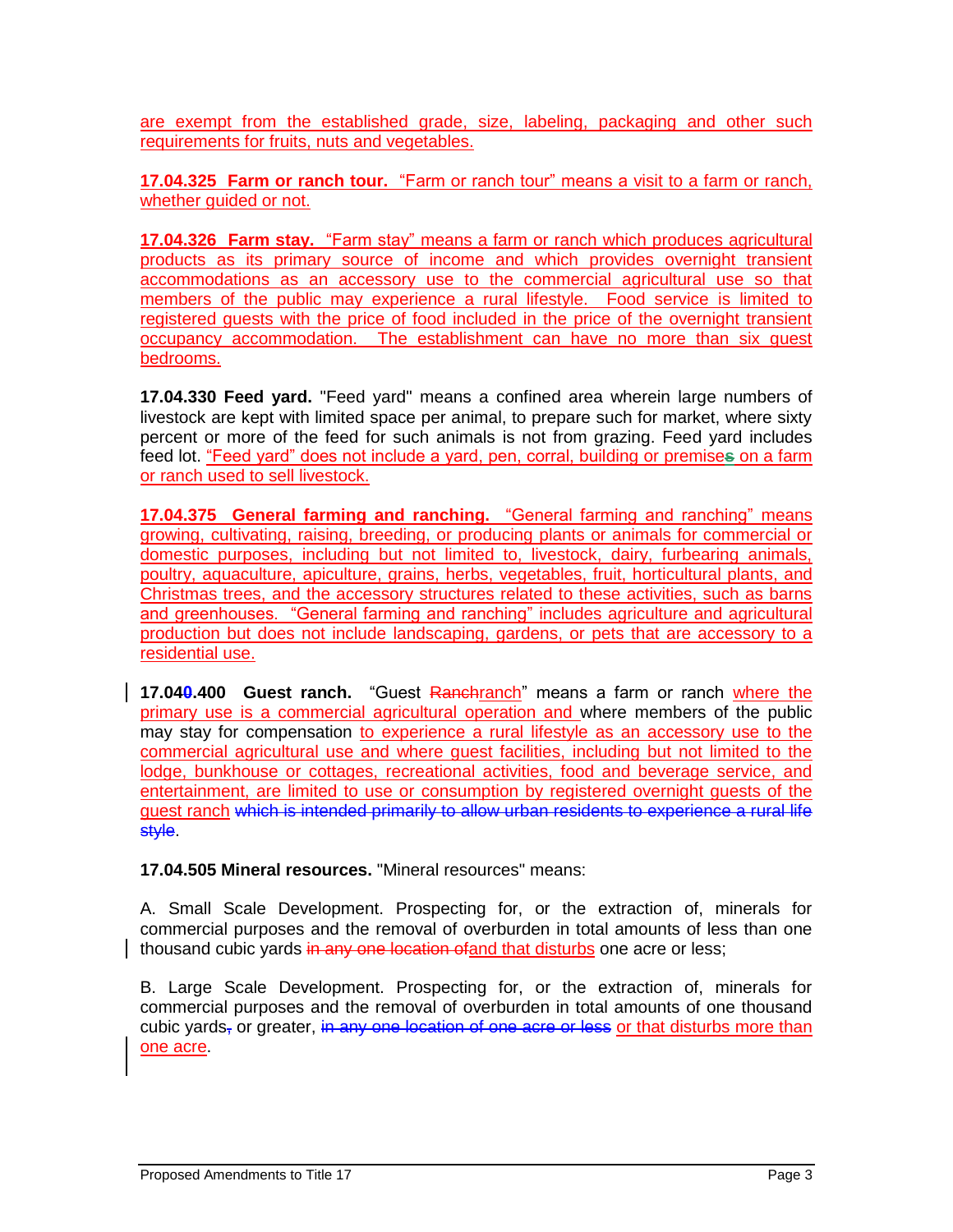are exempt from the established grade, size, labeling, packaging and other such requirements for fruits, nuts and vegetables.

**17.04.325 Farm or ranch tour.** "Farm or ranch tour" means a visit to a farm or ranch, whether guided or not.

**17.04.326 Farm stay.** "Farm stay" means a farm or ranch which produces agricultural products as its primary source of income and which provides overnight transient accommodations as an accessory use to the commercial agricultural use so that members of the public may experience a rural lifestyle. Food service is limited to registered guests with the price of food included in the price of the overnight transient occupancy accommodation. The establishment can have no more than six guest bedrooms.

**17.04.330 Feed yard.** "Feed yard" means a confined area wherein large numbers of livestock are kept with limited space per animal, to prepare such for market, where sixty percent or more of the feed for such animals is not from grazing. Feed yard includes feed lot. "Feed yard" does not include a yard, pen, corral, building or premise~~s~~ on a farm or ranch used to sell livestock.

**17.04.375 General farming and ranching.** "General farming and ranching" means growing, cultivating, raising, breeding, or producing plants or animals for commercial or domestic purposes, including but not limited to, livestock, dairy, furbearing animals, poultry, aquaculture, apiculture, grains, herbs, vegetables, fruit, horticultural plants, and Christmas trees, and the accessory structures related to these activities, such as barns and greenhouses. "General farming and ranching" includes agriculture and agricultural production but does not include landscaping, gardens, or pets that are accessory to a residential use.

**17.04~~0~~.400 Guest ranch.** "Guest ~~Ranch~~ranch" means a farm or ranch where the primary use is a commercial agricultural operation and where members of the public may stay for compensation to experience a rural lifestyle as an accessory use to the commercial agricultural use and where guest facilities, including but not limited to the lodge, bunkhouse or cottages, recreational activities, food and beverage service, and entertainment, are limited to use or consumption by registered overnight guests of the guest ranch ~~which is intended primarily to allow urban residents to experience a rural life style~~.

**17.04.505 Mineral resources.** "Mineral resources" means:

A. Small Scale Development. Prospecting for, or the extraction of, minerals for commercial purposes and the removal of overburden in total amounts of less than one thousand cubic yards ~~in any one location of~~and that disturbs one acre or less;

B. Large Scale Development. Prospecting for, or the extraction of, minerals for commercial purposes and the removal of overburden in total amounts of one thousand cubic yards~~,~~ or greater, ~~in any one location of one acre or less~~ or that disturbs more than one acre.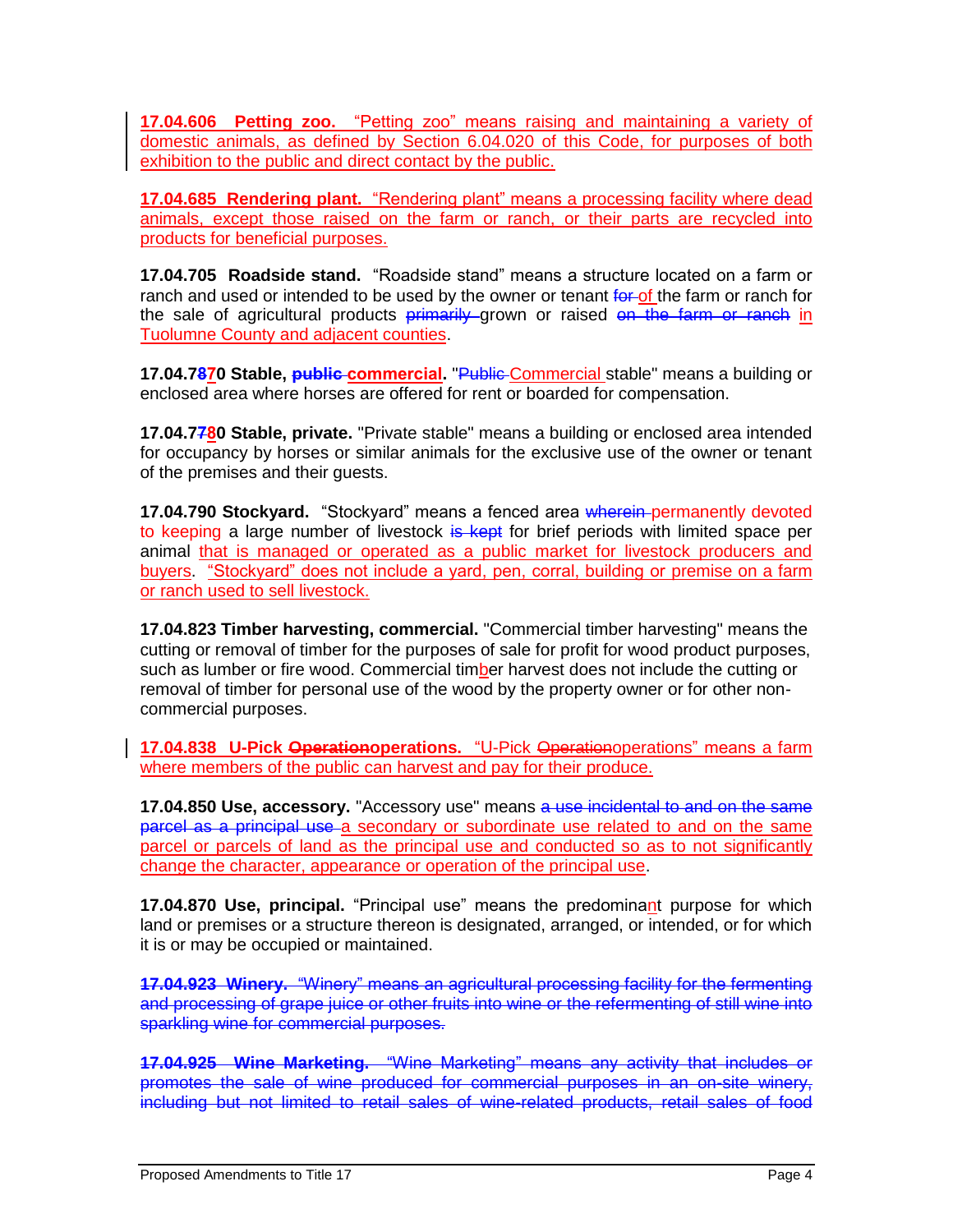**17.04.606 Petting zoo.** "Petting zoo" means raising and maintaining a variety of domestic animals, as defined by Section 6.04.020 of this Code, for purposes of both exhibition to the public and direct contact by the public.

**17.04.685 Rendering plant.** "Rendering plant" means a processing facility where dead animals, except those raised on the farm or ranch, or their parts are recycled into products for beneficial purposes.

**17.04.705 Roadside stand.** "Roadside stand" means a structure located on a farm or ranch and used or intended to be used by the owner or tenant ~~for~~ of the farm or ranch for the sale of agricultural products ~~primarily~~ grown or raised ~~on the farm or ranch~~ in Tuolumne County and adjacent counties.

**17.04.7~~8~~70 Stable, ~~public~~ commercial.** "~~Public~~ Commercial stable" means a building or enclosed area where horses are offered for rent or boarded for compensation.

**17.04.7~~7~~80 Stable, private.** "Private stable" means a building or enclosed area intended for occupancy by horses or similar animals for the exclusive use of the owner or tenant of the premises and their guests.

**17.04.790 Stockyard.** "Stockyard" means a fenced area ~~wherein~~ permanently devoted to keeping a large number of livestock ~~is kept~~ for brief periods with limited space per animal that is managed or operated as a public market for livestock producers and buyers. "Stockyard" does not include a yard, pen, corral, building or premise on a farm or ranch used to sell livestock.

**17.04.823 Timber harvesting, commercial.** "Commercial timber harvesting" means the cutting or removal of timber for the purposes of sale for profit for wood product purposes, such as lumber or fire wood. Commercial timber harvest does not include the cutting or removal of timber for personal use of the wood by the property owner or for other non-commercial purposes.

**17.04.838 U-Pick ~~Operation~~operations.** "U-Pick ~~Operation~~operations" means a farm where members of the public can harvest and pay for their produce.

**17.04.850 Use, accessory.** "Accessory use" means ~~a use incidental to and on the same parcel as a principal use~~ a secondary or subordinate use related to and on the same parcel or parcels of land as the principal use and conducted so as to not significantly change the character, appearance or operation of the principal use.

**17.04.870 Use, principal.** "Principal use" means the predominant purpose for which land or premises or a structure thereon is designated, arranged, or intended, or for which it is or may be occupied or maintained.

~~**17.04.923 Winery.** "Winery" means an agricultural processing facility for the fermenting and processing of grape juice or other fruits into wine or the refermenting of still wine into sparkling wine for commercial purposes.~~

~~**17.04.925 Wine Marketing.** "Wine Marketing" means any activity that includes or promotes the sale of wine produced for commercial purposes in an on-site winery, including but not limited to retail sales of wine-related products, retail sales of food~~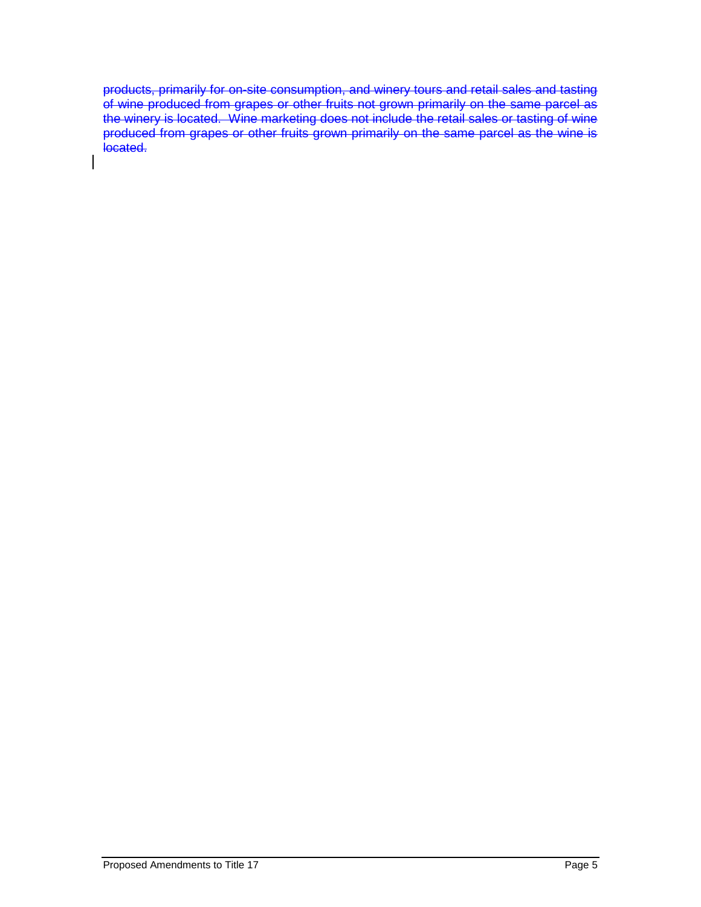~~products, primarily for on-site consumption, and winery tours and retail sales and tasting of wine produced from grapes or other fruits not grown primarily on the same parcel as the winery is located. Wine marketing does not include the retail sales or tasting of wine produced from grapes or other fruits grown primarily on the same parcel as the wine is located.~~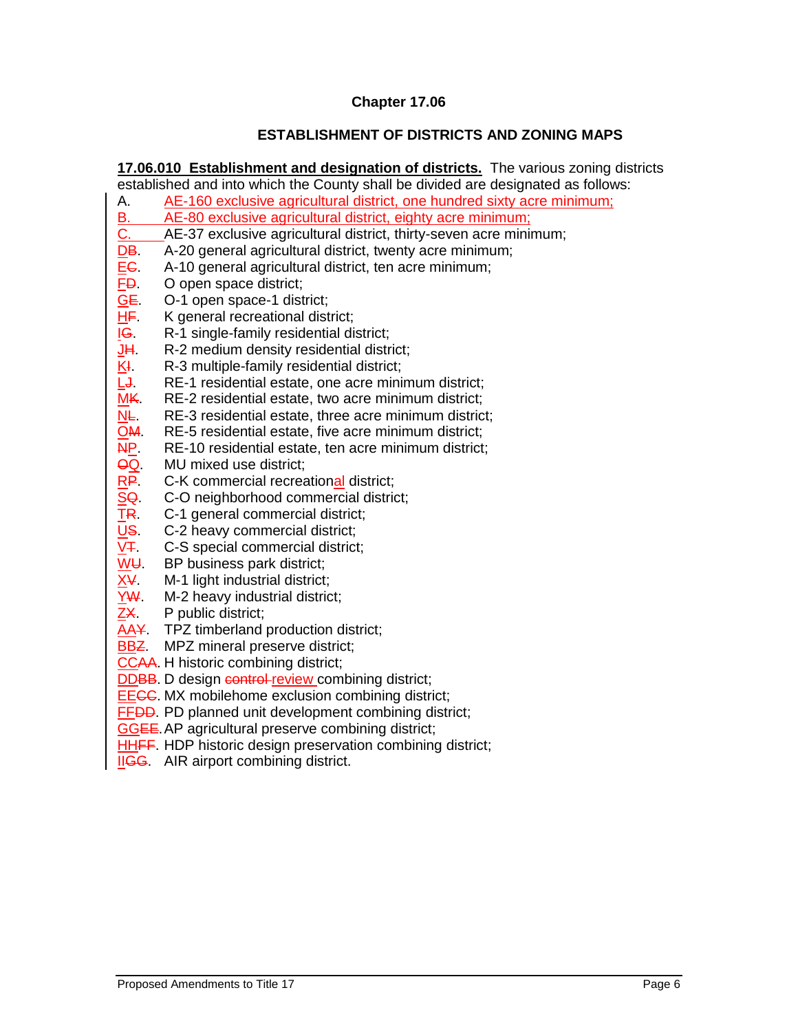## Chapter 17.06

## ESTABLISHMENT OF DISTRICTS AND ZONING MAPS

**17.06.010 Establishment and designation of districts.** The various zoning districts established and into which the County shall be divided are designated as follows:

A. AE-160 exclusive agricultural district, one hundred sixty acre minimum;
B. AE-80 exclusive agricultural district, eighty acre minimum;
C. AE-37 exclusive agricultural district, thirty-seven acre minimum;
D~~B~~. A-20 general agricultural district, twenty acre minimum;
E~~C~~. A-10 general agricultural district, ten acre minimum;
F~~D~~. O open space district;
G~~E~~. O-1 open space-1 district;
H~~F~~. K general recreational district;
I~~G~~. R-1 single-family residential district;
J~~H~~. R-2 medium density residential district;
K~~I~~. R-3 multiple-family residential district;
L~~J~~. RE-1 residential estate, one acre minimum district;
M~~K~~. RE-2 residential estate, two acre minimum district;
N~~L~~. RE-3 residential estate, three acre minimum district;
O~~M~~. RE-5 residential estate, five acre minimum district;
~~N~~P. RE-10 residential estate, ten acre minimum district;
~~O~~Q. MU mixed use district;
R~~P~~. C-K commercial recreational district;
S~~Q~~. C-O neighborhood commercial district;
T~~R~~. C-1 general commercial district;
U~~S~~. C-2 heavy commercial district;
V~~T~~. C-S special commercial district;
W~~U~~. BP business park district;
X~~V~~. M-1 light industrial district;
Y~~W~~. M-2 heavy industrial district;
Z~~X~~. P public district;
AA~~Y~~. TPZ timberland production district;
BB~~Z~~. MPZ mineral preserve district;
CC~~AA~~. H historic combining district;
DD~~BB~~. D design ~~control~~ review combining district;
EE~~CC~~. MX mobilehome exclusion combining district;
FF~~DD~~. PD planned unit development combining district;
GG~~EE~~. AP agricultural preserve combining district;
HH~~FF~~. HDP historic design preservation combining district;
II~~GG~~. AIR airport combining district.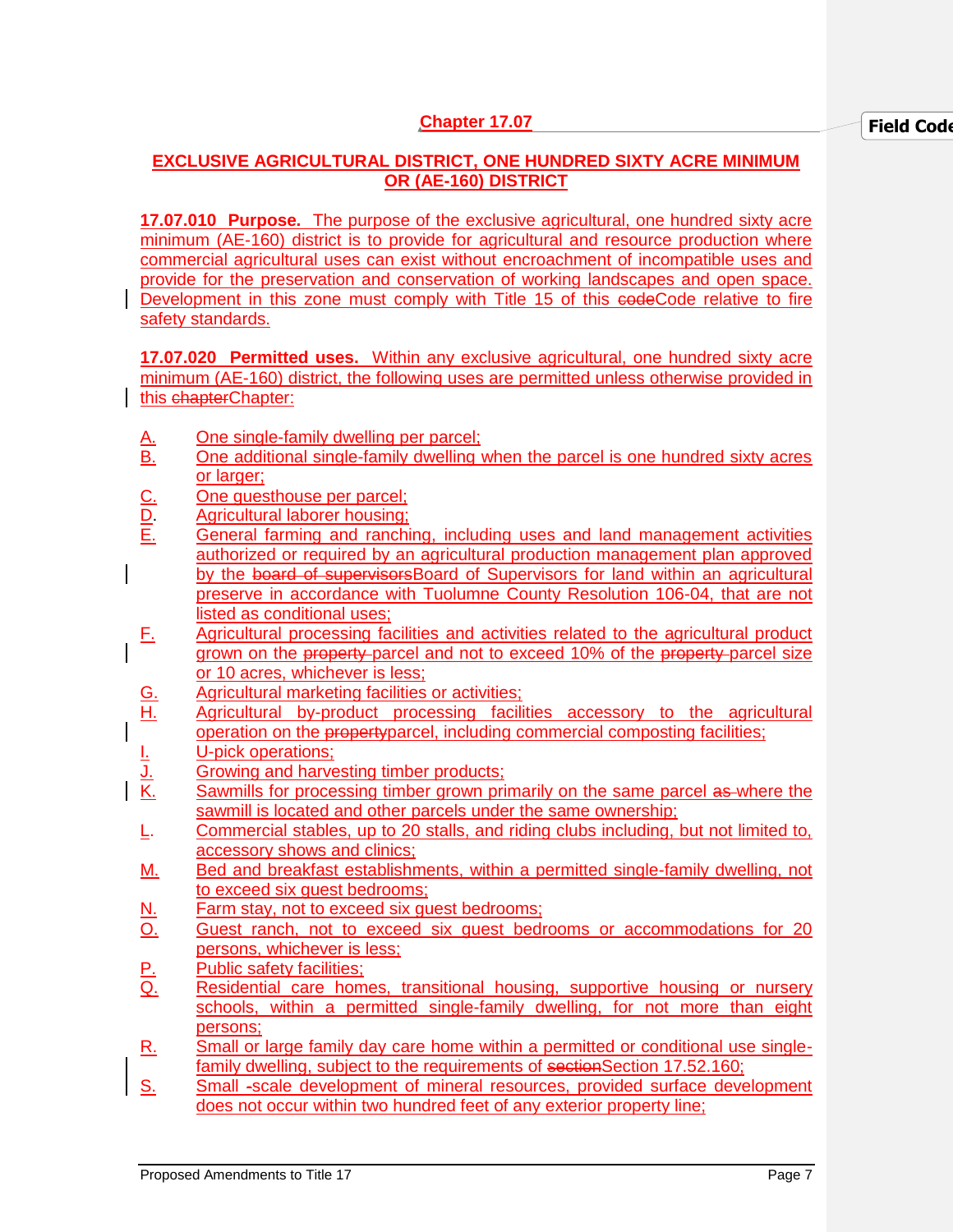## Chapter 17.07

## EXCLUSIVE AGRICULTURAL DISTRICT, ONE HUNDRED SIXTY ACRE MINIMUM OR (AE-160) DISTRICT

**17.07.010 Purpose.** The purpose of the exclusive agricultural, one hundred sixty acre minimum (AE-160) district is to provide for agricultural and resource production where commercial agricultural uses can exist without encroachment of incompatible uses and provide for the preservation and conservation of working landscapes and open space. Development in this zone must comply with Title 15 of this ~~code~~Code relative to fire safety standards.

**17.07.020 Permitted uses.** Within any exclusive agricultural, one hundred sixty acre minimum (AE-160) district, the following uses are permitted unless otherwise provided in this ~~chapter~~Chapter:

A. One single-family dwelling per parcel;
B. One additional single-family dwelling when the parcel is one hundred sixty acres or larger;
C. One guesthouse per parcel;
D. Agricultural laborer housing;
E. General farming and ranching, including uses and land management activities authorized or required by an agricultural production management plan approved by the ~~board of supervisors~~Board of Supervisors for land within an agricultural preserve in accordance with Tuolumne County Resolution 106-04, that are not listed as conditional uses;
F. Agricultural processing facilities and activities related to the agricultural product grown on the ~~property~~ parcel and not to exceed 10% of the ~~property~~ parcel size or 10 acres, whichever is less;
G. Agricultural marketing facilities or activities;
H. Agricultural by-product processing facilities accessory to the agricultural operation on the ~~property~~parcel, including commercial composting facilities;
I. U-pick operations;
J. Growing and harvesting timber products;
K. Sawmills for processing timber grown primarily on the same parcel ~~as~~ where the sawmill is located and other parcels under the same ownership;
L. Commercial stables, up to 20 stalls, and riding clubs including, but not limited to, accessory shows and clinics;
M. Bed and breakfast establishments, within a permitted single-family dwelling, not to exceed six guest bedrooms;
N. Farm stay, not to exceed six guest bedrooms;
O. Guest ranch, not to exceed six guest bedrooms or accommodations for 20 persons, whichever is less;
P. Public safety facilities;
Q. Residential care homes, transitional housing, supportive housing or nursery schools, within a permitted single-family dwelling, for not more than eight persons;
R. Small or large family day care home within a permitted or conditional use single-family dwelling, subject to the requirements of ~~section~~Section 17.52.160;
S. Small ~~-~~scale development of mineral resources, provided surface development does not occur within two hundred feet of any exterior property line;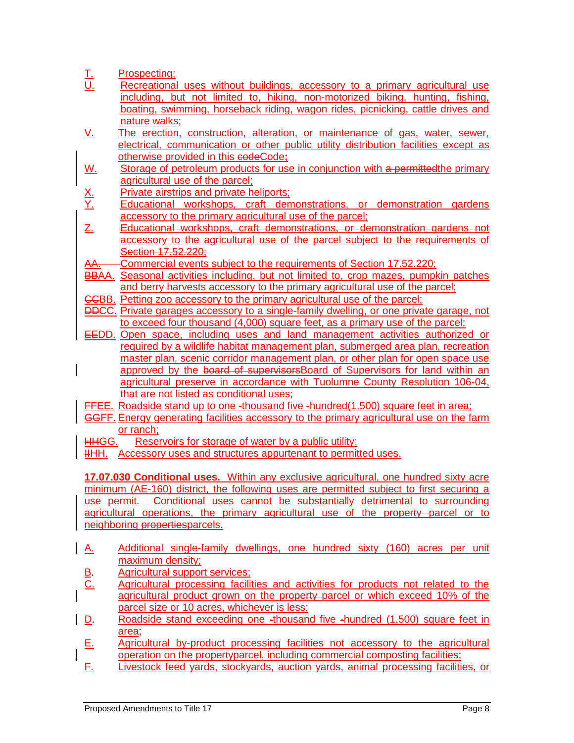T. Prospecting;

U. Recreational uses without buildings, accessory to a primary agricultural use including, but not limited to, hiking, non-motorized biking, hunting, fishing, boating, swimming, horseback riding, wagon rides, picnicking, cattle drives and nature walks;

V. The erection, construction, alteration, or maintenance of gas, water, sewer, electrical, communication or other public utility distribution facilities except as otherwise provided in this ~~code~~Code;

W. Storage of petroleum products for use in conjunction with ~~a permitted~~the primary agricultural use of the parcel;

X. Private airstrips and private heliports;

Y. Educational workshops, craft demonstrations, or demonstration gardens accessory to the primary agricultural use of the parcel;

~~Z. Educational workshops, craft demonstrations, or demonstration gardens not accessory to the agricultural use of the parcel subject to the requirements of Section 17.52.220;~~

~~AA.~~ Commercial events subject to the requirements of Section 17.52.220;

~~BB~~AA. Seasonal activities including, but not limited to, crop mazes, pumpkin patches and berry harvests accessory to the primary agricultural use of the parcel;

~~CC~~BB. Petting zoo accessory to the primary agricultural use of the parcel;

~~DD~~CC. Private garages accessory to a single-family dwelling, or one private garage, not to exceed four thousand (4,000) square feet, as a primary use of the parcel;

~~EE~~DD. Open space, including uses and land management activities authorized or required by a wildlife habitat management plan, submerged area plan, recreation master plan, scenic corridor management plan, or other plan for open space use approved by the ~~board of supervisors~~Board of Supervisors for land within an agricultural preserve in accordance with Tuolumne County Resolution 106-04, that are not listed as conditional uses;

~~FF~~EE. Roadside stand up to one ~~-~~thousand five ~~-~~hundred(1,500) square feet in area;

~~GG~~FF. Energy generating facilities accessory to the primary agricultural use on the farm or ranch;

~~HH~~GG. Reservoirs for storage of water by a public utility;

~~II~~HH. Accessory uses and structures appurtenant to permitted uses.

**17.07.030 Conditional uses.** Within any exclusive agricultural, one hundred sixty acre minimum (AE-160) district, the following uses are permitted subject to first securing a use permit. Conditional uses cannot be substantially detrimental to surrounding agricultural operations, the primary agricultural use of the ~~property~~ parcel or to neighboring ~~properties~~parcels.

A. Additional single-family dwellings, one hundred sixty (160) acres per unit maximum density;

B. Agricultural support services;

C. Agricultural processing facilities and activities for products not related to the agricultural product grown on the ~~property~~ parcel or which exceed 10% of the parcel size or 10 acres, whichever is less;

D. Roadside stand exceeding one ~~-~~thousand five ~~-~~hundred (1,500) square feet in area;

E. Agricultural by-product processing facilities not accessory to the agricultural operation on the ~~property~~parcel, including commercial composting facilities;

F. Livestock feed yards, stockyards, auction yards, animal processing facilities, or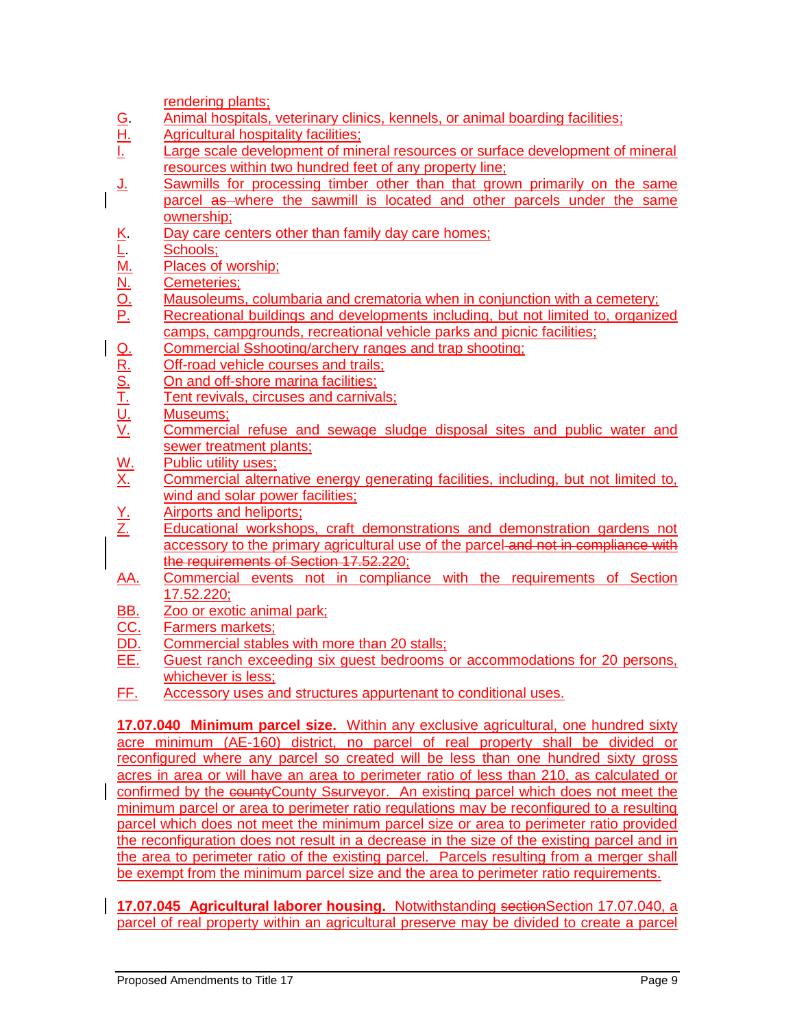rendering plants;

G. Animal hospitals, veterinary clinics, kennels, or animal boarding facilities;

H. Agricultural hospitality facilities;

I. Large scale development of mineral resources or surface development of mineral resources within two hundred feet of any property line;

J. Sawmills for processing timber other than that grown primarily on the same parcel ~~as~~ where the sawmill is located and other parcels under the same ownership;

K. Day care centers other than family day care homes;

L. Schools;

M. Places of worship;

N. Cemeteries;

O. Mausoleums, columbaria and crematoria when in conjunction with a cemetery;

P. Recreational buildings and developments including, but not limited to, organized camps, campgrounds, recreational vehicle parks and picnic facilities;

Q. Commercial ~~S~~shooting/archery ranges and trap shooting;

R. Off-road vehicle courses and trails;

S. On and off-shore marina facilities;

T. Tent revivals, circuses and carnivals;

U. Museums;

V. Commercial refuse and sewage sludge disposal sites and public water and sewer treatment plants;

W. Public utility uses;

X. Commercial alternative energy generating facilities, including, but not limited to, wind and solar power facilities;

Y. Airports and heliports;

Z. Educational workshops, craft demonstrations and demonstration gardens not accessory to the primary agricultural use of the parcel ~~and not in compliance with the requirements of Section 17.52.220~~;

AA. Commercial events not in compliance with the requirements of Section 17.52.220;

BB. Zoo or exotic animal park;

CC. Farmers markets;

DD. Commercial stables with more than 20 stalls;

EE. Guest ranch exceeding six guest bedrooms or accommodations for 20 persons, whichever is less;

FF. Accessory uses and structures appurtenant to conditional uses.

**17.07.040 Minimum parcel size.** Within any exclusive agricultural, one hundred sixty acre minimum (AE-160) district, no parcel of real property shall be divided or reconfigured where any parcel so created will be less than one hundred sixty gross acres in area or will have an area to perimeter ratio of less than 210, as calculated or confirmed by the ~~county~~County ~~S~~surveyor. An existing parcel which does not meet the minimum parcel or area to perimeter ratio regulations may be reconfigured to a resulting parcel which does not meet the minimum parcel size or area to perimeter ratio provided the reconfiguration does not result in a decrease in the size of the existing parcel and in the area to perimeter ratio of the existing parcel. Parcels resulting from a merger shall be exempt from the minimum parcel size and the area to perimeter ratio requirements.

**17.07.045 Agricultural laborer housing.** Notwithstanding ~~section~~Section 17.07.040, a parcel of real property within an agricultural preserve may be divided to create a parcel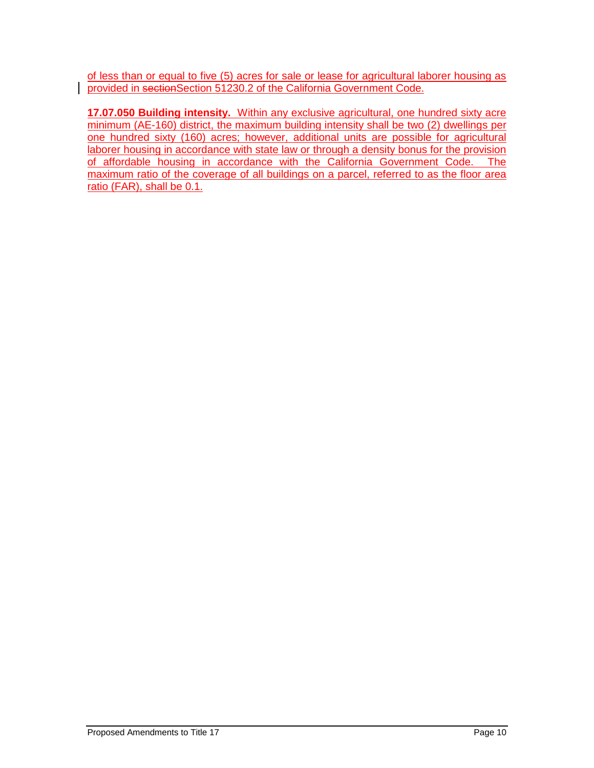of less than or equal to five (5) acres for sale or lease for agricultural laborer housing as provided in ~~section~~Section 51230.2 of the California Government Code.

**17.07.050 Building intensity.** Within any exclusive agricultural, one hundred sixty acre minimum (AE-160) district, the maximum building intensity shall be two (2) dwellings per one hundred sixty (160) acres; however, additional units are possible for agricultural laborer housing in accordance with state law or through a density bonus for the provision of affordable housing in accordance with the California Government Code. The maximum ratio of the coverage of all buildings on a parcel, referred to as the floor area ratio (FAR), shall be 0.1.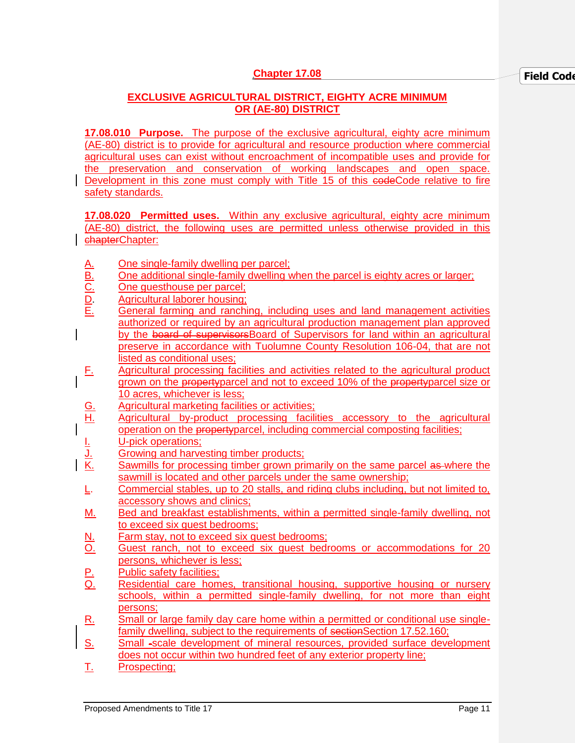# Chapter 17.08

## EXCLUSIVE AGRICULTURAL DISTRICT, EIGHTY ACRE MINIMUM OR (AE-80) DISTRICT

**17.08.010 Purpose.** The purpose of the exclusive agricultural, eighty acre minimum (AE-80) district is to provide for agricultural and resource production where commercial agricultural uses can exist without encroachment of incompatible uses and provide for the preservation and conservation of working landscapes and open space. Development in this zone must comply with Title 15 of this ~~code~~Code relative to fire safety standards.

**17.08.020 Permitted uses.** Within any exclusive agricultural, eighty acre minimum (AE-80) district, the following uses are permitted unless otherwise provided in this ~~chapter~~Chapter:

A. One single-family dwelling per parcel;
B. One additional single-family dwelling when the parcel is eighty acres or larger;
C. One guesthouse per parcel;
D. Agricultural laborer housing;
E. General farming and ranching, including uses and land management activities authorized or required by an agricultural production management plan approved by the ~~board of supervisors~~Board of Supervisors for land within an agricultural preserve in accordance with Tuolumne County Resolution 106-04, that are not listed as conditional uses;
F. Agricultural processing facilities and activities related to the agricultural product grown on the ~~property~~parcel and not to exceed 10% of the ~~property~~parcel size or 10 acres, whichever is less;
G. Agricultural marketing facilities or activities;
H. Agricultural by-product processing facilities accessory to the agricultural operation on the ~~property~~parcel, including commercial composting facilities;
I. U-pick operations;
J. Growing and harvesting timber products;
K. Sawmills for processing timber grown primarily on the same parcel ~~as~~ where the sawmill is located and other parcels under the same ownership;
L. Commercial stables, up to 20 stalls, and riding clubs including, but not limited to, accessory shows and clinics;
M. Bed and breakfast establishments, within a permitted single-family dwelling, not to exceed six guest bedrooms;
N. Farm stay, not to exceed six guest bedrooms;
O. Guest ranch, not to exceed six guest bedrooms or accommodations for 20 persons, whichever is less;
P. Public safety facilities;
Q. Residential care homes, transitional housing, supportive housing or nursery schools, within a permitted single-family dwelling, for not more than eight persons;
R. Small or large family day care home within a permitted or conditional use single-family dwelling, subject to the requirements of ~~section~~Section 17.52.160;
S. Small ~~-~~scale development of mineral resources, provided surface development does not occur within two hundred feet of any exterior property line;
T. Prospecting;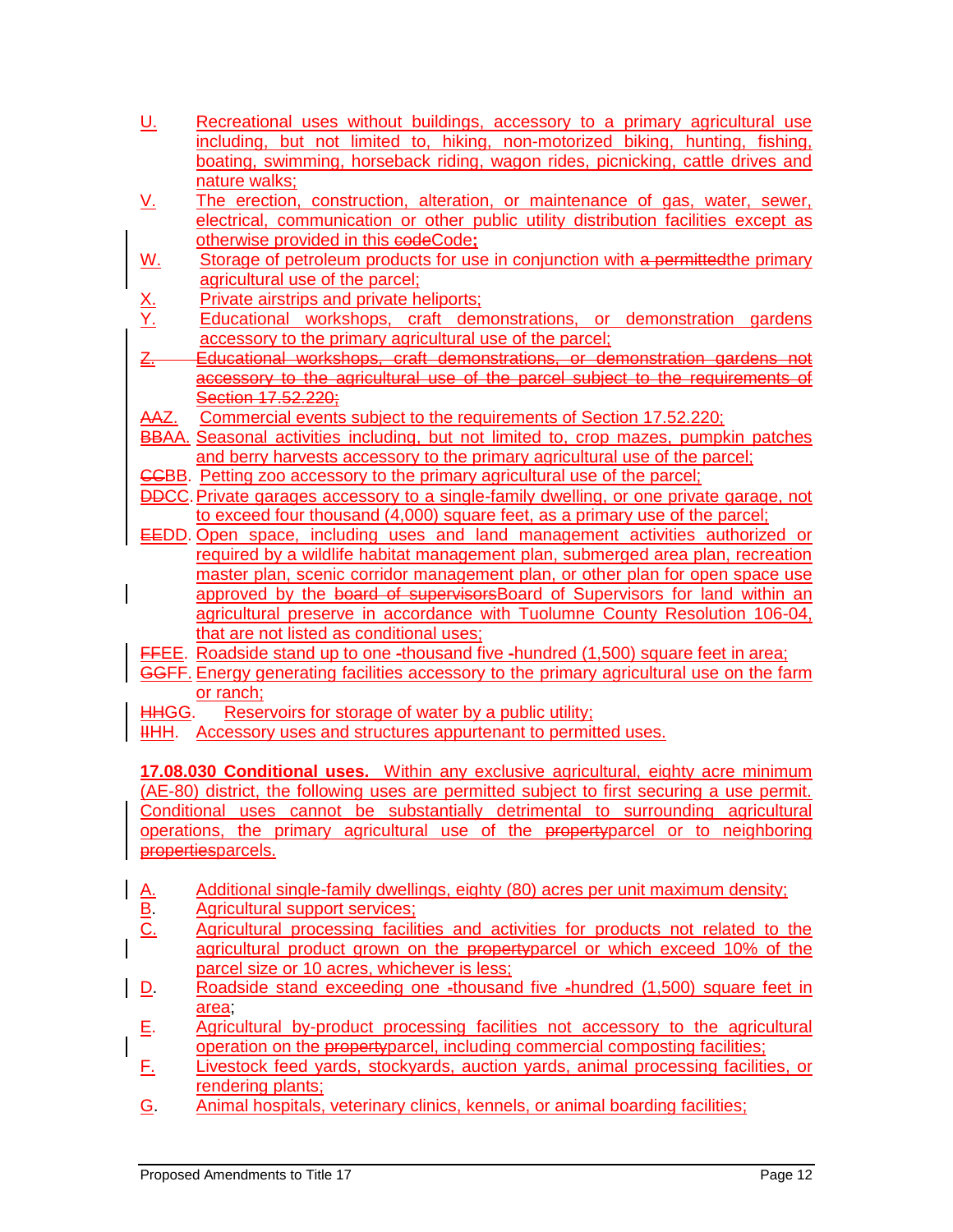U. Recreational uses without buildings, accessory to a primary agricultural use including, but not limited to, hiking, non-motorized biking, hunting, fishing, boating, swimming, horseback riding, wagon rides, picnicking, cattle drives and nature walks;

V. The erection, construction, alteration, or maintenance of gas, water, sewer, electrical, communication or other public utility distribution facilities except as otherwise provided in this ~~code~~Code;

W. Storage of petroleum products for use in conjunction with ~~a permitted~~the primary agricultural use of the parcel;

X. Private airstrips and private heliports;

Y. Educational workshops, craft demonstrations, or demonstration gardens accessory to the primary agricultural use of the parcel;

~~Z. Educational workshops, craft demonstrations, or demonstration gardens not accessory to the agricultural use of the parcel subject to the requirements of Section 17.52.220;~~

~~AA~~Z. Commercial events subject to the requirements of Section 17.52.220;

~~BB~~AA. Seasonal activities including, but not limited to, crop mazes, pumpkin patches and berry harvests accessory to the primary agricultural use of the parcel;

~~CC~~BB. Petting zoo accessory to the primary agricultural use of the parcel;

~~DD~~CC. Private garages accessory to a single-family dwelling, or one private garage, not to exceed four thousand (4,000) square feet, as a primary use of the parcel;

~~EE~~DD. Open space, including uses and land management activities authorized or required by a wildlife habitat management plan, submerged area plan, recreation master plan, scenic corridor management plan, or other plan for open space use approved by the ~~board of supervisors~~Board of Supervisors for land within an agricultural preserve in accordance with Tuolumne County Resolution 106-04, that are not listed as conditional uses;

~~FF~~EE. Roadside stand up to one ~~-~~thousand five ~~-~~hundred (1,500) square feet in area;

~~GG~~FF. Energy generating facilities accessory to the primary agricultural use on the farm or ranch;

~~HH~~GG. Reservoirs for storage of water by a public utility;

~~II~~HH. Accessory uses and structures appurtenant to permitted uses.

**17.08.030 Conditional uses.** Within any exclusive agricultural, eighty acre minimum (AE-80) district, the following uses are permitted subject to first securing a use permit. Conditional uses cannot be substantially detrimental to surrounding agricultural operations, the primary agricultural use of the ~~property~~parcel or to neighboring ~~properties~~parcels.

A. Additional single-family dwellings, eighty (80) acres per unit maximum density;

B. Agricultural support services;

C. Agricultural processing facilities and activities for products not related to the agricultural product grown on the ~~property~~parcel or which exceed 10% of the parcel size or 10 acres, whichever is less;

D. Roadside stand exceeding one ~~-~~thousand five ~~-~~hundred (1,500) square feet in area;

E. Agricultural by-product processing facilities not accessory to the agricultural operation on the ~~property~~parcel, including commercial composting facilities;

F. Livestock feed yards, stockyards, auction yards, animal processing facilities, or rendering plants;

G. Animal hospitals, veterinary clinics, kennels, or animal boarding facilities;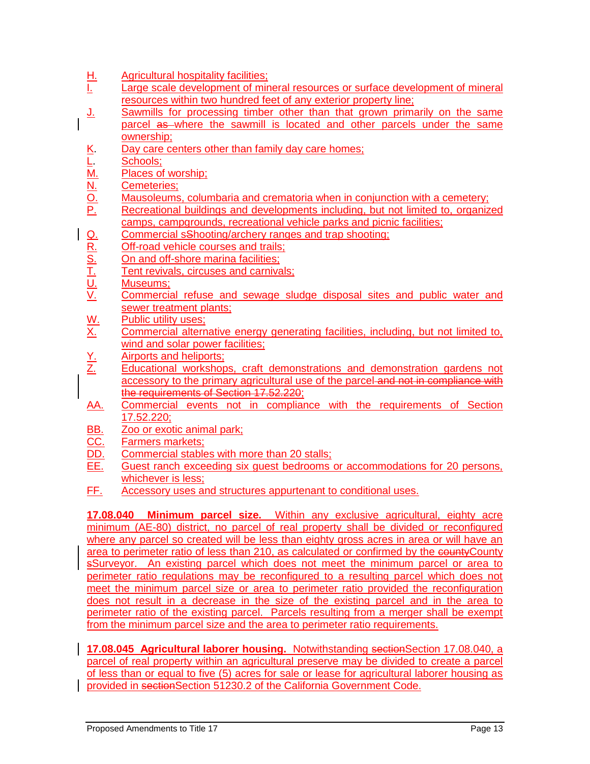H. Agricultural hospitality facilities;

I. Large scale development of mineral resources or surface development of mineral resources within two hundred feet of any exterior property line;

J. Sawmills for processing timber other than that grown primarily on the same parcel ~~as~~ where the sawmill is located and other parcels under the same ownership;

K. Day care centers other than family day care homes;

L. Schools;

M. Places of worship;

N. Cemeteries;

O. Mausoleums, columbaria and crematoria when in conjunction with a cemetery;

P. Recreational buildings and developments including, but not limited to, organized camps, campgrounds, recreational vehicle parks and picnic facilities;

Q. Commercial ~~s~~Shooting/archery ranges and trap shooting;

R. Off-road vehicle courses and trails;

S. On and off-shore marina facilities;

T. Tent revivals, circuses and carnivals;

U. Museums;

V. Commercial refuse and sewage sludge disposal sites and public water and sewer treatment plants;

W. Public utility uses;

X. Commercial alternative energy generating facilities, including, but not limited to, wind and solar power facilities;

Y. Airports and heliports;

Z. Educational workshops, craft demonstrations and demonstration gardens not accessory to the primary agricultural use of the parcel ~~and not in compliance with the requirements of Section 17.52.220~~;

AA. Commercial events not in compliance with the requirements of Section 17.52.220;

BB. Zoo or exotic animal park;

CC. Farmers markets;

DD. Commercial stables with more than 20 stalls;

EE. Guest ranch exceeding six guest bedrooms or accommodations for 20 persons, whichever is less;

FF. Accessory uses and structures appurtenant to conditional uses.

**17.08.040 Minimum parcel size.** Within any exclusive agricultural, eighty acre minimum (AE-80) district, no parcel of real property shall be divided or reconfigured where any parcel so created will be less than eighty gross acres in area or will have an area to perimeter ratio of less than 210, as calculated or confirmed by the ~~county~~County ~~s~~Surveyor. An existing parcel which does not meet the minimum parcel or area to perimeter ratio regulations may be reconfigured to a resulting parcel which does not meet the minimum parcel size or area to perimeter ratio provided the reconfiguration does not result in a decrease in the size of the existing parcel and in the area to perimeter ratio of the existing parcel. Parcels resulting from a merger shall be exempt from the minimum parcel size and the area to perimeter ratio requirements.

**17.08.045 Agricultural laborer housing.** Notwithstanding ~~section~~Section 17.08.040, a parcel of real property within an agricultural preserve may be divided to create a parcel of less than or equal to five (5) acres for sale or lease for agricultural laborer housing as provided in ~~section~~Section 51230.2 of the California Government Code.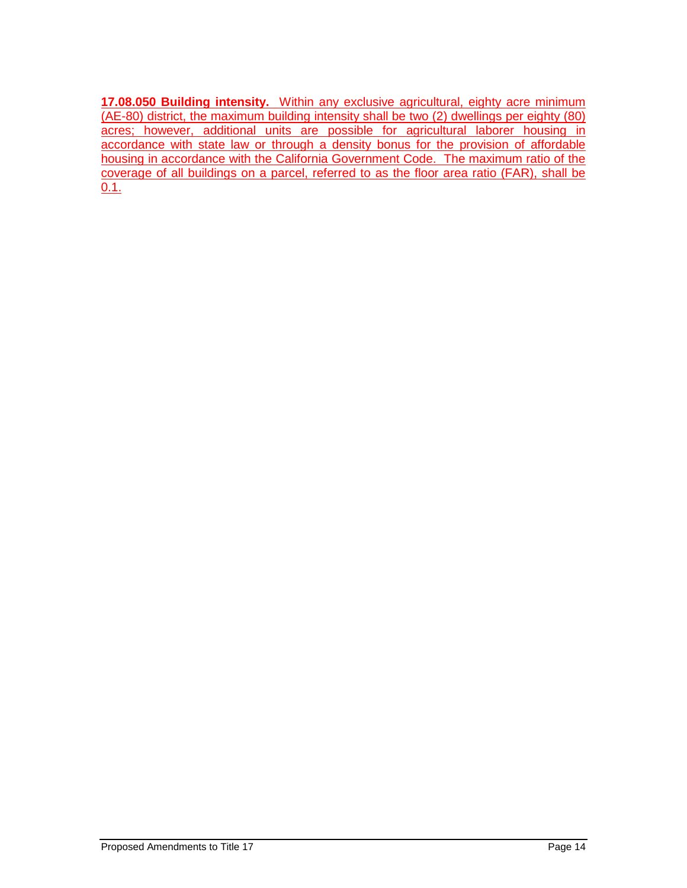**17.08.050 Building intensity.** Within any exclusive agricultural, eighty acre minimum (AE-80) district, the maximum building intensity shall be two (2) dwellings per eighty (80) acres; however, additional units are possible for agricultural laborer housing in accordance with state law or through a density bonus for the provision of affordable housing in accordance with the California Government Code. The maximum ratio of the coverage of all buildings on a parcel, referred to as the floor area ratio (FAR), shall be 0.1.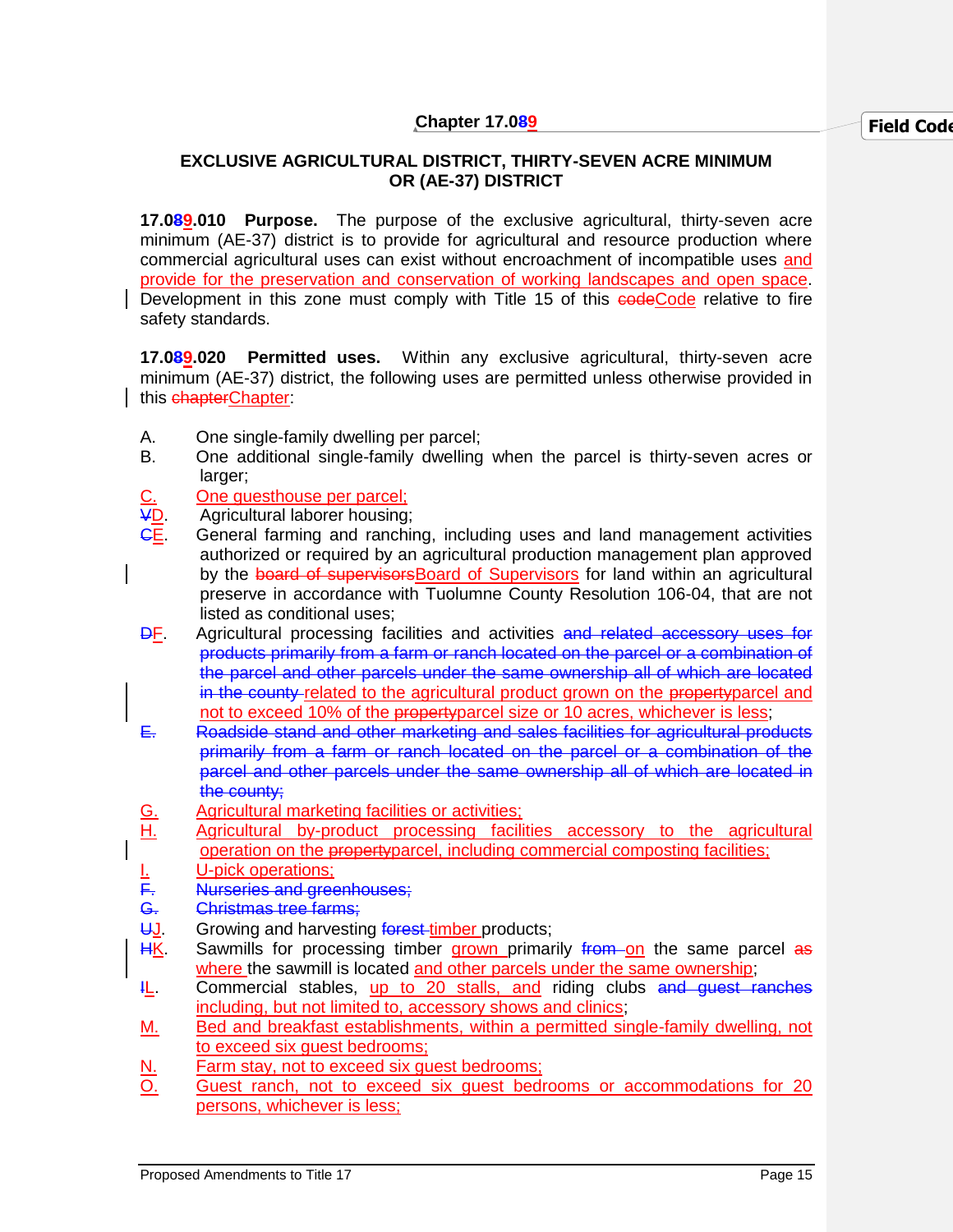## Chapter 17.0~~8~~9

### EXCLUSIVE AGRICULTURAL DISTRICT, THIRTY-SEVEN ACRE MINIMUM OR (AE-37) DISTRICT

**17.0~~8~~9.010 Purpose.** The purpose of the exclusive agricultural, thirty-seven acre minimum (AE-37) district is to provide for agricultural and resource production where commercial agricultural uses can exist without encroachment of incompatible uses and provide for the preservation and conservation of working landscapes and open space. Development in this zone must comply with Title 15 of this ~~code~~Code relative to fire safety standards.

**17.0~~8~~9.020 Permitted uses.** Within any exclusive agricultural, thirty-seven acre minimum (AE-37) district, the following uses are permitted unless otherwise provided in this ~~chapter~~Chapter:

A. One single-family dwelling per parcel;

B. One additional single-family dwelling when the parcel is thirty-seven acres or larger;

C. One guesthouse per parcel;

~~V~~D. Agricultural laborer housing;

~~C~~E. General farming and ranching, including uses and land management activities authorized or required by an agricultural production management plan approved by the ~~board of supervisors~~Board of Supervisors for land within an agricultural preserve in accordance with Tuolumne County Resolution 106-04, that are not listed as conditional uses;

~~D~~F. Agricultural processing facilities and activities ~~and related accessory uses for products primarily from a farm or ranch located on the parcel or a combination of the parcel and other parcels under the same ownership all of which are located in the county~~ related to the agricultural product grown on the ~~property~~parcel and not to exceed 10% of the ~~property~~parcel size or 10 acres, whichever is less;

~~E. Roadside stand and other marketing and sales facilities for agricultural products primarily from a farm or ranch located on the parcel or a combination of the parcel and other parcels under the same ownership all of which are located in the county;~~

G. Agricultural marketing facilities or activities;

H. Agricultural by-product processing facilities accessory to the agricultural operation on the ~~property~~parcel, including commercial composting facilities;

I. U-pick operations;

~~F. Nurseries and greenhouses;~~

~~G. Christmas tree farms;~~

~~U~~J. Growing and harvesting ~~forest~~ timber products;

~~H~~K. Sawmills for processing timber grown primarily ~~from~~ on the same parcel ~~as~~ where the sawmill is located and other parcels under the same ownership;

~~I~~L. Commercial stables, up to 20 stalls, and riding clubs ~~and guest ranches~~ including, but not limited to, accessory shows and clinics;

M. Bed and breakfast establishments, within a permitted single-family dwelling, not to exceed six guest bedrooms;

N. Farm stay, not to exceed six guest bedrooms;

O. Guest ranch, not to exceed six guest bedrooms or accommodations for 20 persons, whichever is less;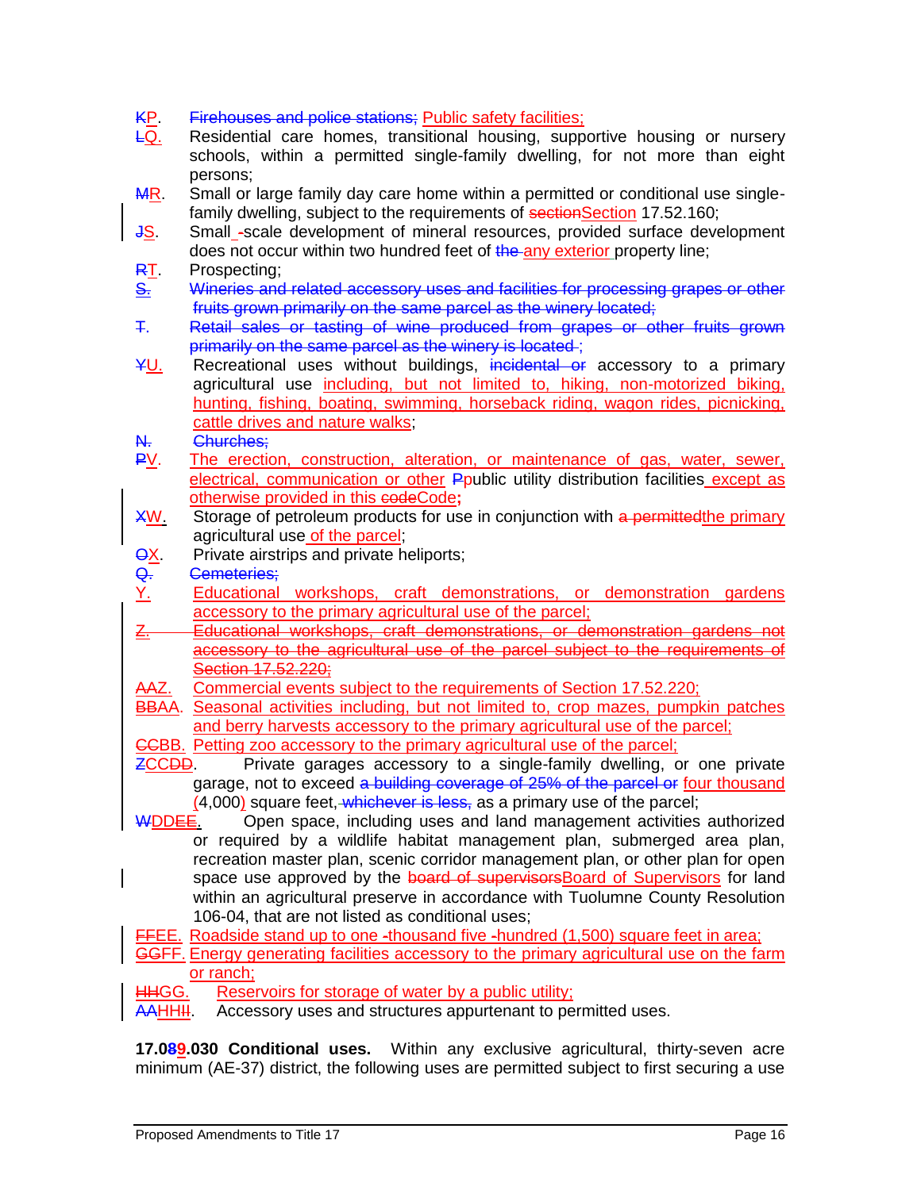KP. Firehouses and police stations; Public safety facilities;

LQ. Residential care homes, transitional housing, supportive housing or nursery schools, within a permitted single-family dwelling, for not more than eight persons;

MR. Small or large family day care home within a permitted or conditional use single-family dwelling, subject to the requirements of sectionSection 17.52.160;

JS. Small -scale development of mineral resources, provided surface development does not occur within two hundred feet of the any exterior property line;

RT. Prospecting;

S. Wineries and related accessory uses and facilities for processing grapes or other fruits grown primarily on the same parcel as the winery located;

T. Retail sales or tasting of wine produced from grapes or other fruits grown primarily on the same parcel as the winery is located ;

YU. Recreational uses without buildings, incidental or accessory to a primary agricultural use including, but not limited to, hiking, non-motorized biking, hunting, fishing, boating, swimming, horseback riding, wagon rides, picnicking, cattle drives and nature walks;

N. Churches;

PV. The erection, construction, alteration, or maintenance of gas, water, sewer, electrical, communication or other Ppublic utility distribution facilities except as otherwise provided in this codeCode;

XW. Storage of petroleum products for use in conjunction with a permittedthe primary agricultural use of the parcel;

OX. Private airstrips and private heliports;

Q. Cemeteries;

Y. Educational workshops, craft demonstrations, or demonstration gardens accessory to the primary agricultural use of the parcel;

Z. Educational workshops, craft demonstrations, or demonstration gardens not accessory to the agricultural use of the parcel subject to the requirements of Section 17.52.220;

AAZ. Commercial events subject to the requirements of Section 17.52.220;

BBAA. Seasonal activities including, but not limited to, crop mazes, pumpkin patches and berry harvests accessory to the primary agricultural use of the parcel;

CCBB. Petting zoo accessory to the primary agricultural use of the parcel;

ZCCDD. Private garages accessory to a single-family dwelling, or one private garage, not to exceed a building coverage of 25% of the parcel or four thousand (4,000) square feet, whichever is less, as a primary use of the parcel;

WDDEE. Open space, including uses and land management activities authorized or required by a wildlife habitat management plan, submerged area plan, recreation master plan, scenic corridor management plan, or other plan for open space use approved by the board of supervisorsBoard of Supervisors for land within an agricultural preserve in accordance with Tuolumne County Resolution 106-04, that are not listed as conditional uses;

FFEE. Roadside stand up to one -thousand five -hundred (1,500) square feet in area;

GGFF. Energy generating facilities accessory to the primary agricultural use on the farm or ranch;

HHGG. Reservoirs for storage of water by a public utility;

AAHHII. Accessory uses and structures appurtenant to permitted uses.

**17.089.030 Conditional uses.** Within any exclusive agricultural, thirty-seven acre minimum (AE-37) district, the following uses are permitted subject to first securing a use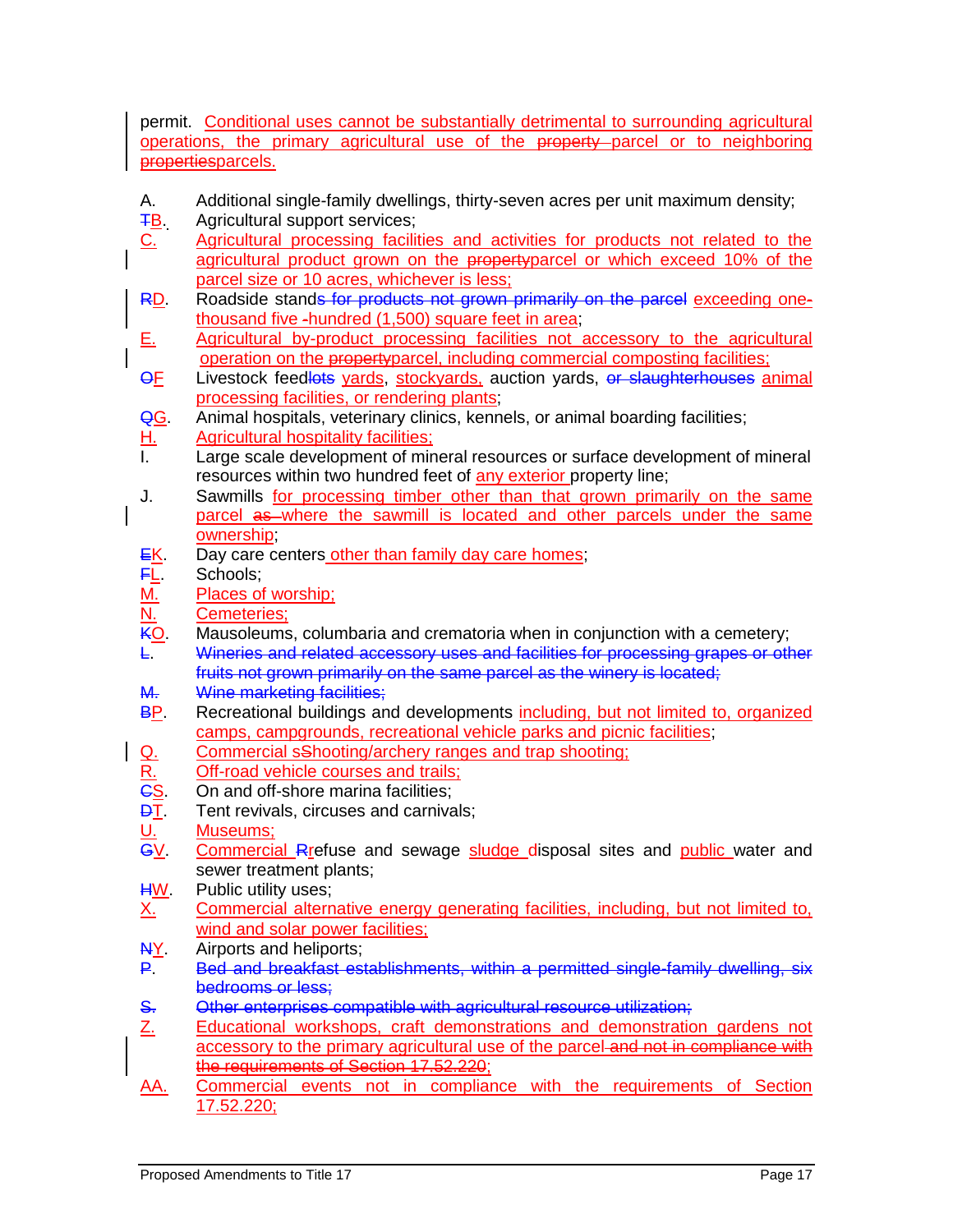permit. Conditional uses cannot be substantially detrimental to surrounding agricultural operations, the primary agricultural use of the ~~property~~ parcel or to neighboring ~~properties~~parcels.

A. Additional single-family dwellings, thirty-seven acres per unit maximum density;

~~T~~B. Agricultural support services;

C. Agricultural processing facilities and activities for products not related to the agricultural product grown on the ~~property~~parcel or which exceed 10% of the parcel size or 10 acres, whichever is less;

~~R~~D. Roadside stand~~s for products not grown primarily on the parcel~~ exceeding one-thousand five -hundred (1,500) square feet in area;

E. Agricultural by-product processing facilities not accessory to the agricultural operation on the ~~property~~parcel, including commercial composting facilities;

~~O~~F Livestock feed~~lots~~ yards, stockyards, auction yards, ~~or slaughterhouses~~ animal processing facilities, or rendering plants;

~~Q~~G. Animal hospitals, veterinary clinics, kennels, or animal boarding facilities;

H. Agricultural hospitality facilities;

I. Large scale development of mineral resources or surface development of mineral resources within two hundred feet of any exterior property line;

J. Sawmills for processing timber other than that grown primarily on the same parcel ~~as~~ where the sawmill is located and other parcels under the same ownership;

~~E~~K. Day care centers other than family day care homes;

~~F~~L. Schools;

M. Places of worship;

N. Cemeteries;

~~K~~O. Mausoleums, columbaria and crematoria when in conjunction with a cemetery;

~~L. Wineries and related accessory uses and facilities for processing grapes or other fruits not grown primarily on the same parcel as the winery is located;~~

~~M. Wine marketing facilities;~~

~~B~~P. Recreational buildings and developments including, but not limited to, organized camps, campgrounds, recreational vehicle parks and picnic facilities;

Q. Commercial s~~S~~hooting/archery ranges and trap shooting;

R. Off-road vehicle courses and trails;

~~C~~S. On and off-shore marina facilities;

~~D~~T. Tent revivals, circuses and carnivals;

U. Museums;

~~G~~V. Commercial ~~R~~refuse and sewage sludge disposal sites and public water and sewer treatment plants;

~~H~~W. Public utility uses;

X. Commercial alternative energy generating facilities, including, but not limited to, wind and solar power facilities;

~~N~~Y. Airports and heliports;

~~P. Bed and breakfast establishments, within a permitted single-family dwelling, six bedrooms or less;~~

~~S. Other enterprises compatible with agricultural resource utilization;~~

Z. Educational workshops, craft demonstrations and demonstration gardens not accessory to the primary agricultural use of the parcel ~~and not in compliance with the requirements of Section 17.52.220~~;

AA. Commercial events not in compliance with the requirements of Section 17.52.220;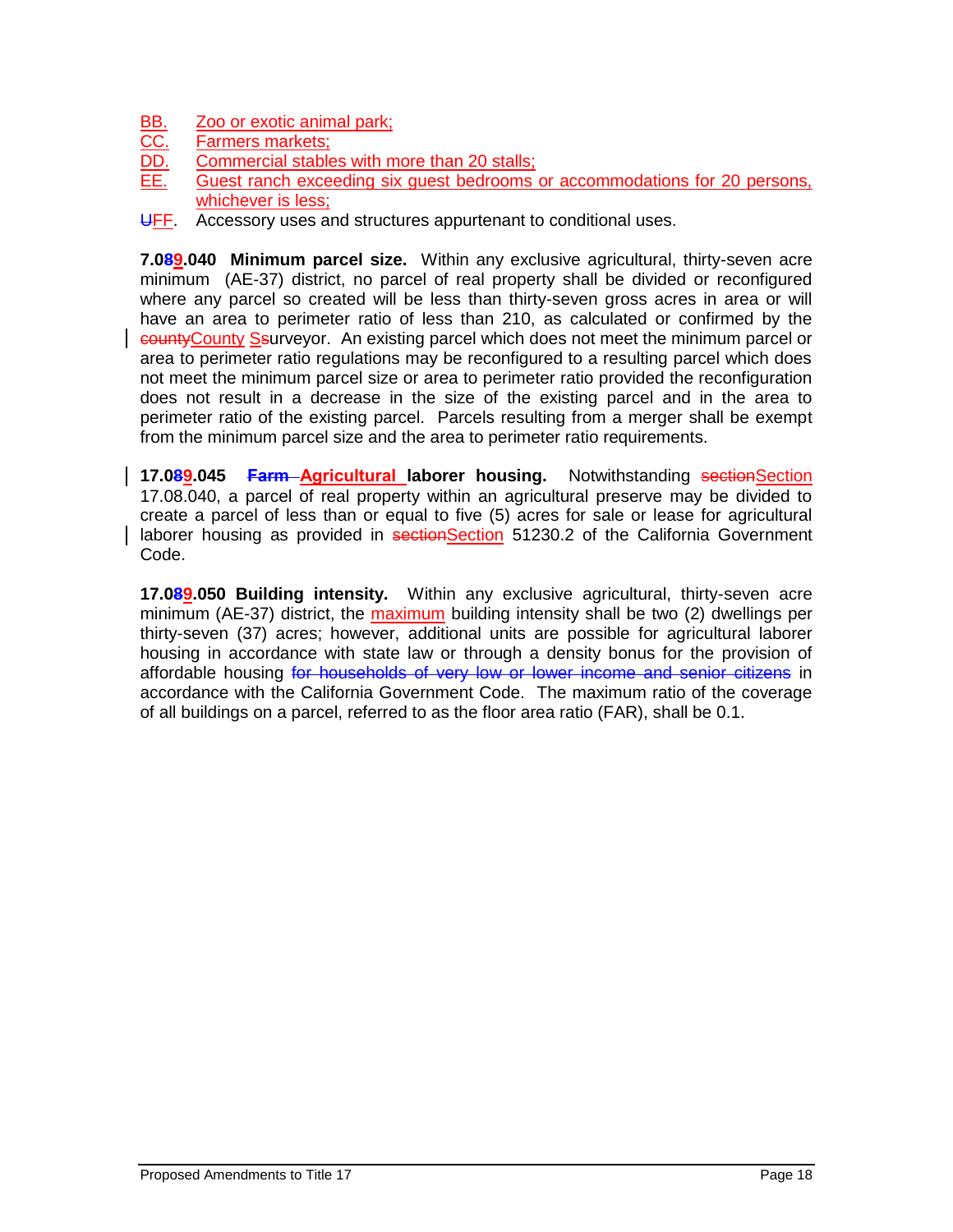BB. Zoo or exotic animal park;
CC. Farmers markets;
DD. Commercial stables with more than 20 stalls;
EE. Guest ranch exceeding six guest bedrooms or accommodations for 20 persons, whichever is less;
~~U~~FF. Accessory uses and structures appurtenant to conditional uses.

**7.0~~8~~9.040 Minimum parcel size.** Within any exclusive agricultural, thirty-seven acre minimum (AE-37) district, no parcel of real property shall be divided or reconfigured where any parcel so created will be less than thirty-seven gross acres in area or will have an area to perimeter ratio of less than 210, as calculated or confirmed by the ~~county~~County ~~s~~Surveyor. An existing parcel which does not meet the minimum parcel or area to perimeter ratio regulations may be reconfigured to a resulting parcel which does not meet the minimum parcel size or area to perimeter ratio provided the reconfiguration does not result in a decrease in the size of the existing parcel and in the area to perimeter ratio of the existing parcel. Parcels resulting from a merger shall be exempt from the minimum parcel size and the area to perimeter ratio requirements.

**17.0~~8~~9.045 ~~Farm~~ Agricultural laborer housing.** Notwithstanding ~~section~~Section 17.08.040, a parcel of real property within an agricultural preserve may be divided to create a parcel of less than or equal to five (5) acres for sale or lease for agricultural laborer housing as provided in ~~section~~Section 51230.2 of the California Government Code.

**17.0~~8~~9.050 Building intensity.** Within any exclusive agricultural, thirty-seven acre minimum (AE-37) district, the maximum building intensity shall be two (2) dwellings per thirty-seven (37) acres; however, additional units are possible for agricultural laborer housing in accordance with state law or through a density bonus for the provision of affordable housing ~~for households of very low or lower income and senior citizens~~ in accordance with the California Government Code. The maximum ratio of the coverage of all buildings on a parcel, referred to as the floor area ratio (FAR), shall be 0.1.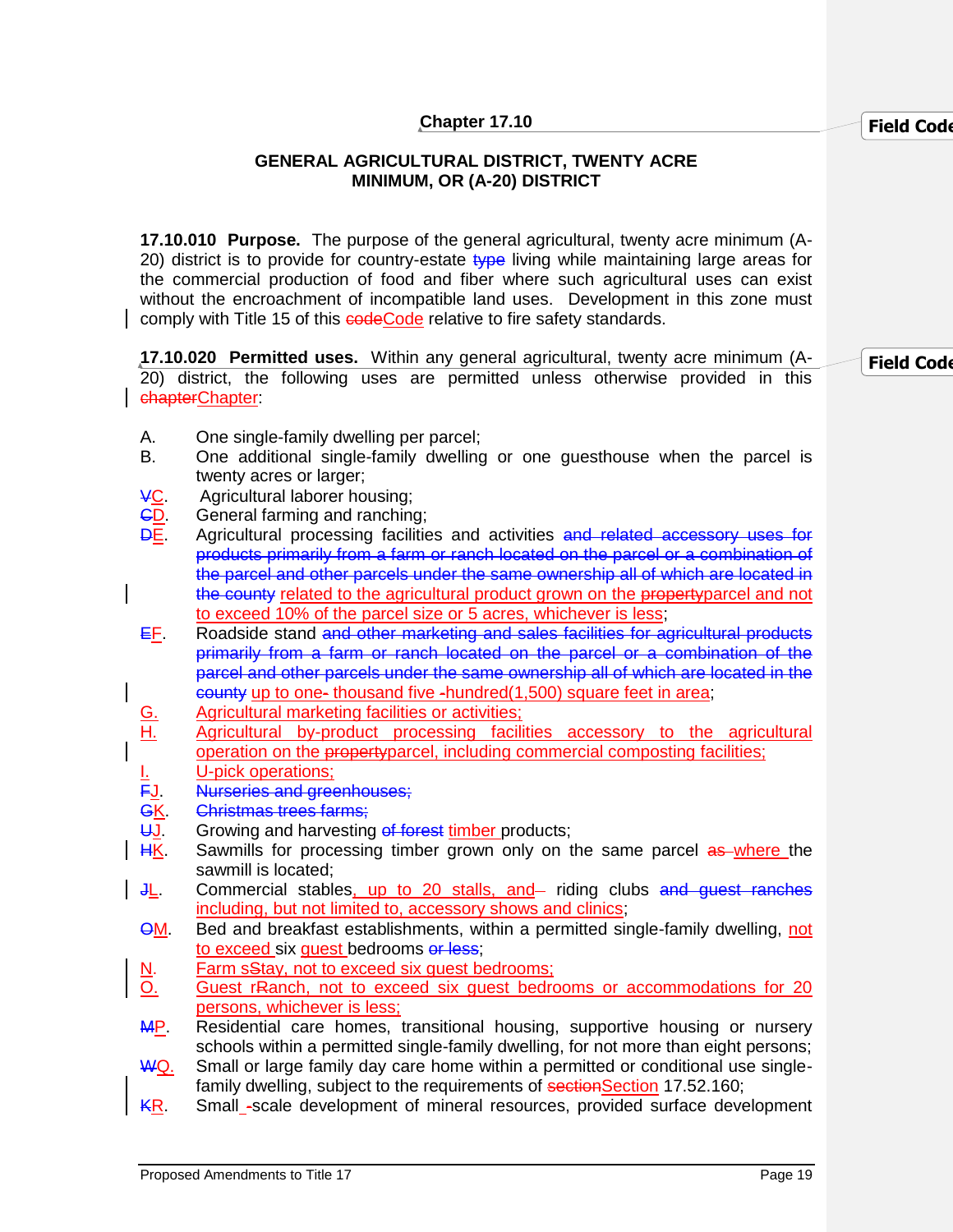## Chapter 17.10

### GENERAL AGRICULTURAL DISTRICT, TWENTY ACRE MINIMUM, OR (A-20) DISTRICT

**17.10.010 Purpose.** The purpose of the general agricultural, twenty acre minimum (A-20) district is to provide for country-estate ~~type~~ living while maintaining large areas for the commercial production of food and fiber where such agricultural uses can exist without the encroachment of incompatible land uses. Development in this zone must comply with Title 15 of this ~~code~~Code relative to fire safety standards.

**17.10.020 Permitted uses.** Within any general agricultural, twenty acre minimum (A-20) district, the following uses are permitted unless otherwise provided in this ~~chapter~~Chapter:

A. One single-family dwelling per parcel;

B. One additional single-family dwelling or one guesthouse when the parcel is twenty acres or larger;

~~V~~C. Agricultural laborer housing;

~~C~~D. General farming and ranching;

~~D~~E. Agricultural processing facilities and activities ~~and related accessory uses for products primarily from a farm or ranch located on the parcel or a combination of the parcel and other parcels under the same ownership all of which are located in the county~~ related to the agricultural product grown on the ~~property~~parcel and not to exceed 10% of the parcel size or 5 acres, whichever is less;

~~E~~F. Roadside stand ~~and other marketing and sales facilities for agricultural products primarily from a farm or ranch located on the parcel or a combination of the parcel and other parcels under the same ownership all of which are located in the county~~ up to one- thousand five -hundred(1,500) square feet in area;

G. Agricultural marketing facilities or activities;

H. Agricultural by-product processing facilities accessory to the agricultural operation on the ~~property~~parcel, including commercial composting facilities;

I. U-pick operations;

~~F~~J. ~~Nurseries and greenhouses;~~

~~G~~K. ~~Christmas trees farms;~~

~~U~~J. Growing and harvesting ~~of forest~~ timber products;

~~H~~K. Sawmills for processing timber grown only on the same parcel ~~as~~ where the sawmill is located;

~~J~~L. Commercial stables, up to 20 stalls, and~~-~~ riding clubs ~~and guest ranches~~ including, but not limited to, accessory shows and clinics;

~~O~~M. Bed and breakfast establishments, within a permitted single-family dwelling, not to exceed six guest bedrooms ~~or less~~;

N. Farm s~~S~~tay, not to exceed six guest bedrooms;

O. Guest r~~R~~anch, not to exceed six guest bedrooms or accommodations for 20 persons, whichever is less;

~~M~~P. Residential care homes, transitional housing, supportive housing or nursery schools within a permitted single-family dwelling, for not more than eight persons;

~~W~~Q. Small or large family day care home within a permitted or conditional use single-family dwelling, subject to the requirements of ~~section~~Section 17.52.160;

~~K~~R. Small -scale development of mineral resources, provided surface development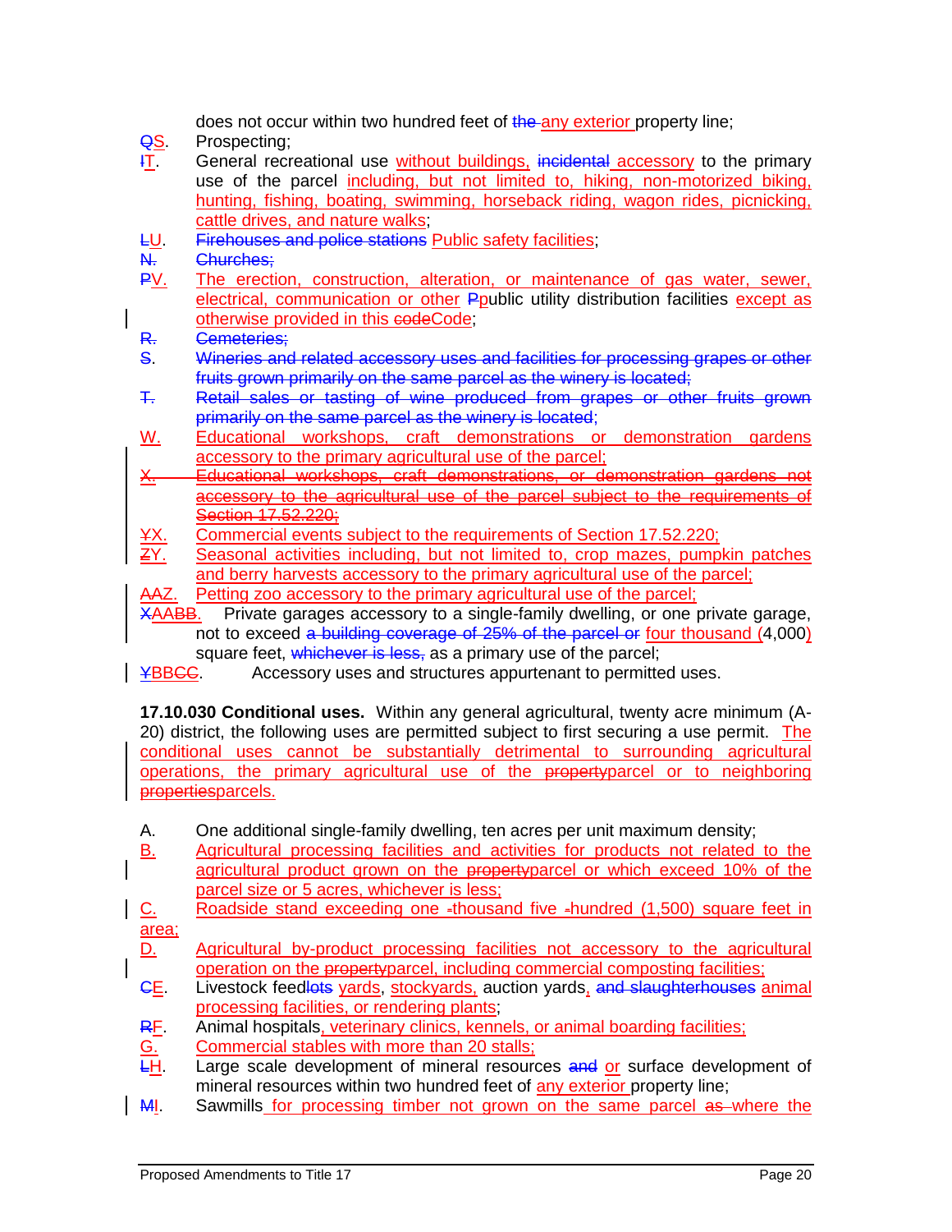does not occur within two hundred feet of ~~the~~ any exterior property line;

~~Q~~S. Prospecting;

~~I~~T. General recreational use without buildings, ~~incidental~~ accessory to the primary use of the parcel including, but not limited to, hiking, non-motorized biking, hunting, fishing, boating, swimming, horseback riding, wagon rides, picnicking, cattle drives, and nature walks;

~~L~~U. ~~Firehouses and police stations~~ Public safety facilities;

~~N. Churches;~~

~~P~~V. The erection, construction, alteration, or maintenance of gas water, sewer, electrical, communication or other ~~P~~public utility distribution facilities except as otherwise provided in this ~~code~~Code;

~~R. Cemeteries;~~

~~S. Wineries and related accessory uses and facilities for processing grapes or other fruits grown primarily on the same parcel as the winery is located;~~

~~T. Retail sales or tasting of wine produced from grapes or other fruits grown primarily on the same parcel as the winery is located~~;

W. Educational workshops, craft demonstrations or demonstration gardens accessory to the primary agricultural use of the parcel;

~~X. Educational workshops, craft demonstrations, or demonstration gardens not accessory to the agricultural use of the parcel subject to the requirements of Section 17.52.220;~~

~~Y~~X. Commercial events subject to the requirements of Section 17.52.220;

~~Z~~Y. Seasonal activities including, but not limited to, crop mazes, pumpkin patches and berry harvests accessory to the primary agricultural use of the parcel;

~~AA~~Z. Petting zoo accessory to the primary agricultural use of the parcel;

~~X~~AA~~BB~~. Private garages accessory to a single-family dwelling, or one private garage, not to exceed ~~a building coverage of 25% of the parcel or~~ four thousand (4,000) square feet, ~~whichever is less,~~ as a primary use of the parcel;

~~Y~~BB~~CC~~. Accessory uses and structures appurtenant to permitted uses.

**17.10.030 Conditional uses.** Within any general agricultural, twenty acre minimum (A-20) district, the following uses are permitted subject to first securing a use permit. The conditional uses cannot be substantially detrimental to surrounding agricultural operations, the primary agricultural use of the ~~property~~parcel or to neighboring ~~properties~~parcels.

A. One additional single-family dwelling, ten acres per unit maximum density;

B. Agricultural processing facilities and activities for products not related to the agricultural product grown on the ~~property~~parcel or which exceed 10% of the parcel size or 5 acres, whichever is less;

C. Roadside stand exceeding one -thousand five -hundred (1,500) square feet in area;

D. Agricultural by-product processing facilities not accessory to the agricultural operation on the ~~property~~parcel, including commercial composting facilities;

~~C~~E. Livestock feed~~lots~~ yards, stockyards, auction yards, ~~and slaughterhouses~~ animal processing facilities, or rendering plants;

~~R~~F. Animal hospitals, veterinary clinics, kennels, or animal boarding facilities;

G. Commercial stables with more than 20 stalls;

~~L~~H. Large scale development of mineral resources ~~and~~ or surface development of mineral resources within two hundred feet of any exterior property line;

~~M~~I. Sawmills for processing timber not grown on the same parcel ~~as~~ where the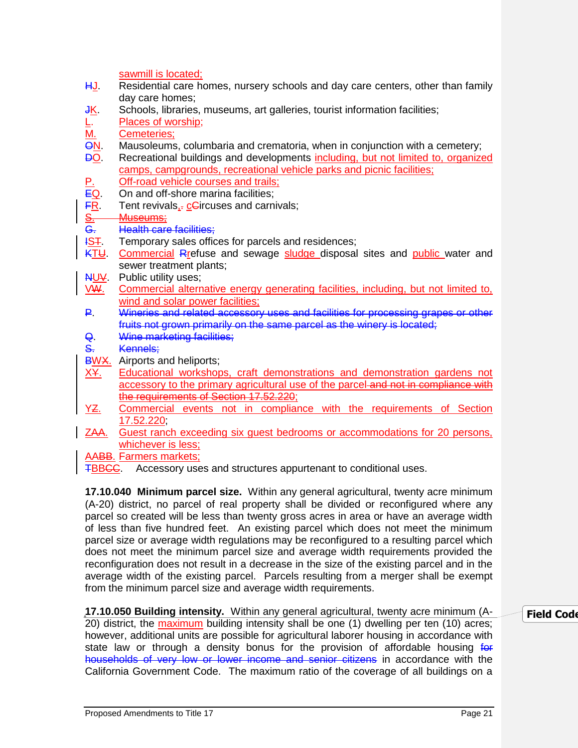sawmill is located;

HJ. Residential care homes, nursery schools and day care centers, other than family day care homes;

JK. Schools, libraries, museums, art galleries, tourist information facilities;

L. Places of worship;

M. Cemeteries;

ON. Mausoleums, columbaria and crematoria, when in conjunction with a cemetery;

DO. Recreational buildings and developments including, but not limited to, organized camps, campgrounds, recreational vehicle parks and picnic facilities;

P. Off-road vehicle courses and trails;

EQ. On and off-shore marina facilities;

FR. Tent revivals,. cCircuses and carnivals;

S. Museums;

G. Health care facilities;

IST. Temporary sales offices for parcels and residences;

KTU. Commercial Rrefuse and sewage sludge disposal sites and public water and sewer treatment plants;

NUV. Public utility uses;

VW. Commercial alternative energy generating facilities, including, but not limited to, wind and solar power facilities;

P. Wineries and related accessory uses and facilities for processing grapes or other fruits not grown primarily on the same parcel as the winery is located;

Q. Wine marketing facilities;

S. Kennels;

BWX. Airports and heliports;

XY. Educational workshops, craft demonstrations and demonstration gardens not accessory to the primary agricultural use of the parcel and not in compliance with the requirements of Section 17.52.220;

YZ. Commercial events not in compliance with the requirements of Section 17.52.220;

ZAA. Guest ranch exceeding six guest bedrooms or accommodations for 20 persons, whichever is less;

AABB. Farmers markets;

TBBCC. Accessory uses and structures appurtenant to conditional uses.

**17.10.040 Minimum parcel size.** Within any general agricultural, twenty acre minimum (A-20) district, no parcel of real property shall be divided or reconfigured where any parcel so created will be less than twenty gross acres in area or have an average width of less than five hundred feet. An existing parcel which does not meet the minimum parcel size or average width regulations may be reconfigured to a resulting parcel which does not meet the minimum parcel size and average width requirements provided the reconfiguration does not result in a decrease in the size of the existing parcel and in the average width of the existing parcel. Parcels resulting from a merger shall be exempt from the minimum parcel size and average width requirements.

**17.10.050 Building intensity.** Within any general agricultural, twenty acre minimum (A-20) district, the maximum building intensity shall be one (1) dwelling per ten (10) acres; however, additional units are possible for agricultural laborer housing in accordance with state law or through a density bonus for the provision of affordable housing for households of very low or lower income and senior citizens in accordance with the California Government Code. The maximum ratio of the coverage of all buildings on a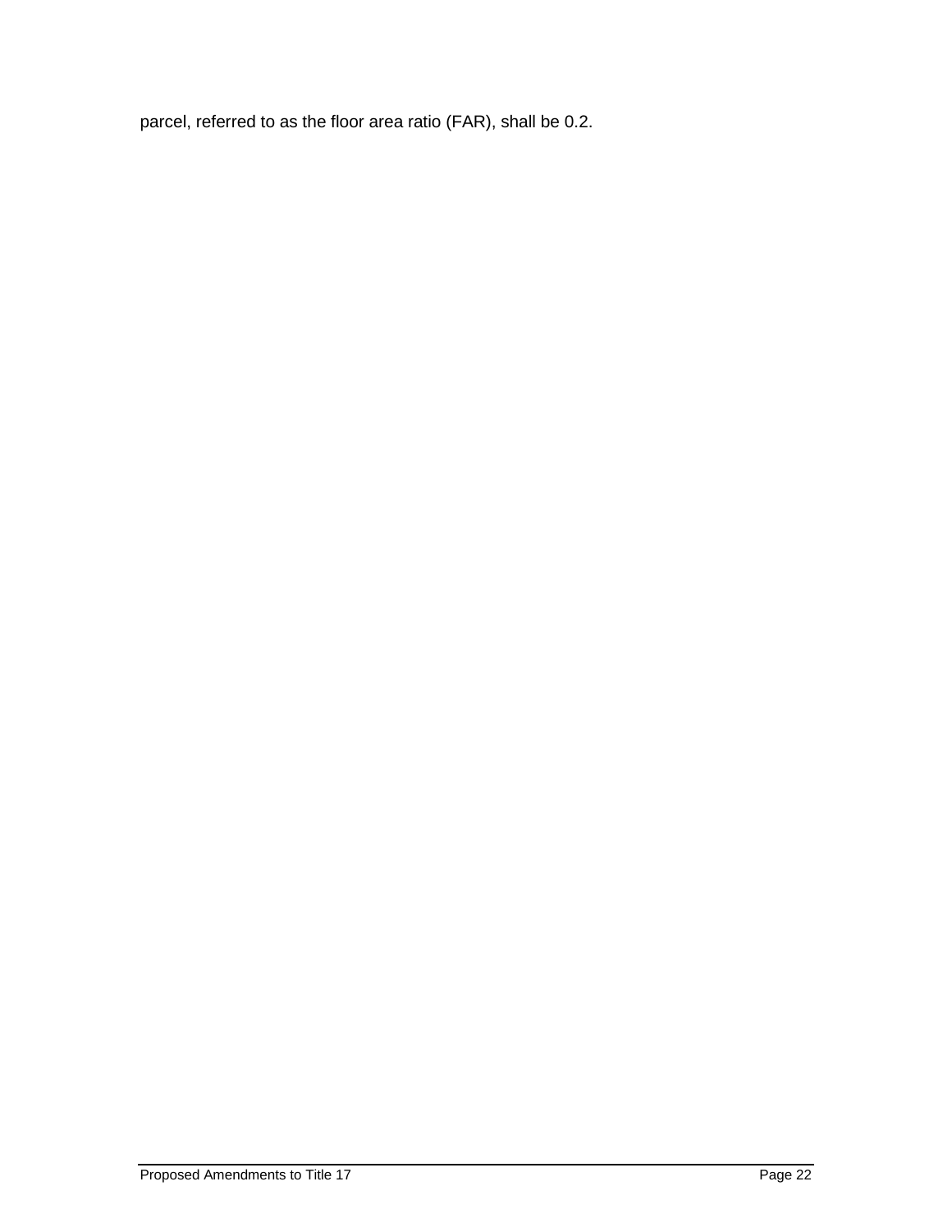parcel, referred to as the floor area ratio (FAR), shall be 0.2.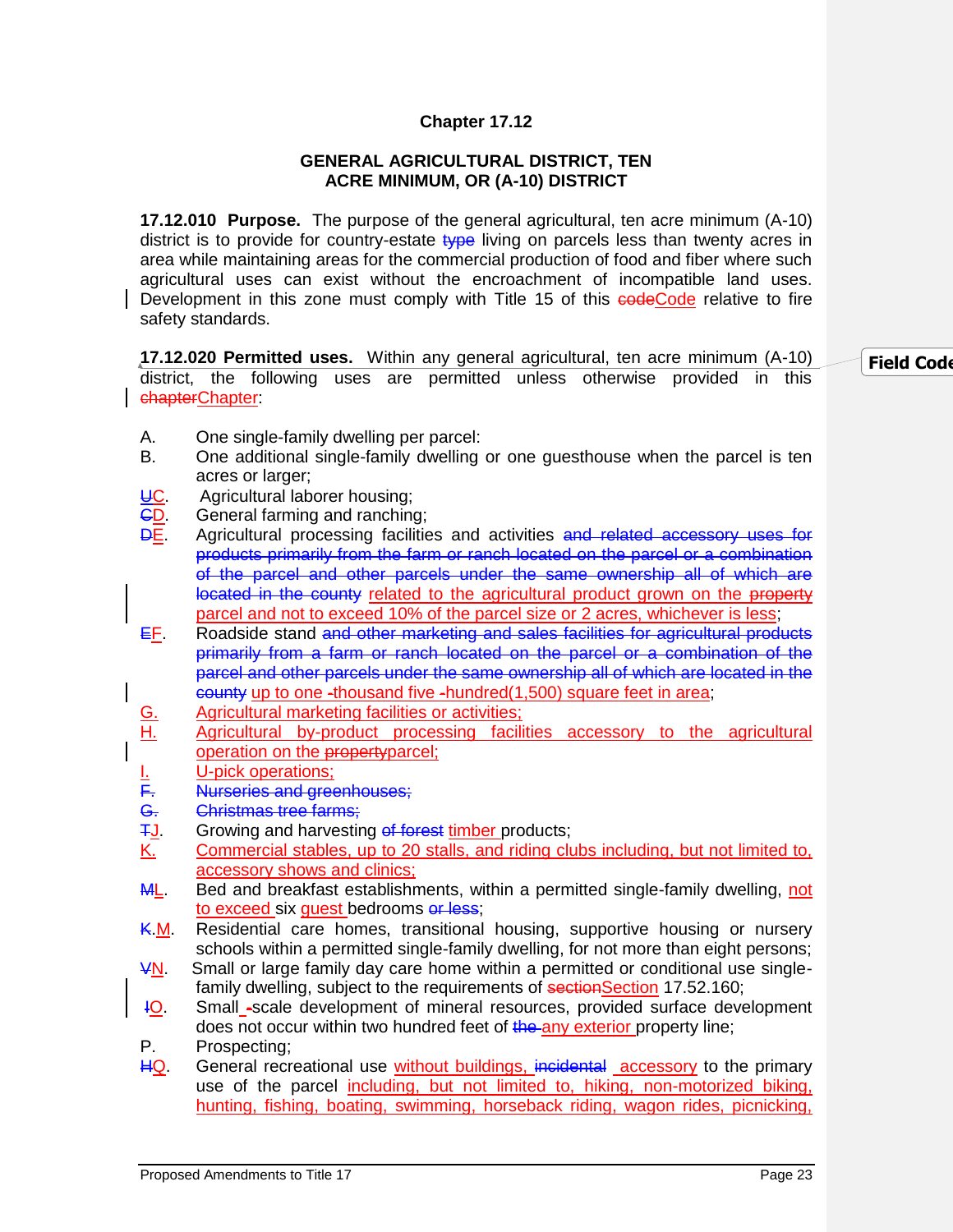# Chapter 17.12

## GENERAL AGRICULTURAL DISTRICT, TEN ACRE MINIMUM, OR (A-10) DISTRICT

**17.12.010 Purpose.** The purpose of the general agricultural, ten acre minimum (A-10) district is to provide for country-estate ~~type~~ living on parcels less than twenty acres in area while maintaining areas for the commercial production of food and fiber where such agricultural uses can exist without the encroachment of incompatible land uses. Development in this zone must comply with Title 15 of this ~~code~~Code relative to fire safety standards.

**17.12.020 Permitted uses.** Within any general agricultural, ten acre minimum (A-10) district, the following uses are permitted unless otherwise provided in this ~~chapter~~Chapter:

A. One single-family dwelling per parcel:

B. One additional single-family dwelling or one guesthouse when the parcel is ten acres or larger;

~~U~~C. Agricultural laborer housing;

~~C~~D. General farming and ranching;

~~D~~E. Agricultural processing facilities and activities ~~and related accessory uses for products primarily from the farm or ranch located on the parcel or a combination of the parcel and other parcels under the same ownership all of which are located in the county~~ related to the agricultural product grown on the ~~property~~ parcel and not to exceed 10% of the parcel size or 2 acres, whichever is less;

~~E~~F. Roadside stand ~~and other marketing and sales facilities for agricultural products primarily from a farm or ranch located on the parcel or a combination of the parcel and other parcels under the same ownership all of which are located in the county~~ up to one -thousand five -hundred(1,500) square feet in area;

G. Agricultural marketing facilities or activities;

H. Agricultural by-product processing facilities accessory to the agricultural operation on the ~~property~~parcel;

I. U-pick operations;

~~F. Nurseries and greenhouses;~~

~~G. Christmas tree farms;~~

~~T~~J. Growing and harvesting ~~of forest~~ timber products;

K. Commercial stables, up to 20 stalls, and riding clubs including, but not limited to, accessory shows and clinics;

~~M~~L. Bed and breakfast establishments, within a permitted single-family dwelling, not to exceed six guest bedrooms ~~or less~~;

~~K.~~M. Residential care homes, transitional housing, supportive housing or nursery schools within a permitted single-family dwelling, for not more than eight persons;

~~V~~N. Small or large family day care home within a permitted or conditional use single-family dwelling, subject to the requirements of ~~section~~Section 17.52.160;

~~I~~O. Small -scale development of mineral resources, provided surface development does not occur within two hundred feet of ~~the~~ any exterior property line;

P. Prospecting;

~~H~~Q. General recreational use without buildings, ~~incidental~~ accessory to the primary use of the parcel including, but not limited to, hiking, non-motorized biking, hunting, fishing, boating, swimming, horseback riding, wagon rides, picnicking,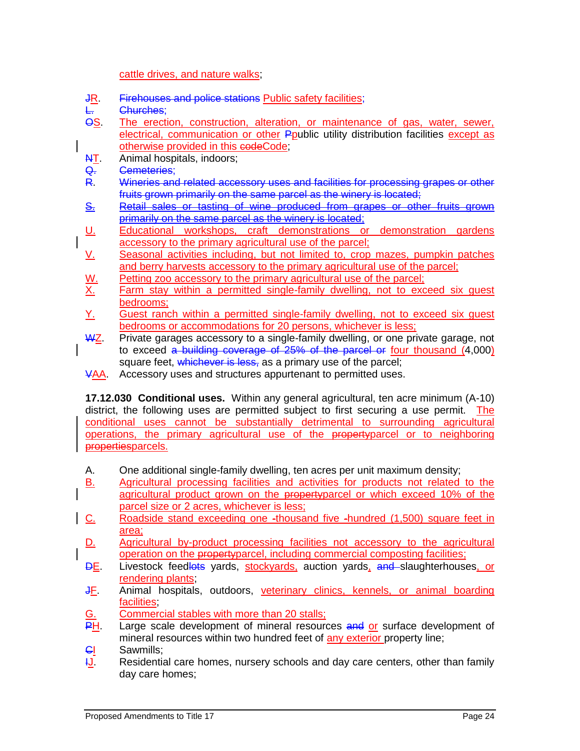cattle drives, and nature walks;

JR. Firehouses and police stations Public safety facilities;

L. Churches;

OS. The erection, construction, alteration, or maintenance of gas, water, sewer, electrical, communication or other Ppublic utility distribution facilities except as otherwise provided in this codeCode;

NT. Animal hospitals, indoors;

Q. Cemeteries;

R. Wineries and related accessory uses and facilities for processing grapes or other fruits grown primarily on the same parcel as the winery is located;

S. Retail sales or tasting of wine produced from grapes or other fruits grown primarily on the same parcel as the winery is located;

U. Educational workshops, craft demonstrations or demonstration gardens accessory to the primary agricultural use of the parcel;

V. Seasonal activities including, but not limited to, crop mazes, pumpkin patches and berry harvests accessory to the primary agricultural use of the parcel;

W. Petting zoo accessory to the primary agricultural use of the parcel;

X. Farm stay within a permitted single-family dwelling, not to exceed six guest bedrooms;

Y. Guest ranch within a permitted single-family dwelling, not to exceed six guest bedrooms or accommodations for 20 persons, whichever is less;

WZ. Private garages accessory to a single-family dwelling, or one private garage, not to exceed a building coverage of 25% of the parcel or four thousand (4,000) square feet, whichever is less, as a primary use of the parcel;

VAA. Accessory uses and structures appurtenant to permitted uses.

**17.12.030 Conditional uses.** Within any general agricultural, ten acre minimum (A-10) district, the following uses are permitted subject to first securing a use permit. The conditional uses cannot be substantially detrimental to surrounding agricultural operations, the primary agricultural use of the propertyparcel or to neighboring propertiesparcels.

A. One additional single-family dwelling, ten acres per unit maximum density;

B. Agricultural processing facilities and activities for products not related to the agricultural product grown on the propertyparcel or which exceed 10% of the parcel size or 2 acres, whichever is less;

C. Roadside stand exceeding one -thousand five -hundred (1,500) square feet in area;

D. Agricultural by-product processing facilities not accessory to the agricultural operation on the propertyparcel, including commercial composting facilities;

DE. Livestock feedlots yards, stockyards, auction yards, and slaughterhouses, or rendering plants;

JF. Animal hospitals, outdoors, veterinary clinics, kennels, or animal boarding facilities;

G. Commercial stables with more than 20 stalls;

PH. Large scale development of mineral resources and or surface development of mineral resources within two hundred feet of any exterior property line;

CI Sawmills;

IJ. Residential care homes, nursery schools and day care centers, other than family day care homes;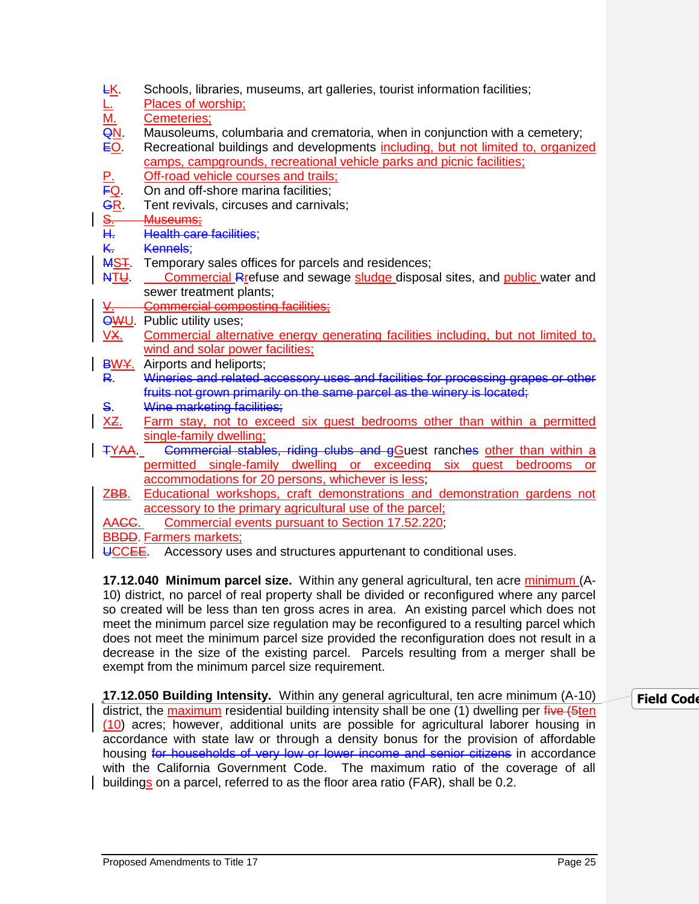~~L~~K. Schools, libraries, museums, art galleries, tourist information facilities;

L. Places of worship;

M. Cemeteries;

~~Q~~N. Mausoleums, columbaria and crematoria, when in conjunction with a cemetery;

~~E~~O. Recreational buildings and developments including, but not limited to, organized camps, campgrounds, recreational vehicle parks and picnic facilities;

P. Off-road vehicle courses and trails;

~~F~~Q. On and off-shore marina facilities;

~~G~~R. Tent revivals, circuses and carnivals;

~~S. Museums;~~

~~H. Health care facilities;~~

~~K. Kennels;~~

~~M~~S~~T~~. Temporary sales offices for parcels and residences;

~~N~~T~~U~~. Commercial ~~R~~refuse and sewage sludge disposal sites, and public water and sewer treatment plants;

~~V. Commercial composting facilities;~~

~~O~~~~W~~U. Public utility uses;

V~~X~~. Commercial alternative energy generating facilities including, but not limited to, wind and solar power facilities;

~~B~~W~~Y~~. Airports and heliports;

~~R. Wineries and related accessory uses and facilities for processing grapes or other fruits not grown primarily on the same parcel as the winery is located;~~

~~S. Wine marketing facilities;~~

X~~Z~~. Farm stay, not to exceed six guest bedrooms other than within a permitted single-family dwelling;

~~T~~Y~~AA~~. ~~Commercial stables, riding clubs and g~~Guest ranch~~es~~ other than within a permitted single-family dwelling or exceeding six guest bedrooms or accommodations for 20 persons, whichever is less;

Z~~BB~~. Educational workshops, craft demonstrations and demonstration gardens not accessory to the primary agricultural use of the parcel;

AA~~CC~~. Commercial events pursuant to Section 17.52.220;

BB~~DD~~. Farmers markets;

~~U~~CC~~EE~~. Accessory uses and structures appurtenant to conditional uses.

**17.12.040 Minimum parcel size.** Within any general agricultural, ten acre minimum (A-10) district, no parcel of real property shall be divided or reconfigured where any parcel so created will be less than ten gross acres in area. An existing parcel which does not meet the minimum parcel size regulation may be reconfigured to a resulting parcel which does not meet the minimum parcel size provided the reconfiguration does not result in a decrease in the size of the existing parcel. Parcels resulting from a merger shall be exempt from the minimum parcel size requirement.

**17.12.050 Building Intensity.** Within any general agricultural, ten acre minimum (A-10) district, the maximum residential building intensity shall be one (1) dwelling per ~~five (5~~ten (10) acres; however, additional units are possible for agricultural laborer housing in accordance with state law or through a density bonus for the provision of affordable housing ~~for households of very low or lower income and senior citizens~~ in accordance with the California Government Code. The maximum ratio of the coverage of all buildings on a parcel, referred to as the floor area ratio (FAR), shall be 0.2.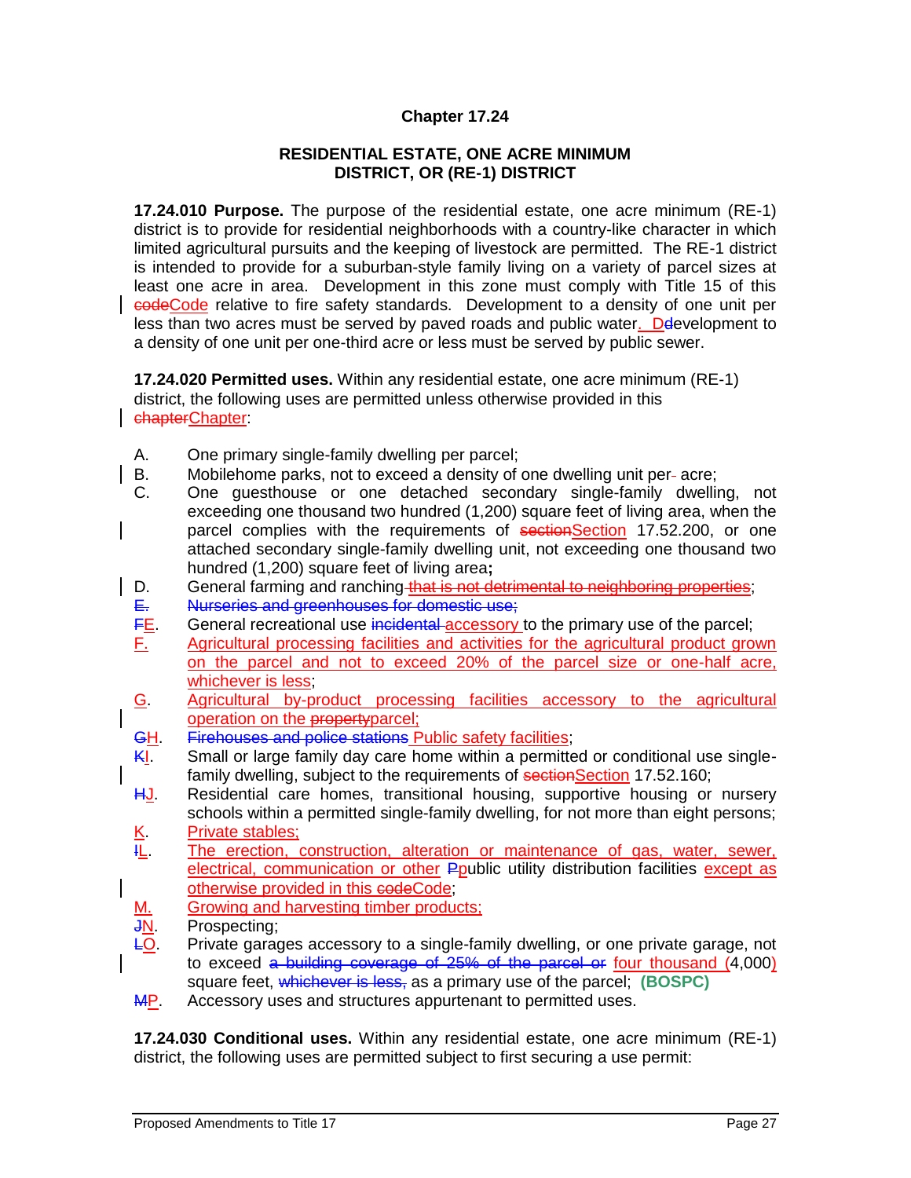# Chapter 17.24

## RESIDENTIAL ESTATE, ONE ACRE MINIMUM DISTRICT, OR (RE-1) DISTRICT

**17.24.010 Purpose.** The purpose of the residential estate, one acre minimum (RE-1) district is to provide for residential neighborhoods with a country-like character in which limited agricultural pursuits and the keeping of livestock are permitted. The RE-1 district is intended to provide for a suburban-style family living on a variety of parcel sizes at least one acre in area. Development in this zone must comply with Title 15 of this ~~code~~Code relative to fire safety standards. Development to a density of one unit per less than two acres must be served by paved roads and public water. ~~d~~Development to a density of one unit per one-third acre or less must be served by public sewer.

**17.24.020 Permitted uses.** Within any residential estate, one acre minimum (RE-1) district, the following uses are permitted unless otherwise provided in this ~~chapter~~Chapter:

A. One primary single-family dwelling per parcel;

B. Mobilehome parks, not to exceed a density of one dwelling unit per~~-~~ acre;

C. One guesthouse or one detached secondary single-family dwelling, not exceeding one thousand two hundred (1,200) square feet of living area, when the parcel complies with the requirements of ~~section~~Section 17.52.200, or one attached secondary single-family dwelling unit, not exceeding one thousand two hundred (1,200) square feet of living area**;**

D. General farming and ranching ~~that is not detrimental to neighboring properties~~;

~~E. Nurseries and greenhouses for domestic use;~~

~~F~~E. General recreational use ~~incidental~~ accessory to the primary use of the parcel;

F. Agricultural processing facilities and activities for the agricultural product grown on the parcel and not to exceed 20% of the parcel size or one-half acre, whichever is less;

G. Agricultural by-product processing facilities accessory to the agricultural operation on the ~~property~~parcel;

~~G~~H. ~~Firehouses and police stations~~ Public safety facilities;

~~K~~I. Small or large family day care home within a permitted or conditional use single-family dwelling, subject to the requirements of ~~section~~Section 17.52.160;

~~H~~J. Residential care homes, transitional housing, supportive housing or nursery schools within a permitted single-family dwelling, for not more than eight persons;

K. Private stables;

~~I~~L. The erection, construction, alteration or maintenance of gas, water, sewer, electrical, communication or other ~~P~~public utility distribution facilities except as otherwise provided in this ~~code~~Code;

M. Growing and harvesting timber products;

~~J~~N. Prospecting;

~~L~~O. Private garages accessory to a single-family dwelling, or one private garage, not to exceed ~~a building coverage of 25% of the parcel or~~ four thousand (4,000) square feet, ~~whichever is less,~~ as a primary use of the parcel; **(BOSPC)**

~~M~~P. Accessory uses and structures appurtenant to permitted uses.

**17.24.030 Conditional uses.** Within any residential estate, one acre minimum (RE-1) district, the following uses are permitted subject to first securing a use permit: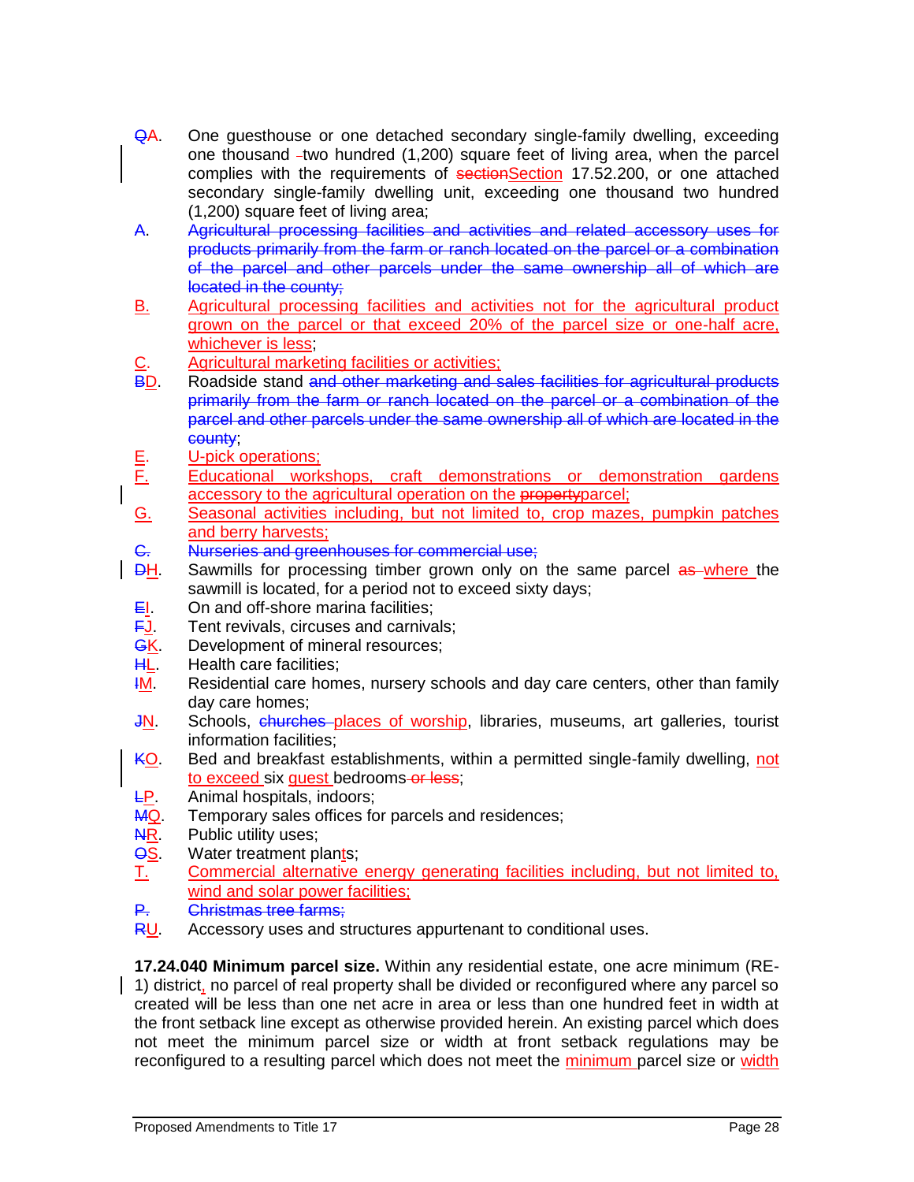QA. One guesthouse or one detached secondary single-family dwelling, exceeding one thousand two hundred (1,200) square feet of living area, when the parcel complies with the requirements of sectionSection 17.52.200, or one attached secondary single-family dwelling unit, exceeding one thousand two hundred (1,200) square feet of living area;

A. ~~Agricultural processing facilities and activities and related accessory uses for products primarily from the farm or ranch located on the parcel or a combination of the parcel and other parcels under the same ownership all of which are located in the county;~~

B. Agricultural processing facilities and activities not for the agricultural product grown on the parcel or that exceed 20% of the parcel size or one-half acre, whichever is less;

C. Agricultural marketing facilities or activities;

BD. Roadside stand ~~and other marketing and sales facilities for agricultural products primarily from the farm or ranch located on the parcel or a combination of the parcel and other parcels under the same ownership all of which are located in the county~~;

E. U-pick operations;

F. Educational workshops, craft demonstrations or demonstration gardens accessory to the agricultural operation on the ~~property~~parcel;

G. Seasonal activities including, but not limited to, crop mazes, pumpkin patches and berry harvests;

~~C. Nurseries and greenhouses for commercial use;~~

DH. Sawmills for processing timber grown only on the same parcel ~~as~~ where the sawmill is located, for a period not to exceed sixty days;

EI. On and off-shore marina facilities;

FJ. Tent revivals, circuses and carnivals;

GK. Development of mineral resources;

HL. Health care facilities;

IM. Residential care homes, nursery schools and day care centers, other than family day care homes;

JN. Schools, ~~churches~~ places of worship, libraries, museums, art galleries, tourist information facilities;

KO. Bed and breakfast establishments, within a permitted single-family dwelling, not to exceed six guest bedrooms ~~or less~~;

LP. Animal hospitals, indoors;

MQ. Temporary sales offices for parcels and residences;

NR. Public utility uses;

OS. Water treatment plants;

T. Commercial alternative energy generating facilities including, but not limited to, wind and solar power facilities;

~~P. Christmas tree farms;~~

RU. Accessory uses and structures appurtenant to conditional uses.

**17.24.040 Minimum parcel size.** Within any residential estate, one acre minimum (RE-1) district, no parcel of real property shall be divided or reconfigured where any parcel so created will be less than one net acre in area or less than one hundred feet in width at the front setback line except as otherwise provided herein. An existing parcel which does not meet the minimum parcel size or width at front setback regulations may be reconfigured to a resulting parcel which does not meet the minimum parcel size or width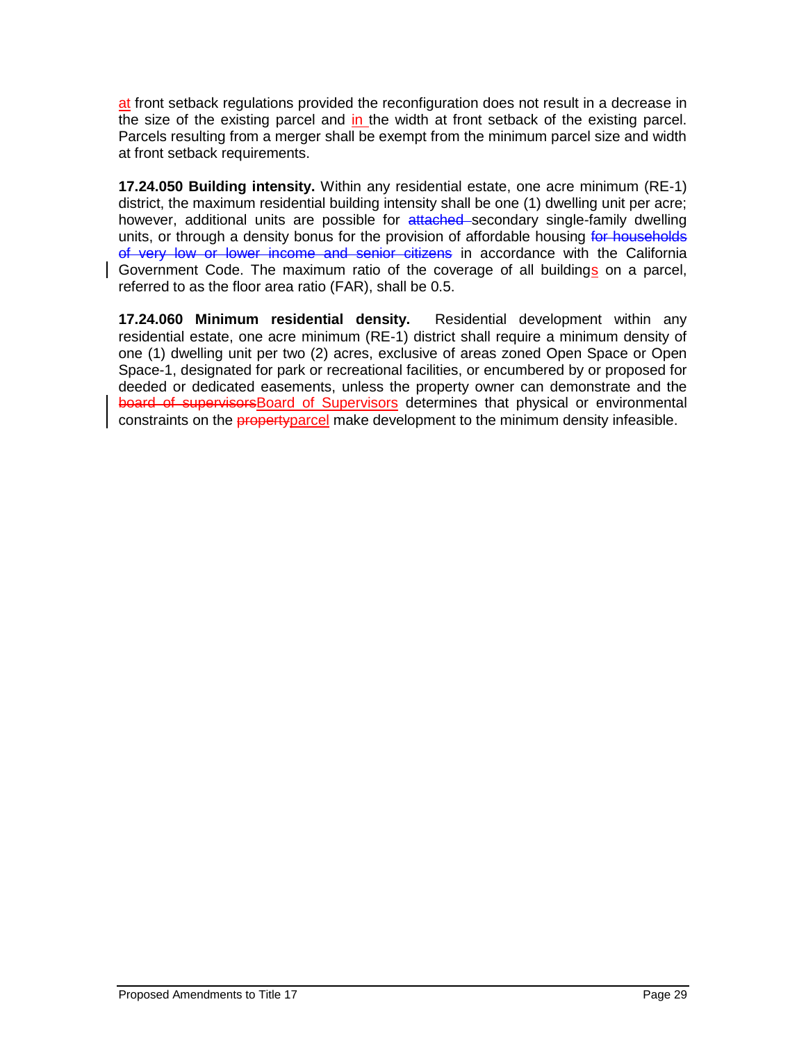at front setback regulations provided the reconfiguration does not result in a decrease in the size of the existing parcel and in the width at front setback of the existing parcel. Parcels resulting from a merger shall be exempt from the minimum parcel size and width at front setback requirements.

**17.24.050 Building intensity.** Within any residential estate, one acre minimum (RE-1) district, the maximum residential building intensity shall be one (1) dwelling unit per acre; however, additional units are possible for ~~attached~~ secondary single-family dwelling units, or through a density bonus for the provision of affordable housing ~~for households of very low or lower income and senior citizens~~ in accordance with the California Government Code. The maximum ratio of the coverage of all buildings on a parcel, referred to as the floor area ratio (FAR), shall be 0.5.

**17.24.060 Minimum residential density.** Residential development within any residential estate, one acre minimum (RE-1) district shall require a minimum density of one (1) dwelling unit per two (2) acres, exclusive of areas zoned Open Space or Open Space-1, designated for park or recreational facilities, or encumbered by or proposed for deeded or dedicated easements, unless the property owner can demonstrate and the ~~board of supervisors~~Board of Supervisors determines that physical or environmental constraints on the ~~property~~parcel make development to the minimum density infeasible.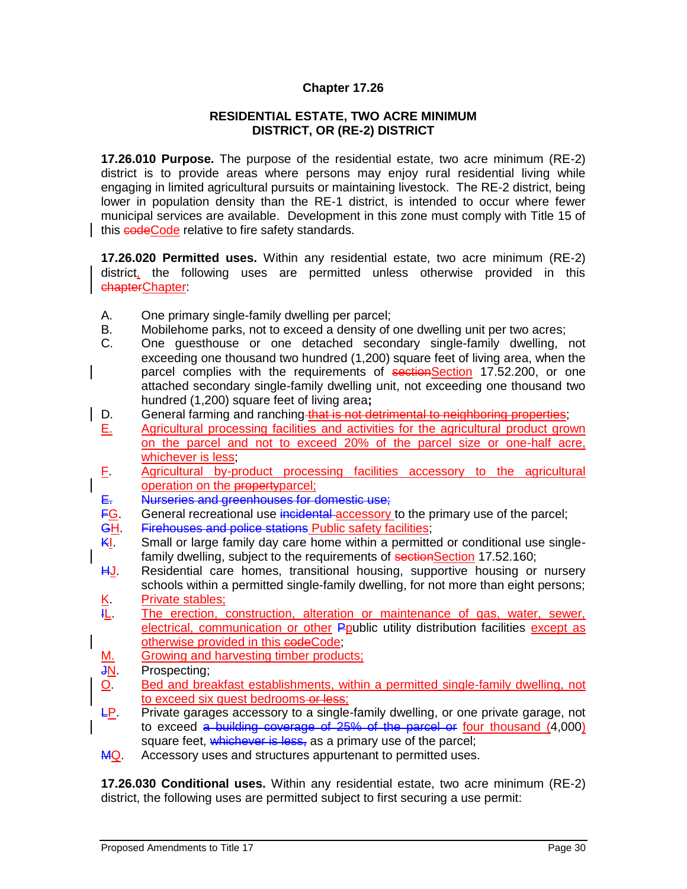**Chapter 17.26**

**RESIDENTIAL ESTATE, TWO ACRE MINIMUM DISTRICT, OR (RE-2) DISTRICT**

**17.26.010 Purpose.** The purpose of the residential estate, two acre minimum (RE-2) district is to provide areas where persons may enjoy rural residential living while engaging in limited agricultural pursuits or maintaining livestock. The RE-2 district, being lower in population density than the RE-1 district, is intended to occur where fewer municipal services are available. Development in this zone must comply with Title 15 of this ~~code~~Code relative to fire safety standards.

**17.26.020 Permitted uses.** Within any residential estate, two acre minimum (RE-2) district, the following uses are permitted unless otherwise provided in this ~~chapter~~Chapter:

A. One primary single-family dwelling per parcel;
B. Mobilehome parks, not to exceed a density of one dwelling unit per two acres;
C. One guesthouse or one detached secondary single-family dwelling, not exceeding one thousand two hundred (1,200) square feet of living area, when the parcel complies with the requirements of ~~section~~Section 17.52.200, or one attached secondary single-family dwelling unit, not exceeding one thousand two hundred (1,200) square feet of living area**;**
D. General farming and ranching ~~that is not detrimental to neighboring properties~~;
E. Agricultural processing facilities and activities for the agricultural product grown on the parcel and not to exceed 20% of the parcel size or one-half acre, whichever is less;
F. Agricultural by-product processing facilities accessory to the agricultural operation on the ~~property~~parcel;
~~E. Nurseries and greenhouses for domestic use;~~
~~F~~G. General recreational use ~~incidental~~ accessory to the primary use of the parcel;
~~G~~H. ~~Firehouses and police stations~~ Public safety facilities;
~~K~~I. Small or large family day care home within a permitted or conditional use single-family dwelling, subject to the requirements of ~~section~~Section 17.52.160;
~~H~~J. Residential care homes, transitional housing, supportive housing or nursery schools within a permitted single-family dwelling, for not more than eight persons;
K. Private stables;
~~I~~L. The erection, construction, alteration or maintenance of gas, water, sewer, electrical, communication or other ~~P~~public utility distribution facilities except as otherwise provided in this ~~code~~Code;
M. Growing and harvesting timber products;
~~J~~N. Prospecting;
O. Bed and breakfast establishments, within a permitted single-family dwelling, not to exceed six guest bedrooms ~~or less~~;
~~L~~P. Private garages accessory to a single-family dwelling, or one private garage, not to exceed ~~a building coverage of 25% of the parcel or~~ four thousand (4,000) square feet, ~~whichever is less,~~ as a primary use of the parcel;
~~M~~Q. Accessory uses and structures appurtenant to permitted uses.

**17.26.030 Conditional uses.** Within any residential estate, two acre minimum (RE-2) district, the following uses are permitted subject to first securing a use permit: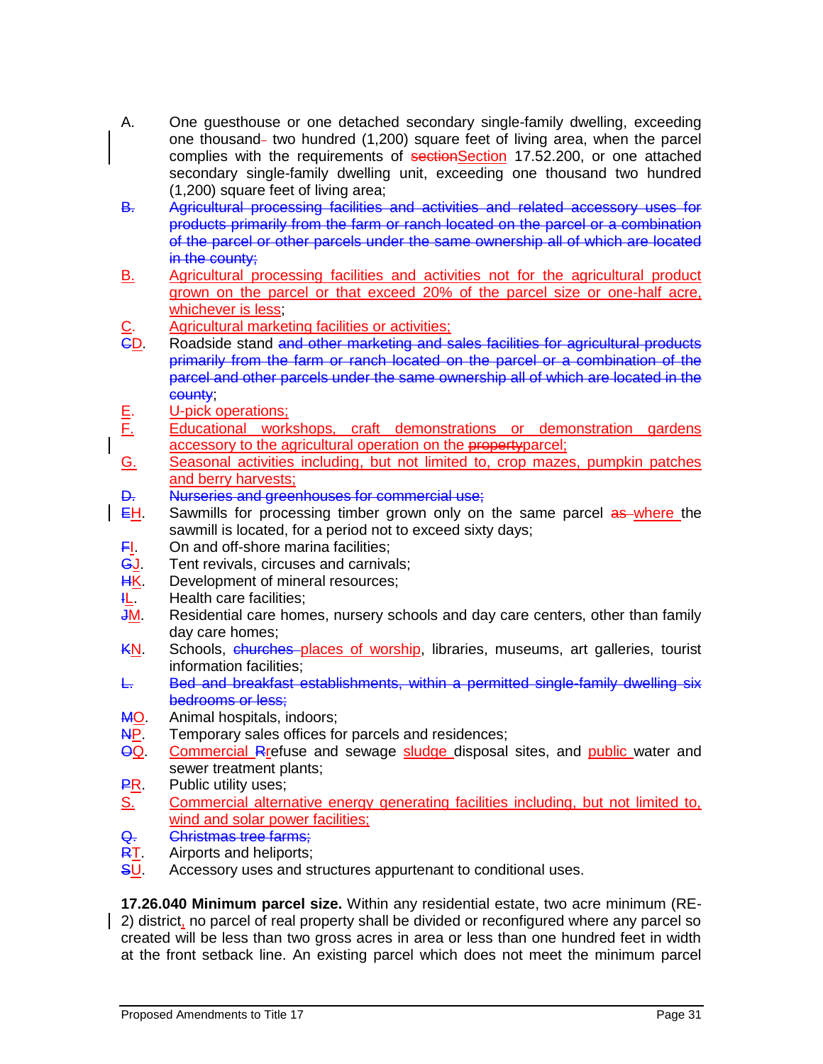A. One guesthouse or one detached secondary single-family dwelling, exceeding one thousand- two hundred (1,200) square feet of living area, when the parcel complies with the requirements of ~~section~~Section 17.52.200, or one attached secondary single-family dwelling unit, exceeding one thousand two hundred (1,200) square feet of living area;

~~B. Agricultural processing facilities and activities and related accessory uses for products primarily from the farm or ranch located on the parcel or a combination of the parcel or other parcels under the same ownership all of which are located in the county;~~

B. Agricultural processing facilities and activities not for the agricultural product grown on the parcel or that exceed 20% of the parcel size or one-half acre, whichever is less;

C. Agricultural marketing facilities or activities;

~~C~~D. Roadside stand ~~and other marketing and sales facilities for agricultural products primarily from the farm or ranch located on the parcel or a combination of the parcel and other parcels under the same ownership all of which are located in the county~~;

E. U-pick operations;

F. Educational workshops, craft demonstrations or demonstration gardens accessory to the agricultural operation on the ~~property~~parcel;

G. Seasonal activities including, but not limited to, crop mazes, pumpkin patches and berry harvests;

~~D. Nurseries and greenhouses for commercial use;~~

~~E~~H. Sawmills for processing timber grown only on the same parcel ~~as~~ where the sawmill is located, for a period not to exceed sixty days;

~~F~~I. On and off-shore marina facilities;

~~G~~J. Tent revivals, circuses and carnivals;

~~H~~K. Development of mineral resources;

~~I~~L. Health care facilities;

~~J~~M. Residential care homes, nursery schools and day care centers, other than family day care homes;

~~K~~N. Schools, ~~churches~~ places of worship, libraries, museums, art galleries, tourist information facilities;

~~L. Bed and breakfast establishments, within a permitted single-family dwelling six bedrooms or less;~~

~~M~~O. Animal hospitals, indoors;

~~N~~P. Temporary sales offices for parcels and residences;

~~O~~Q. Commercial ~~R~~refuse and sewage sludge disposal sites, and public water and sewer treatment plants;

~~P~~R. Public utility uses;

S. Commercial alternative energy generating facilities including, but not limited to, wind and solar power facilities;

~~Q. Christmas tree farms;~~

~~R~~T. Airports and heliports;

~~S~~U. Accessory uses and structures appurtenant to conditional uses.

**17.26.040 Minimum parcel size.** Within any residential estate, two acre minimum (RE-2) district, no parcel of real property shall be divided or reconfigured where any parcel so created will be less than two gross acres in area or less than one hundred feet in width at the front setback line. An existing parcel which does not meet the minimum parcel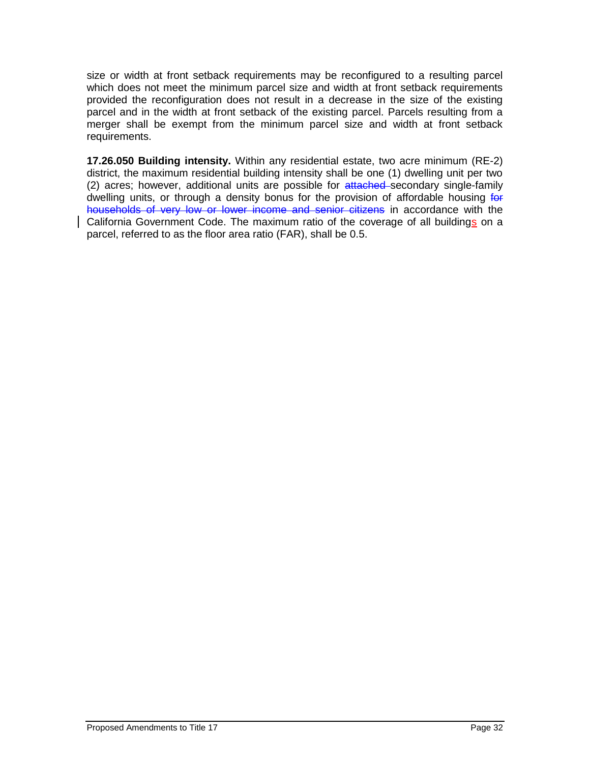size or width at front setback requirements may be reconfigured to a resulting parcel which does not meet the minimum parcel size and width at front setback requirements provided the reconfiguration does not result in a decrease in the size of the existing parcel and in the width at front setback of the existing parcel. Parcels resulting from a merger shall be exempt from the minimum parcel size and width at front setback requirements.

**17.26.050 Building intensity.** Within any residential estate, two acre minimum (RE-2) district, the maximum residential building intensity shall be one (1) dwelling unit per two (2) acres; however, additional units are possible for ~~attached~~ secondary single-family dwelling units, or through a density bonus for the provision of affordable housing ~~for households of very low or lower income and senior citizens~~ in accordance with the California Government Code. The maximum ratio of the coverage of all buildings on a parcel, referred to as the floor area ratio (FAR), shall be 0.5.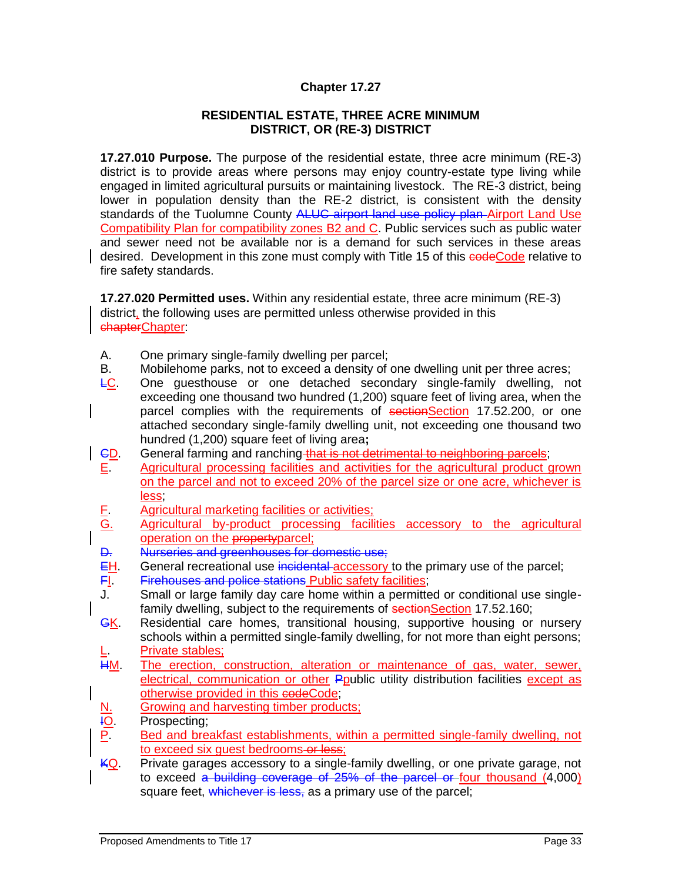# Chapter 17.27

## RESIDENTIAL ESTATE, THREE ACRE MINIMUM DISTRICT, OR (RE-3) DISTRICT

**17.27.010 Purpose.** The purpose of the residential estate, three acre minimum (RE-3) district is to provide areas where persons may enjoy country-estate type living while engaged in limited agricultural pursuits or maintaining livestock. The RE-3 district, being lower in population density than the RE-2 district, is consistent with the density standards of the Tuolumne County ~~ALUC airport land use policy plan~~ Airport Land Use Compatibility Plan for compatibility zones B2 and C. Public services such as public water and sewer need not be available nor is a demand for such services in these areas desired. Development in this zone must comply with Title 15 of this ~~code~~Code relative to fire safety standards.

**17.27.020 Permitted uses.** Within any residential estate, three acre minimum (RE-3) district, the following uses are permitted unless otherwise provided in this ~~chapter~~Chapter:

A. One primary single-family dwelling per parcel;

B. Mobilehome parks, not to exceed a density of one dwelling unit per three acres;

~~L~~C. One guesthouse or one detached secondary single-family dwelling, not exceeding one thousand two hundred (1,200) square feet of living area, when the parcel complies with the requirements of ~~section~~Section 17.52.200, or one attached secondary single-family dwelling unit, not exceeding one thousand two hundred (1,200) square feet of living area**;**

~~C~~D. General farming and ranching ~~that is not detrimental to neighboring parcels~~;

E. Agricultural processing facilities and activities for the agricultural product grown on the parcel and not to exceed 20% of the parcel size or one acre, whichever is less;

F. Agricultural marketing facilities or activities;

G. Agricultural by-product processing facilities accessory to the agricultural operation on the ~~property~~parcel;

~~D. Nurseries and greenhouses for domestic use;~~

~~E~~H. General recreational use ~~incidental~~ accessory to the primary use of the parcel;

~~F~~I. ~~Firehouses and police stations~~ Public safety facilities;

J. Small or large family day care home within a permitted or conditional use single-family dwelling, subject to the requirements of ~~section~~Section 17.52.160;

~~G~~K. Residential care homes, transitional housing, supportive housing or nursery schools within a permitted single-family dwelling, for not more than eight persons;

L. Private stables;

~~H~~M. The erection, construction, alteration or maintenance of gas, water, sewer, electrical, communication or other ~~P~~public utility distribution facilities except as otherwise provided in this ~~code~~Code;

N. Growing and harvesting timber products;

~~I~~O. Prospecting;

P. Bed and breakfast establishments, within a permitted single-family dwelling, not to exceed six guest bedrooms ~~or less~~;

~~K~~Q. Private garages accessory to a single-family dwelling, or one private garage, not to exceed ~~a building coverage of 25% of the parcel or~~ four thousand (4,000) square feet, ~~whichever is less,~~ as a primary use of the parcel;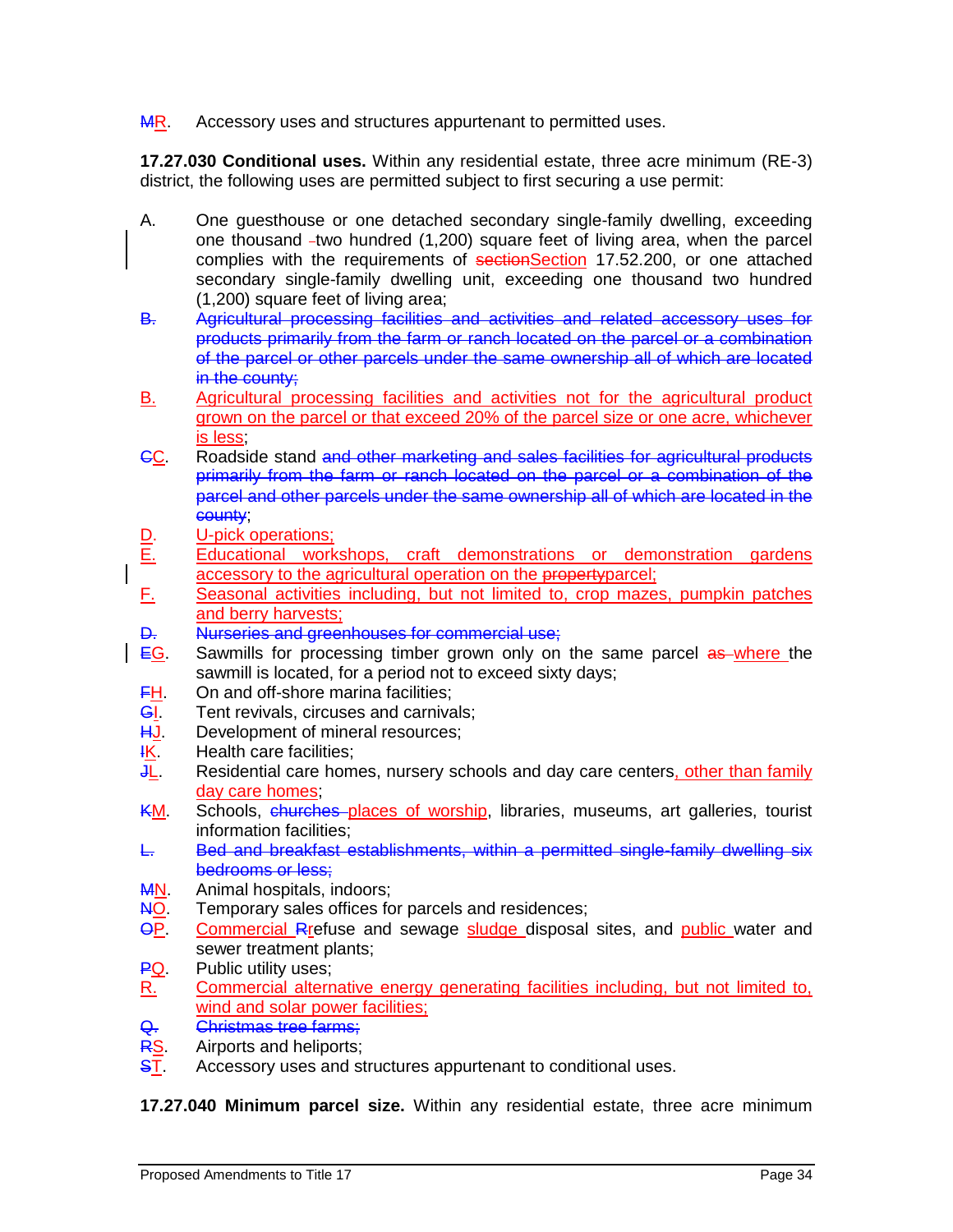~~M~~R. Accessory uses and structures appurtenant to permitted uses.

**17.27.030 Conditional uses.** Within any residential estate, three acre minimum (RE-3) district, the following uses are permitted subject to first securing a use permit:

A. One guesthouse or one detached secondary single-family dwelling, exceeding one thousand ~~-~~two hundred (1,200) square feet of living area, when the parcel complies with the requirements of ~~section~~Section 17.52.200, or one attached secondary single-family dwelling unit, exceeding one thousand two hundred (1,200) square feet of living area;

~~B. Agricultural processing facilities and activities and related accessory uses for products primarily from the farm or ranch located on the parcel or a combination of the parcel or other parcels under the same ownership all of which are located in the county;~~

B. Agricultural processing facilities and activities not for the agricultural product grown on the parcel or that exceed 20% of the parcel size or one acre, whichever is less;

~~C~~C. Roadside stand ~~and other marketing and sales facilities for agricultural products primarily from the farm or ranch located on the parcel or a combination of the parcel and other parcels under the same ownership all of which are located in the county~~;

D. U-pick operations;

E. Educational workshops, craft demonstrations or demonstration gardens accessory to the agricultural operation on the ~~property~~parcel;

F. Seasonal activities including, but not limited to, crop mazes, pumpkin patches and berry harvests;

~~D. Nurseries and greenhouses for commercial use;~~

~~E~~G. Sawmills for processing timber grown only on the same parcel ~~as~~ where the sawmill is located, for a period not to exceed sixty days;

~~F~~H. On and off-shore marina facilities;

~~G~~I. Tent revivals, circuses and carnivals;

~~H~~J. Development of mineral resources;

~~I~~K. Health care facilities;

~~J~~L. Residential care homes, nursery schools and day care centers, other than family day care homes;

~~K~~M. Schools, ~~churches~~ places of worship, libraries, museums, art galleries, tourist information facilities;

~~L. Bed and breakfast establishments, within a permitted single-family dwelling six bedrooms or less;~~

~~M~~N. Animal hospitals, indoors;

~~N~~O. Temporary sales offices for parcels and residences;

~~O~~P. Commercial ~~R~~refuse and sewage sludge disposal sites, and public water and sewer treatment plants;

~~P~~Q. Public utility uses;

R. Commercial alternative energy generating facilities including, but not limited to, wind and solar power facilities;

~~Q. Christmas tree farms;~~

~~R~~S. Airports and heliports;

~~S~~T. Accessory uses and structures appurtenant to conditional uses.

**17.27.040 Minimum parcel size.** Within any residential estate, three acre minimum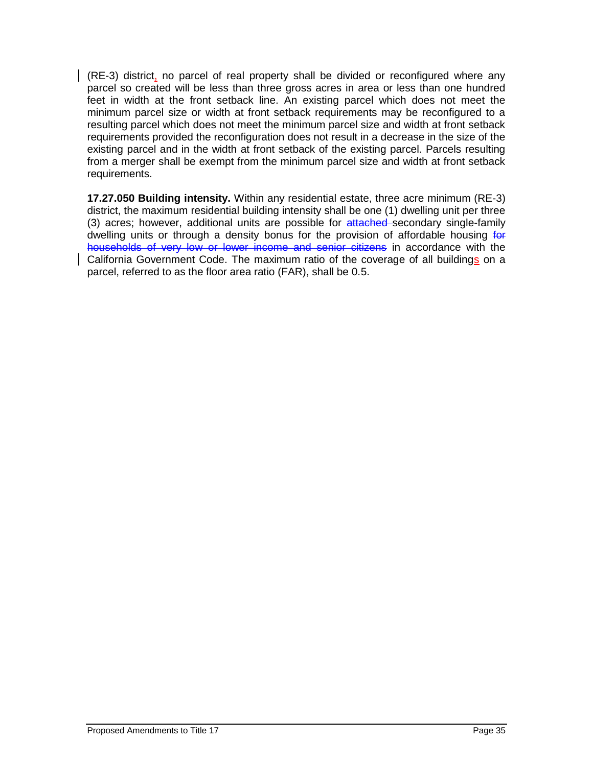(RE-3) district, no parcel of real property shall be divided or reconfigured where any parcel so created will be less than three gross acres in area or less than one hundred feet in width at the front setback line. An existing parcel which does not meet the minimum parcel size or width at front setback requirements may be reconfigured to a resulting parcel which does not meet the minimum parcel size and width at front setback requirements provided the reconfiguration does not result in a decrease in the size of the existing parcel and in the width at front setback of the existing parcel. Parcels resulting from a merger shall be exempt from the minimum parcel size and width at front setback requirements.

**17.27.050 Building intensity.** Within any residential estate, three acre minimum (RE-3) district, the maximum residential building intensity shall be one (1) dwelling unit per three (3) acres; however, additional units are possible for ~~attached~~ secondary single-family dwelling units or through a density bonus for the provision of affordable housing ~~for households of very low or lower income and senior citizens~~ in accordance with the California Government Code. The maximum ratio of the coverage of all buildings on a parcel, referred to as the floor area ratio (FAR), shall be 0.5.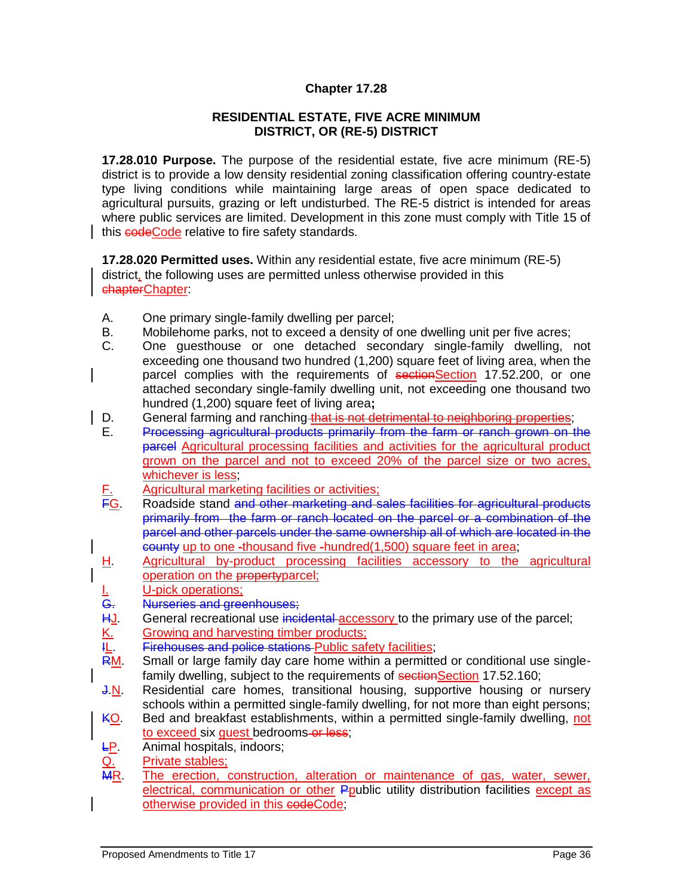**Chapter 17.28**

**RESIDENTIAL ESTATE, FIVE ACRE MINIMUM DISTRICT, OR (RE-5) DISTRICT**

**17.28.010 Purpose.** The purpose of the residential estate, five acre minimum (RE-5) district is to provide a low density residential zoning classification offering country-estate type living conditions while maintaining large areas of open space dedicated to agricultural pursuits, grazing or left undisturbed. The RE-5 district is intended for areas where public services are limited. Development in this zone must comply with Title 15 of this ~~code~~Code relative to fire safety standards.

**17.28.020 Permitted uses.** Within any residential estate, five acre minimum (RE-5) district, the following uses are permitted unless otherwise provided in this ~~chapter~~Chapter:

A. One primary single-family dwelling per parcel;

B. Mobilehome parks, not to exceed a density of one dwelling unit per five acres;

C. One guesthouse or one detached secondary single-family dwelling, not exceeding one thousand two hundred (1,200) square feet of living area, when the parcel complies with the requirements of ~~section~~Section 17.52.200, or one attached secondary single-family dwelling unit, not exceeding one thousand two hundred (1,200) square feet of living area**;**

D. General farming and ranching ~~that is not detrimental to neighboring properties~~;

E. ~~Processing agricultural products primarily from the farm or ranch grown on the parcel~~ Agricultural processing facilities and activities for the agricultural product grown on the parcel and not to exceed 20% of the parcel size or two acres, whichever is less;

F. Agricultural marketing facilities or activities;

~~F~~G. Roadside stand ~~and other marketing and sales facilities for agricultural products primarily from the farm or ranch located on the parcel or a combination of the parcel and other parcels under the same ownership all of which are located in the county~~ up to one -thousand five -hundred(1,500) square feet in area;

H. Agricultural by-product processing facilities accessory to the agricultural operation on the ~~property~~parcel;

I. U-pick operations;

~~G. Nurseries and greenhouses;~~

~~H~~J. General recreational use ~~incidental~~ accessory to the primary use of the parcel;

K. Growing and harvesting timber products;

~~I~~L. ~~Firehouses and police stations~~ Public safety facilities;

~~R~~M. Small or large family day care home within a permitted or conditional use single-family dwelling, subject to the requirements of ~~section~~Section 17.52.160;

~~J~~.N. Residential care homes, transitional housing, supportive housing or nursery schools within a permitted single-family dwelling, for not more than eight persons;

~~K~~O. Bed and breakfast establishments, within a permitted single-family dwelling, not to exceed six guest bedrooms ~~or less~~;

~~L~~P. Animal hospitals, indoors;

Q. Private stables;

~~M~~R. The erection, construction, alteration or maintenance of gas, water, sewer, electrical, communication or other ~~P~~public utility distribution facilities except as otherwise provided in this ~~code~~Code;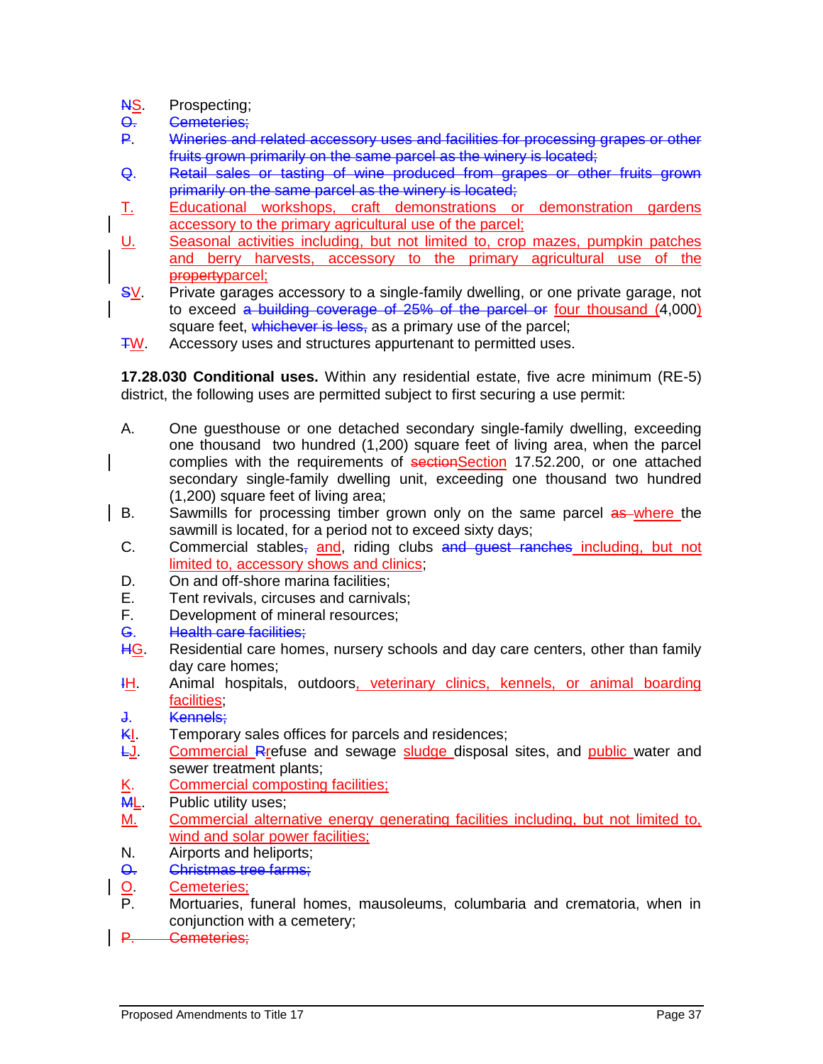~~N~~S. Prospecting;

~~O. Cemeteries;~~

~~P. Wineries and related accessory uses and facilities for processing grapes or other fruits grown primarily on the same parcel as the winery is located;~~

~~Q. Retail sales or tasting of wine produced from grapes or other fruits grown primarily on the same parcel as the winery is located;~~

T. Educational workshops, craft demonstrations or demonstration gardens accessory to the primary agricultural use of the parcel;

U. Seasonal activities including, but not limited to, crop mazes, pumpkin patches and berry harvests, accessory to the primary agricultural use of the ~~property~~parcel;

~~S~~V. Private garages accessory to a single-family dwelling, or one private garage, not to exceed ~~a building coverage of 25% of the parcel or~~ four thousand (4,000) square feet, ~~whichever is less,~~ as a primary use of the parcel;

~~T~~W. Accessory uses and structures appurtenant to permitted uses.

**17.28.030 Conditional uses.** Within any residential estate, five acre minimum (RE-5) district, the following uses are permitted subject to first securing a use permit:

A. One guesthouse or one detached secondary single-family dwelling, exceeding one thousand two hundred (1,200) square feet of living area, when the parcel complies with the requirements of ~~section~~Section 17.52.200, or one attached secondary single-family dwelling unit, exceeding one thousand two hundred (1,200) square feet of living area;

B. Sawmills for processing timber grown only on the same parcel ~~as~~ where the sawmill is located, for a period not to exceed sixty days;

C. Commercial stables~~,~~ and, riding clubs ~~and guest ranches~~ including, but not limited to, accessory shows and clinics;

D. On and off-shore marina facilities;

E. Tent revivals, circuses and carnivals;

F. Development of mineral resources;

~~G. Health care facilities;~~

~~H~~G. Residential care homes, nursery schools and day care centers, other than family day care homes;

~~I~~H. Animal hospitals, outdoors, veterinary clinics, kennels, or animal boarding facilities;

~~J. Kennels;~~

~~K~~I. Temporary sales offices for parcels and residences;

~~L~~J. Commercial ~~R~~refuse and sewage sludge disposal sites, and public water and sewer treatment plants;

K. Commercial composting facilities;

~~M~~L. Public utility uses;

M. Commercial alternative energy generating facilities including, but not limited to, wind and solar power facilities;

N. Airports and heliports;

~~O. Christmas tree farms;~~

O. Cemeteries;

P. Mortuaries, funeral homes, mausoleums, columbaria and crematoria, when in conjunction with a cemetery;

~~P. Cemeteries;~~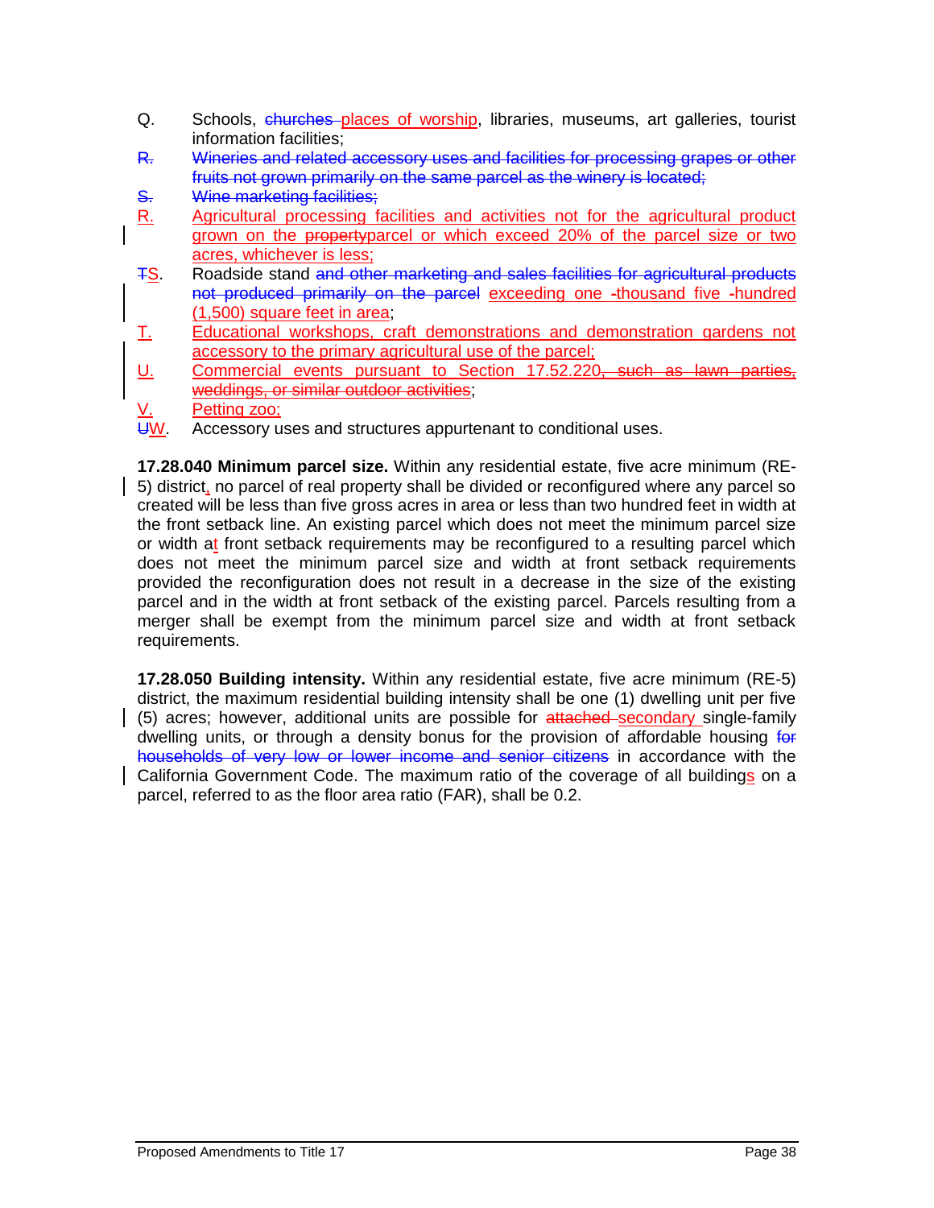Q. Schools, ~~churches~~ places of worship, libraries, museums, art galleries, tourist information facilities;

~~R. Wineries and related accessory uses and facilities for processing grapes or other fruits not grown primarily on the same parcel as the winery is located;~~

~~S. Wine marketing facilities;~~

R. Agricultural processing facilities and activities not for the agricultural product grown on the ~~property~~parcel or which exceed 20% of the parcel size or two acres, whichever is less;

~~T~~S. Roadside stand ~~and other marketing and sales facilities for agricultural products not produced primarily on the parcel~~ exceeding one -thousand five -hundred (1,500) square feet in area;

T. Educational workshops, craft demonstrations and demonstration gardens not accessory to the primary agricultural use of the parcel;

U. Commercial events pursuant to Section 17.52.220~~, such as lawn parties, weddings, or similar outdoor activities~~;

V. Petting zoo;

~~U~~W. Accessory uses and structures appurtenant to conditional uses.

**17.28.040 Minimum parcel size.** Within any residential estate, five acre minimum (RE-5) district, no parcel of real property shall be divided or reconfigured where any parcel so created will be less than five gross acres in area or less than two hundred feet in width at the front setback line. An existing parcel which does not meet the minimum parcel size or width at front setback requirements may be reconfigured to a resulting parcel which does not meet the minimum parcel size and width at front setback requirements provided the reconfiguration does not result in a decrease in the size of the existing parcel and in the width at front setback of the existing parcel. Parcels resulting from a merger shall be exempt from the minimum parcel size and width at front setback requirements.

**17.28.050 Building intensity.** Within any residential estate, five acre minimum (RE-5) district, the maximum residential building intensity shall be one (1) dwelling unit per five (5) acres; however, additional units are possible for ~~attached~~ secondary single-family dwelling units, or through a density bonus for the provision of affordable housing ~~for households of very low or lower income and senior citizens~~ in accordance with the California Government Code. The maximum ratio of the coverage of all buildings on a parcel, referred to as the floor area ratio (FAR), shall be 0.2.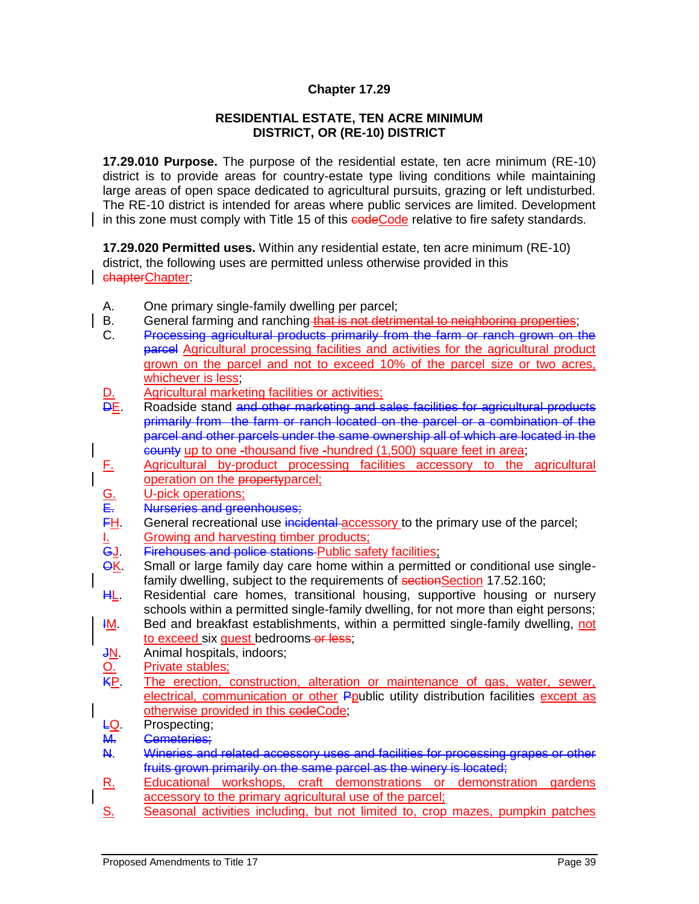# Chapter 17.29

## RESIDENTIAL ESTATE, TEN ACRE MINIMUM DISTRICT, OR (RE-10) DISTRICT

**17.29.010 Purpose.** The purpose of the residential estate, ten acre minimum (RE-10) district is to provide areas for country-estate type living conditions while maintaining large areas of open space dedicated to agricultural pursuits, grazing or left undisturbed. The RE-10 district is intended for areas where public services are limited. Development in this zone must comply with Title 15 of this ~~code~~Code relative to fire safety standards.

**17.29.020 Permitted uses.** Within any residential estate, ten acre minimum (RE-10) district, the following uses are permitted unless otherwise provided in this ~~chapter~~Chapter:

A. One primary single-family dwelling per parcel;

B. General farming and ranching ~~that is not detrimental to neighboring properties~~;

C. ~~Processing agricultural products primarily from the farm or ranch grown on the parcel~~ Agricultural processing facilities and activities for the agricultural product grown on the parcel and not to exceed 10% of the parcel size or two acres, whichever is less;

D. Agricultural marketing facilities or activities;

~~D~~E. Roadside stand ~~and other marketing and sales facilities for agricultural products primarily from the farm or ranch located on the parcel or a combination of the parcel and other parcels under the same ownership all of which are located in the county~~ up to one -thousand five -hundred (1,500) square feet in area;

F. Agricultural by-product processing facilities accessory to the agricultural operation on the ~~property~~parcel;

G. U-pick operations;

~~E. Nurseries and greenhouses;~~

~~F~~H. General recreational use ~~incidental~~ accessory to the primary use of the parcel;

I. Growing and harvesting timber products;

~~G~~J. ~~Firehouses and police stations~~ Public safety facilities;

~~O~~K. Small or large family day care home within a permitted or conditional use single-family dwelling, subject to the requirements of ~~section~~Section 17.52.160;

~~H~~L. Residential care homes, transitional housing, supportive housing or nursery schools within a permitted single-family dwelling, for not more than eight persons;

~~I~~M. Bed and breakfast establishments, within a permitted single-family dwelling, not to exceed six guest bedrooms ~~or less~~;

~~J~~N. Animal hospitals, indoors;

O. Private stables;

~~K~~P. The erection, construction, alteration or maintenance of gas, water, sewer, electrical, communication or other ~~P~~public utility distribution facilities except as otherwise provided in this ~~code~~Code;

~~L~~Q. Prospecting;

~~M. Cemeteries;~~

~~N. Wineries and related accessory uses and facilities for processing grapes or other fruits grown primarily on the same parcel as the winery is located;~~

R. Educational workshops, craft demonstrations or demonstration gardens accessory to the primary agricultural use of the parcel;

S. Seasonal activities including, but not limited to, crop mazes, pumpkin patches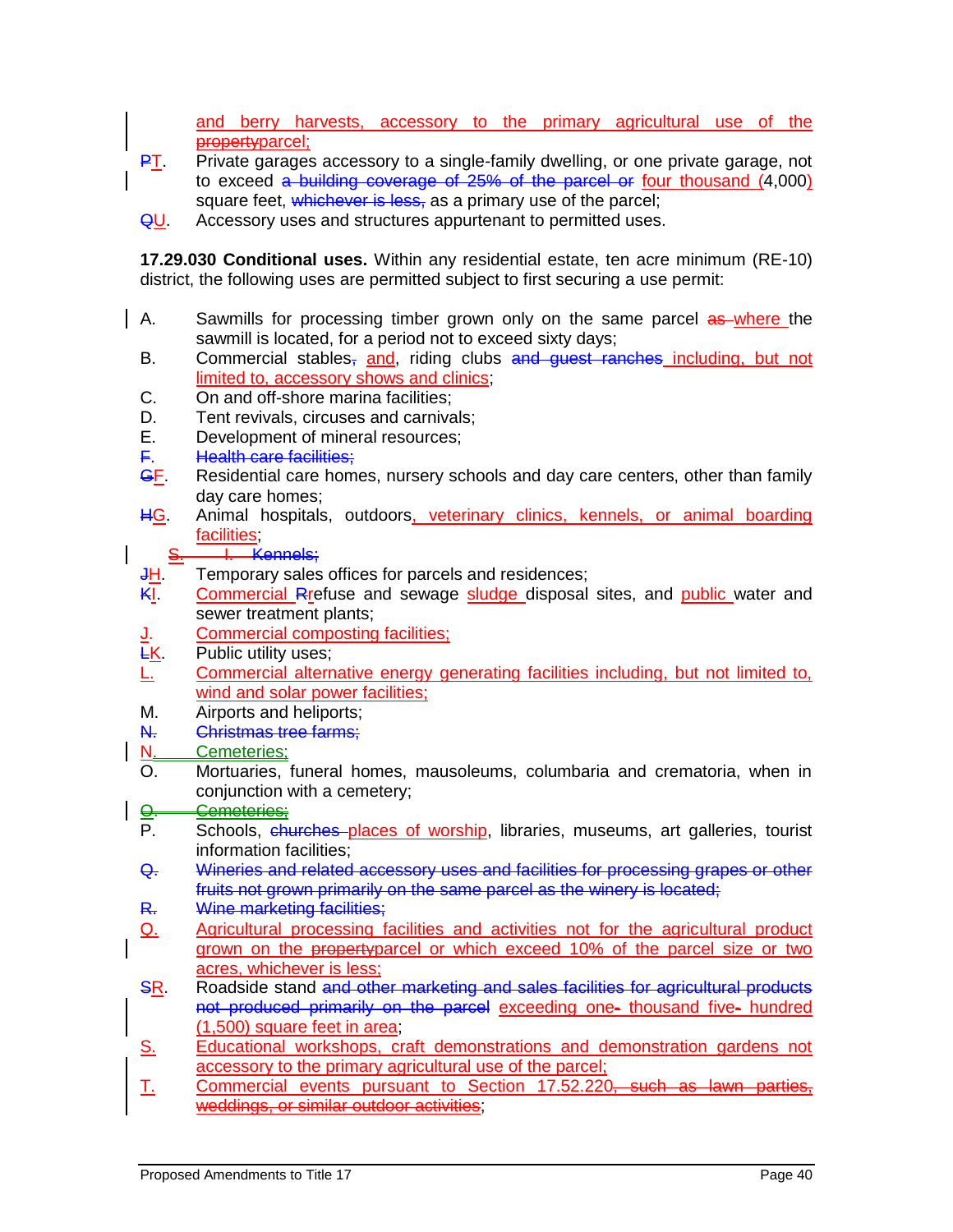and berry harvests, accessory to the primary agricultural use of the ~~property~~parcel;

~~P~~T. Private garages accessory to a single-family dwelling, or one private garage, not to exceed ~~a building coverage of 25% of the parcel or~~ four thousand (4,000) square feet, ~~whichever is less,~~ as a primary use of the parcel;

~~Q~~U. Accessory uses and structures appurtenant to permitted uses.

**17.29.030 Conditional uses.** Within any residential estate, ten acre minimum (RE-10) district, the following uses are permitted subject to first securing a use permit:

A. Sawmills for processing timber grown only on the same parcel ~~as~~ where the sawmill is located, for a period not to exceed sixty days;

B. Commercial stables~~,~~ and, riding clubs ~~and guest ranches~~ including, but not limited to, accessory shows and clinics;

C. On and off-shore marina facilities;

D. Tent revivals, circuses and carnivals;

E. Development of mineral resources;

~~F. Health care facilities;~~

~~G~~F. Residential care homes, nursery schools and day care centers, other than family day care homes;

~~H~~G. Animal hospitals, outdoors, veterinary clinics, kennels, or animal boarding facilities;

~~S. I. Kennels;~~

~~J~~H. Temporary sales offices for parcels and residences;

~~K~~I. Commercial ~~R~~refuse and sewage sludge disposal sites, and public water and sewer treatment plants;

J. Commercial composting facilities;

~~L~~K. Public utility uses;

L. Commercial alternative energy generating facilities including, but not limited to, wind and solar power facilities;

M. Airports and heliports;

~~N. Christmas tree farms;~~

N. Cemeteries;

O. Mortuaries, funeral homes, mausoleums, columbaria and crematoria, when in conjunction with a cemetery;

~~O. Cemeteries;~~

P. Schools, ~~churches~~ places of worship, libraries, museums, art galleries, tourist information facilities;

~~Q. Wineries and related accessory uses and facilities for processing grapes or other fruits not grown primarily on the same parcel as the winery is located;~~

~~R. Wine marketing facilities;~~

Q. Agricultural processing facilities and activities not for the agricultural product grown on the ~~property~~parcel or which exceed 10% of the parcel size or two acres, whichever is less;

~~S~~R. Roadside stand ~~and other marketing and sales facilities for agricultural products not produced primarily on the parcel~~ exceeding one~~-~~ thousand five~~-~~ hundred (1,500) square feet in area;

S. Educational workshops, craft demonstrations and demonstration gardens not accessory to the primary agricultural use of the parcel;

T. Commercial events pursuant to Section 17.52.220~~, such as lawn parties, weddings, or similar outdoor activities~~;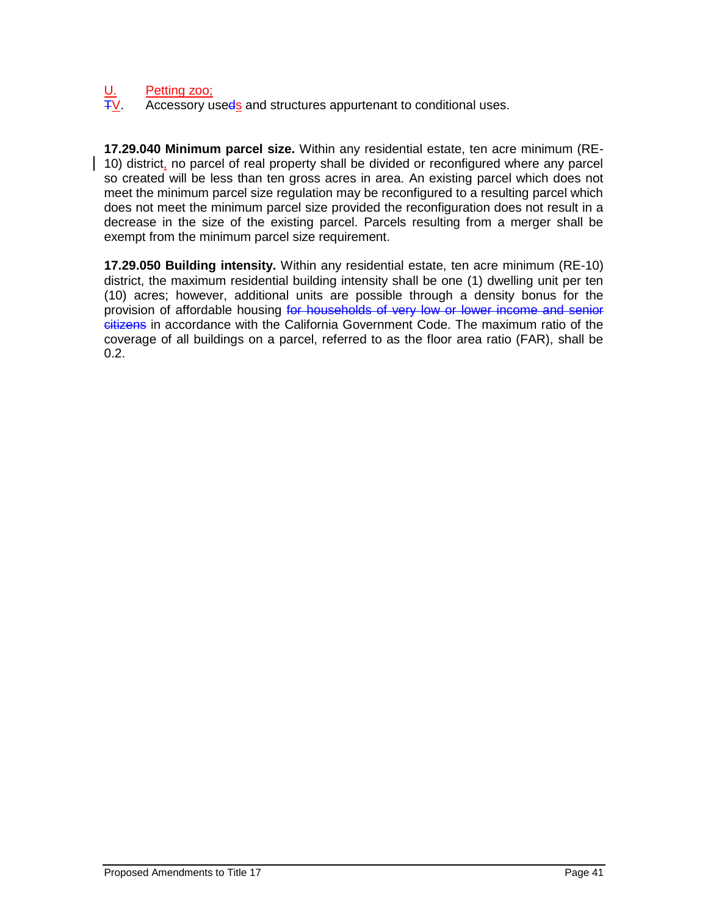U. Petting zoo;

~~T~~V. Accessory use~~d~~s and structures appurtenant to conditional uses.

**17.29.040 Minimum parcel size.** Within any residential estate, ten acre minimum (RE-10) district, no parcel of real property shall be divided or reconfigured where any parcel so created will be less than ten gross acres in area. An existing parcel which does not meet the minimum parcel size regulation may be reconfigured to a resulting parcel which does not meet the minimum parcel size provided the reconfiguration does not result in a decrease in the size of the existing parcel. Parcels resulting from a merger shall be exempt from the minimum parcel size requirement.

**17.29.050 Building intensity.** Within any residential estate, ten acre minimum (RE-10) district, the maximum residential building intensity shall be one (1) dwelling unit per ten (10) acres; however, additional units are possible through a density bonus for the provision of affordable housing ~~for households of very low or lower income and senior citizens~~ in accordance with the California Government Code. The maximum ratio of the coverage of all buildings on a parcel, referred to as the floor area ratio (FAR), shall be 0.2.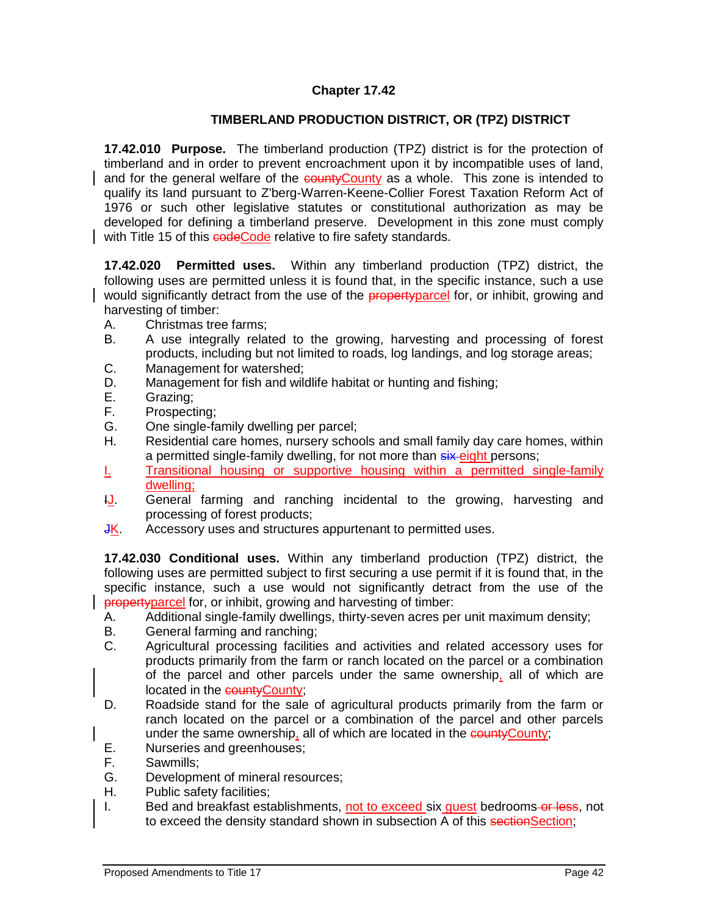## Chapter 17.42

### TIMBERLAND PRODUCTION DISTRICT, OR (TPZ) DISTRICT

**17.42.010 Purpose.** The timberland production (TPZ) district is for the protection of timberland and in order to prevent encroachment upon it by incompatible uses of land, and for the general welfare of the ~~county~~<u>County</u> as a whole. This zone is intended to qualify its land pursuant to Z'berg-Warren-Keene-Collier Forest Taxation Reform Act of 1976 or such other legislative statutes or constitutional authorization as may be developed for defining a timberland preserve. Development in this zone must comply with Title 15 of this ~~code~~<u>Code</u> relative to fire safety standards.

**17.42.020 Permitted uses.** Within any timberland production (TPZ) district, the following uses are permitted unless it is found that, in the specific instance, such a use would significantly detract from the use of the ~~property~~<u>parcel</u> for, or inhibit, growing and harvesting of timber:

A. Christmas tree farms;

B. A use integrally related to the growing, harvesting and processing of forest products, including but not limited to roads, log landings, and log storage areas;

C. Management for watershed;

D. Management for fish and wildlife habitat or hunting and fishing;

E. Grazing;

F. Prospecting;

G. One single-family dwelling per parcel;

H. Residential care homes, nursery schools and small family day care homes, within a permitted single-family dwelling, for not more than ~~six~~ <u>eight</u> persons;

<u>I. Transitional housing or supportive housing within a permitted single-family dwelling;</u>

~~I~~<u>J</u>. General farming and ranching incidental to the growing, harvesting and processing of forest products;

~~J~~<u>K</u>. Accessory uses and structures appurtenant to permitted uses.

**17.42.030 Conditional uses.** Within any timberland production (TPZ) district, the following uses are permitted subject to first securing a use permit if it is found that, in the specific instance, such a use would not significantly detract from the use of the ~~property~~<u>parcel</u> for, or inhibit, growing and harvesting of timber:

A. Additional single-family dwellings, thirty-seven acres per unit maximum density;

B. General farming and ranching;

C. Agricultural processing facilities and activities and related accessory uses for products primarily from the farm or ranch located on the parcel or a combination of the parcel and other parcels under the same ownership<u>,</u> all of which are located in the ~~county~~<u>County</u>;

D. Roadside stand for the sale of agricultural products primarily from the farm or ranch located on the parcel or a combination of the parcel and other parcels under the same ownership<u>,</u> all of which are located in the ~~county~~<u>County</u>;

E. Nurseries and greenhouses;

F. Sawmills;

G. Development of mineral resources;

H. Public safety facilities;

I. Bed and breakfast establishments, <u>not to exceed</u> six <u>guest</u> bedrooms ~~or less~~, not to exceed the density standard shown in subsection A of this ~~section~~<u>Section</u>;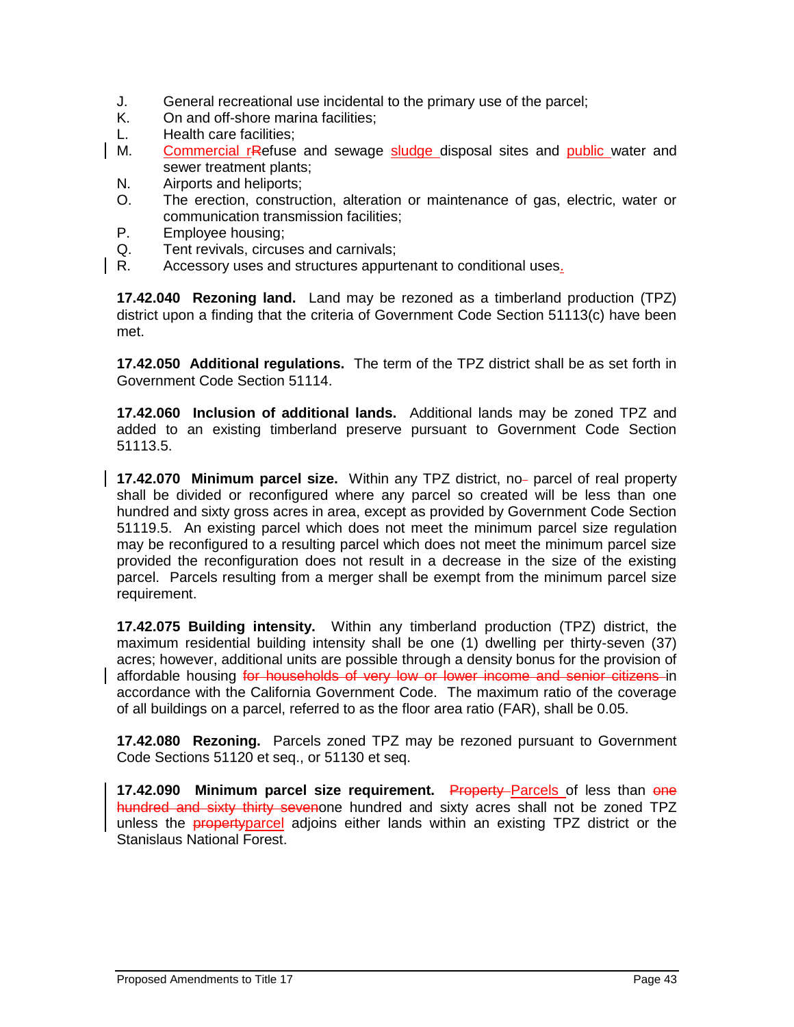J. General recreational use incidental to the primary use of the parcel;
K. On and off-shore marina facilities;
L. Health care facilities;
M. Commercial ~~R~~refuse and sewage sludge disposal sites and public water and sewer treatment plants;
N. Airports and heliports;
O. The erection, construction, alteration or maintenance of gas, electric, water or communication transmission facilities;
P. Employee housing;
Q. Tent revivals, circuses and carnivals;
R. Accessory uses and structures appurtenant to conditional uses.

**17.42.040 Rezoning land.** Land may be rezoned as a timberland production (TPZ) district upon a finding that the criteria of Government Code Section 51113(c) have been met.

**17.42.050 Additional regulations.** The term of the TPZ district shall be as set forth in Government Code Section 51114.

**17.42.060 Inclusion of additional lands.** Additional lands may be zoned TPZ and added to an existing timberland preserve pursuant to Government Code Section 51113.5.

**17.42.070 Minimum parcel size.** Within any TPZ district, no parcel of real property shall be divided or reconfigured where any parcel so created will be less than one hundred and sixty gross acres in area, except as provided by Government Code Section 51119.5. An existing parcel which does not meet the minimum parcel size regulation may be reconfigured to a resulting parcel which does not meet the minimum parcel size provided the reconfiguration does not result in a decrease in the size of the existing parcel. Parcels resulting from a merger shall be exempt from the minimum parcel size requirement.

**17.42.075 Building intensity.** Within any timberland production (TPZ) district, the maximum residential building intensity shall be one (1) dwelling per thirty-seven (37) acres; however, additional units are possible through a density bonus for the provision of affordable housing ~~for households of very low or lower income and senior citizens~~ in accordance with the California Government Code. The maximum ratio of the coverage of all buildings on a parcel, referred to as the floor area ratio (FAR), shall be 0.05.

**17.42.080 Rezoning.** Parcels zoned TPZ may be rezoned pursuant to Government Code Sections 51120 et seq., or 51130 et seq.

**17.42.090 Minimum parcel size requirement.** ~~Property~~ Parcels of less than ~~one hundred and sixty thirty seven~~one hundred and sixty acres shall not be zoned TPZ unless the ~~property~~parcel adjoins either lands within an existing TPZ district or the Stanislaus National Forest.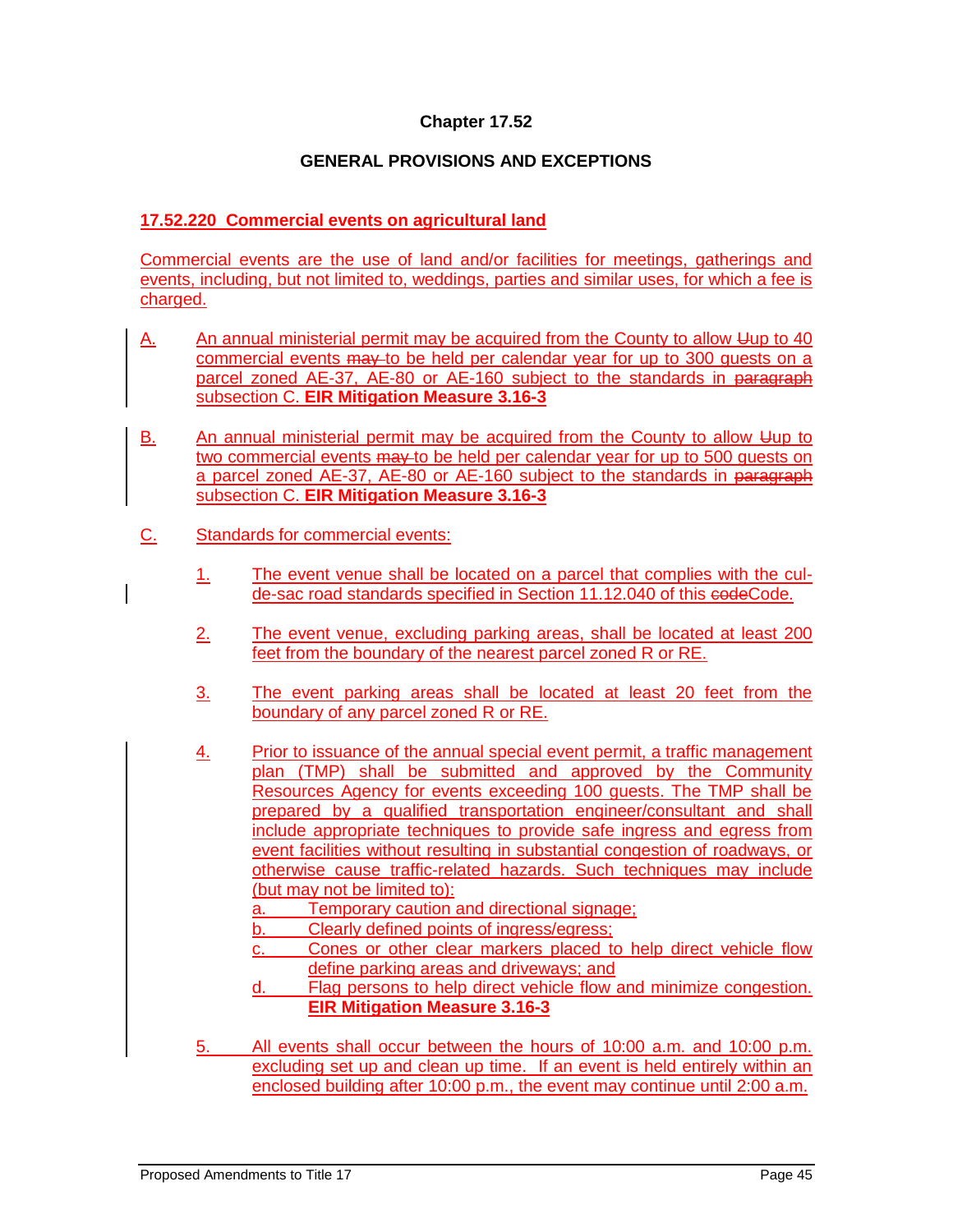**Chapter 17.52**

**GENERAL PROVISIONS AND EXCEPTIONS**

**17.52.220 Commercial events on agricultural land**

Commercial events are the use of land and/or facilities for meetings, gatherings and events, including, but not limited to, weddings, parties and similar uses, for which a fee is charged.

A. An annual ministerial permit may be acquired from the County to allow ~~U~~up to 40 commercial events ~~may~~ to be held per calendar year for up to 300 guests on a parcel zoned AE-37, AE-80 or AE-160 subject to the standards in ~~paragraph~~ subsection C. **EIR Mitigation Measure 3.16-3**

B. An annual ministerial permit may be acquired from the County to allow ~~U~~up to two commercial events ~~may~~ to be held per calendar year for up to 500 guests on a parcel zoned AE-37, AE-80 or AE-160 subject to the standards in ~~paragraph~~ subsection C. **EIR Mitigation Measure 3.16-3**

C. Standards for commercial events:

1. The event venue shall be located on a parcel that complies with the cul-de-sac road standards specified in Section 11.12.040 of this ~~code~~Code.

2. The event venue, excluding parking areas, shall be located at least 200 feet from the boundary of the nearest parcel zoned R or RE.

3. The event parking areas shall be located at least 20 feet from the boundary of any parcel zoned R or RE.

4. Prior to issuance of the annual special event permit, a traffic management plan (TMP) shall be submitted and approved by the Community Resources Agency for events exceeding 100 guests. The TMP shall be prepared by a qualified transportation engineer/consultant and shall include appropriate techniques to provide safe ingress and egress from event facilities without resulting in substantial congestion of roadways, or otherwise cause traffic-related hazards. Such techniques may include (but may not be limited to):
   a. Temporary caution and directional signage;
   b. Clearly defined points of ingress/egress;
   c. Cones or other clear markers placed to help direct vehicle flow define parking areas and driveways; and
   d. Flag persons to help direct vehicle flow and minimize congestion. **EIR Mitigation Measure 3.16-3**

5. All events shall occur between the hours of 10:00 a.m. and 10:00 p.m. excluding set up and clean up time. If an event is held entirely within an enclosed building after 10:00 p.m., the event may continue until 2:00 a.m.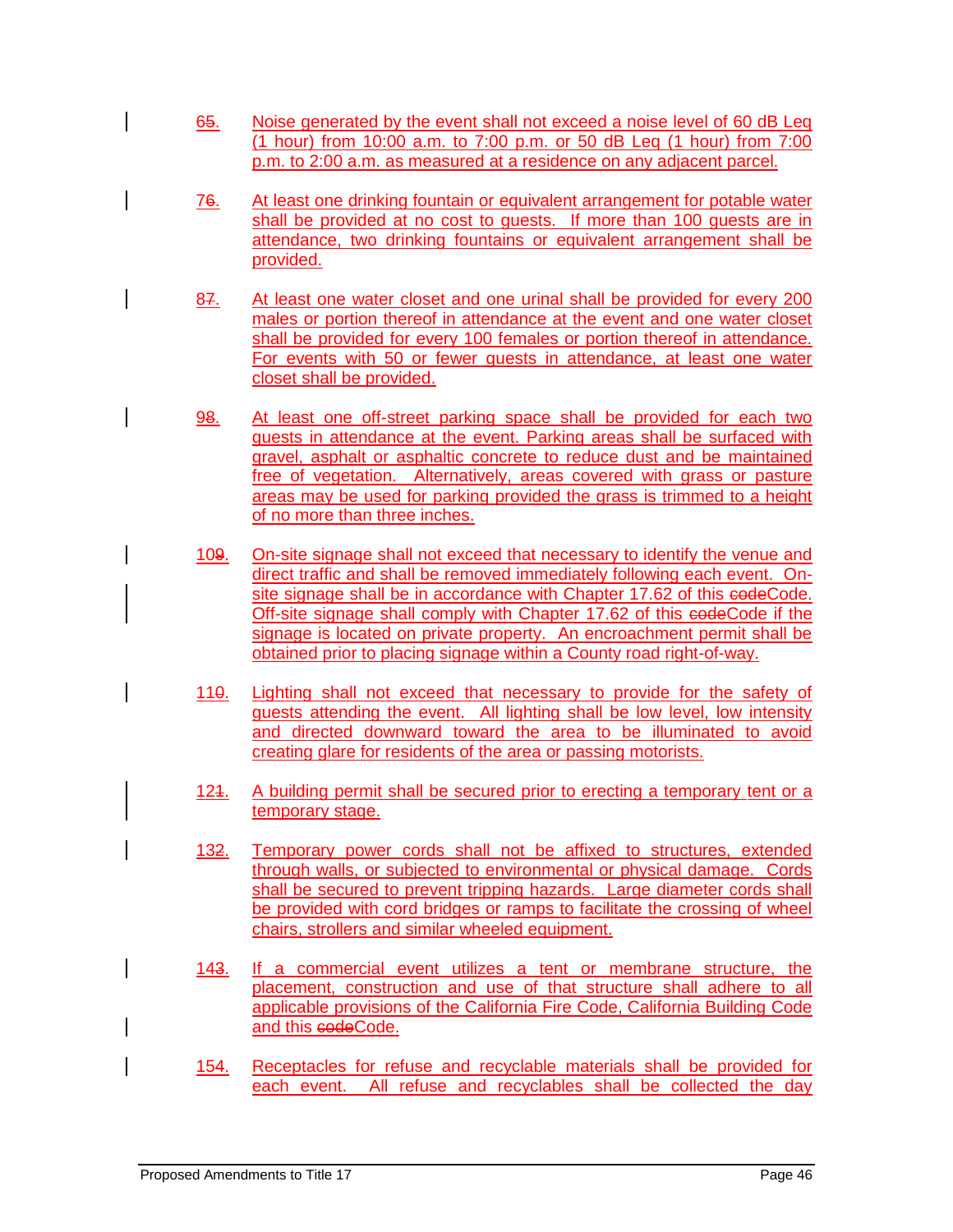65. Noise generated by the event shall not exceed a noise level of 60 dB Leq (1 hour) from 10:00 a.m. to 7:00 p.m. or 50 dB Leq (1 hour) from 7:00 p.m. to 2:00 a.m. as measured at a residence on any adjacent parcel.

76. At least one drinking fountain or equivalent arrangement for potable water shall be provided at no cost to guests. If more than 100 guests are in attendance, two drinking fountains or equivalent arrangement shall be provided.

87. At least one water closet and one urinal shall be provided for every 200 males or portion thereof in attendance at the event and one water closet shall be provided for every 100 females or portion thereof in attendance. For events with 50 or fewer guests in attendance, at least one water closet shall be provided.

98. At least one off-street parking space shall be provided for each two guests in attendance at the event. Parking areas shall be surfaced with gravel, asphalt or asphaltic concrete to reduce dust and be maintained free of vegetation. Alternatively, areas covered with grass or pasture areas may be used for parking provided the grass is trimmed to a height of no more than three inches.

109. On-site signage shall not exceed that necessary to identify the venue and direct traffic and shall be removed immediately following each event. On-site signage shall be in accordance with Chapter 17.62 of this ~~code~~Code. Off-site signage shall comply with Chapter 17.62 of this ~~code~~Code if the signage is located on private property. An encroachment permit shall be obtained prior to placing signage within a County road right-of-way.

110. Lighting shall not exceed that necessary to provide for the safety of guests attending the event. All lighting shall be low level, low intensity and directed downward toward the area to be illuminated to avoid creating glare for residents of the area or passing motorists.

121. A building permit shall be secured prior to erecting a temporary tent or a temporary stage.

132. Temporary power cords shall not be affixed to structures, extended through walls, or subjected to environmental or physical damage. Cords shall be secured to prevent tripping hazards. Large diameter cords shall be provided with cord bridges or ramps to facilitate the crossing of wheel chairs, strollers and similar wheeled equipment.

143. If a commercial event utilizes a tent or membrane structure, the placement, construction and use of that structure shall adhere to all applicable provisions of the California Fire Code, California Building Code and this ~~code~~Code.

154. Receptacles for refuse and recyclable materials shall be provided for each event. All refuse and recyclables shall be collected the day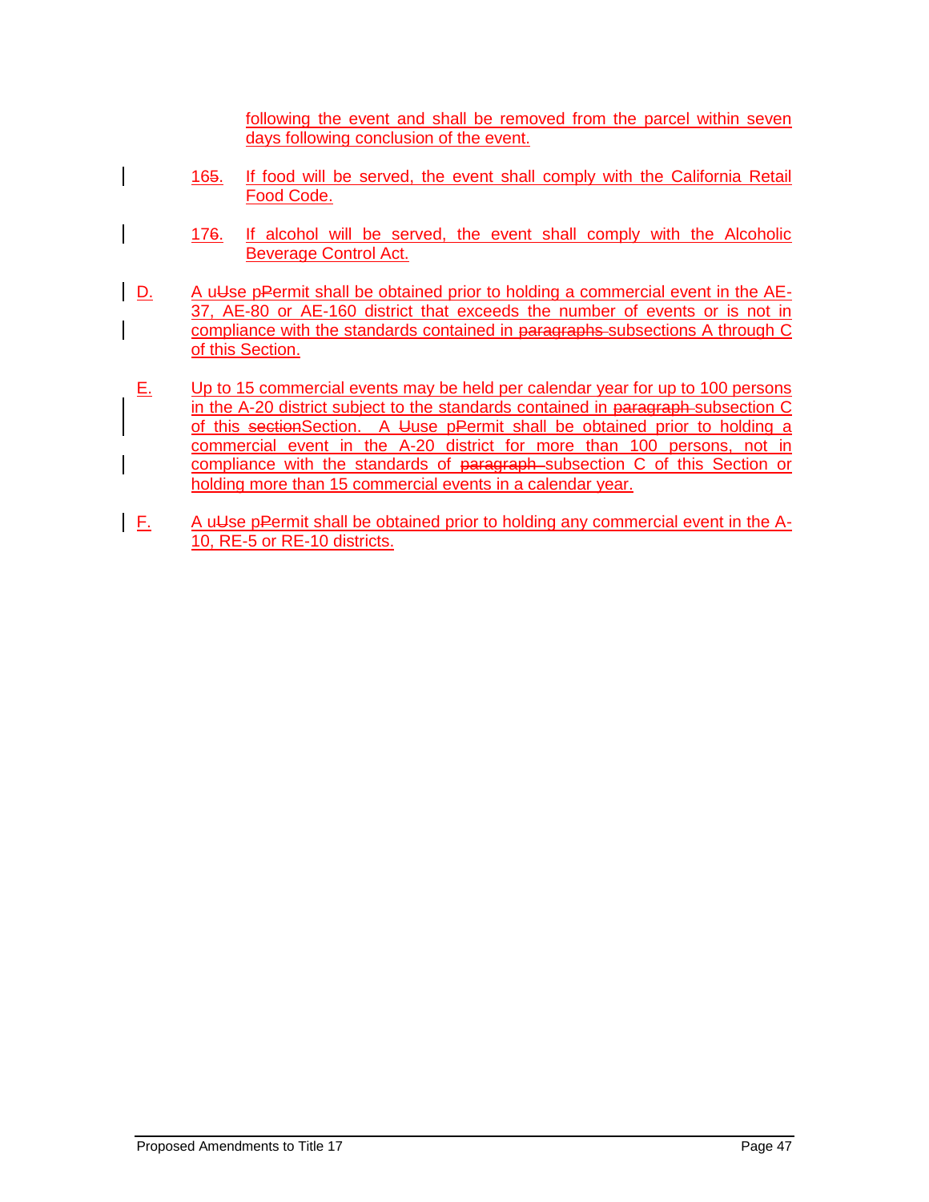following the event and shall be removed from the parcel within seven days following conclusion of the event.

16~~5~~. If food will be served, the event shall comply with the California Retail Food Code.

17~~6~~. If alcohol will be served, the event shall comply with the Alcoholic Beverage Control Act.

D. A u~~U~~se p~~P~~ermit shall be obtained prior to holding a commercial event in the AE-37, AE-80 or AE-160 district that exceeds the number of events or is not in compliance with the standards contained in ~~paragraphs~~ subsections A through C of this Section.

E. Up to 15 commercial events may be held per calendar year for up to 100 persons in the A-20 district subject to the standards contained in ~~paragraph~~ subsection C of this ~~section~~Section. A ~~U~~use p~~P~~ermit shall be obtained prior to holding a commercial event in the A-20 district for more than 100 persons, not in compliance with the standards of ~~paragraph~~ subsection C of this Section or holding more than 15 commercial events in a calendar year.

F. A u~~U~~se p~~P~~ermit shall be obtained prior to holding any commercial event in the A-10, RE-5 or RE-10 districts.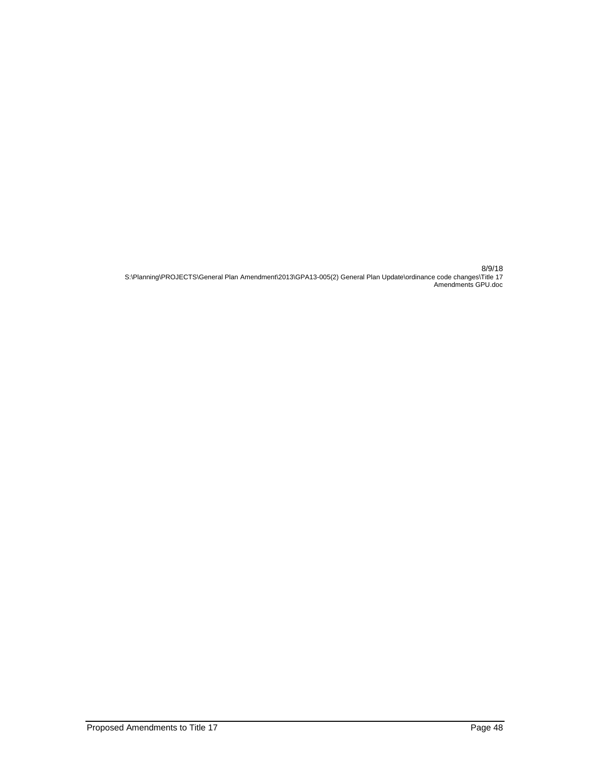8/9/18
S:\Planning\PROJECTS\General Plan Amendment\2013\GPA13-005(2) General Plan Update\ordinance code changes\Title 17 Amendments GPU.doc